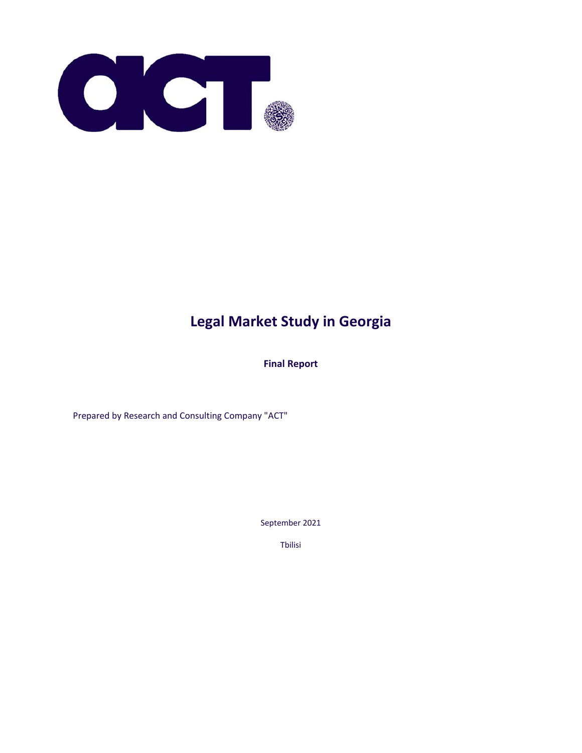# Legal Market Study in Georgia

**Final Report**

Prepared by Research and Consulting Company "ACT"

September 2021

Tbilisi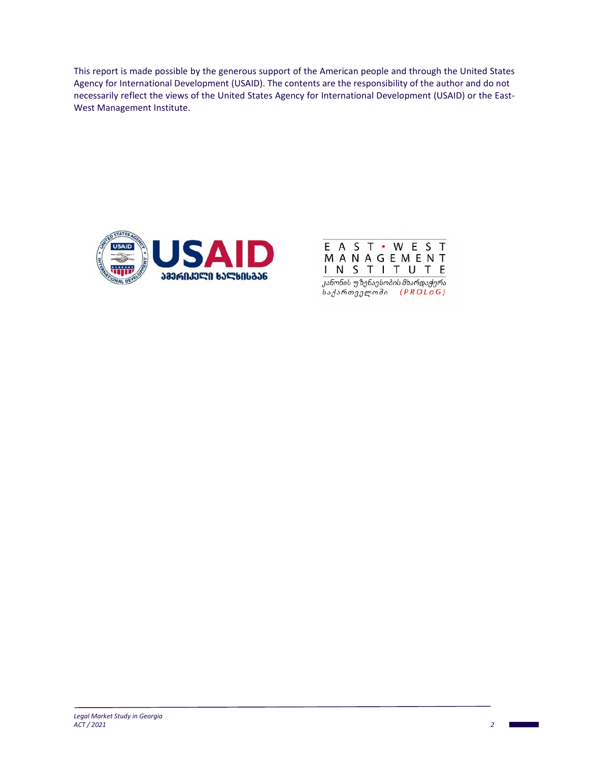This report is made possible by the generous support of the American people and through the United States Agency for International Development (USAID). The contents are the responsibility of the author and do not necessarily reflect the views of the United States Agency for International Development (USAID) or the East-West Management Institute.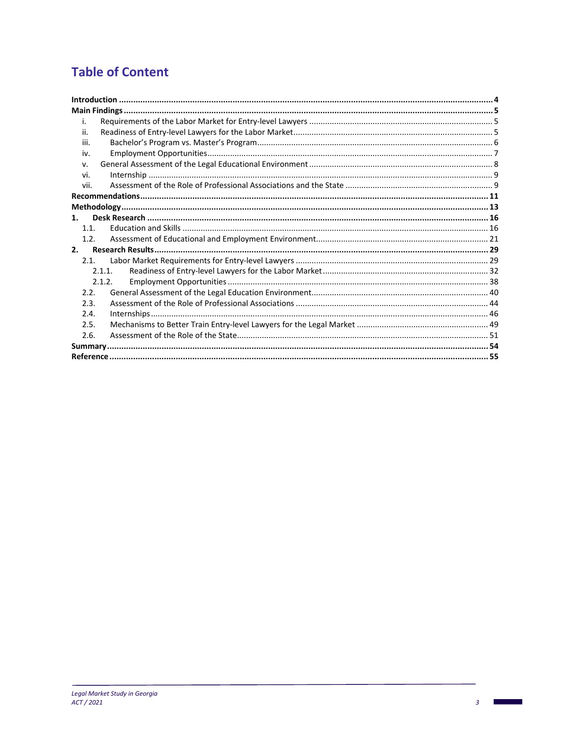# Table of Content

- **Introduction** ..... **4**
- **Main Findings** ..... **5**
  - i. Requirements of the Labor Market for Entry-level Lawyers ..... 5
  - ii. Readiness of Entry-level Lawyers for the Labor Market ..... 5
  - iii. Bachelor's Program vs. Master's Program ..... 6
  - iv. Employment Opportunities ..... 7
  - v. General Assessment of the Legal Educational Environment ..... 8
  - vi. Internship ..... 9
  - vii. Assessment of the Role of Professional Associations and the State ..... 9
- **Recommendations** ..... **11**
- **Methodology** ..... **13**
- **1. Desk Research** ..... **16**
  - 1.1. Education and Skills ..... 16
  - 1.2. Assessment of Educational and Employment Environment ..... 21
- **2. Research Results** ..... **29**
  - 2.1. Labor Market Requirements for Entry-level Lawyers ..... 29
    - 2.1.1. Readiness of Entry-level Lawyers for the Labor Market ..... 32
    - 2.1.2. Employment Opportunities ..... 38
  - 2.2. General Assessment of the Legal Education Environment ..... 40
  - 2.3. Assessment of the Role of Professional Associations ..... 44
  - 2.4. Internships ..... 46
  - 2.5. Mechanisms to Better Train Entry-level Lawyers for the Legal Market ..... 49
  - 2.6. Assessment of the Role of the State ..... 51
- **Summary** ..... **54**
- **Reference** ..... **55**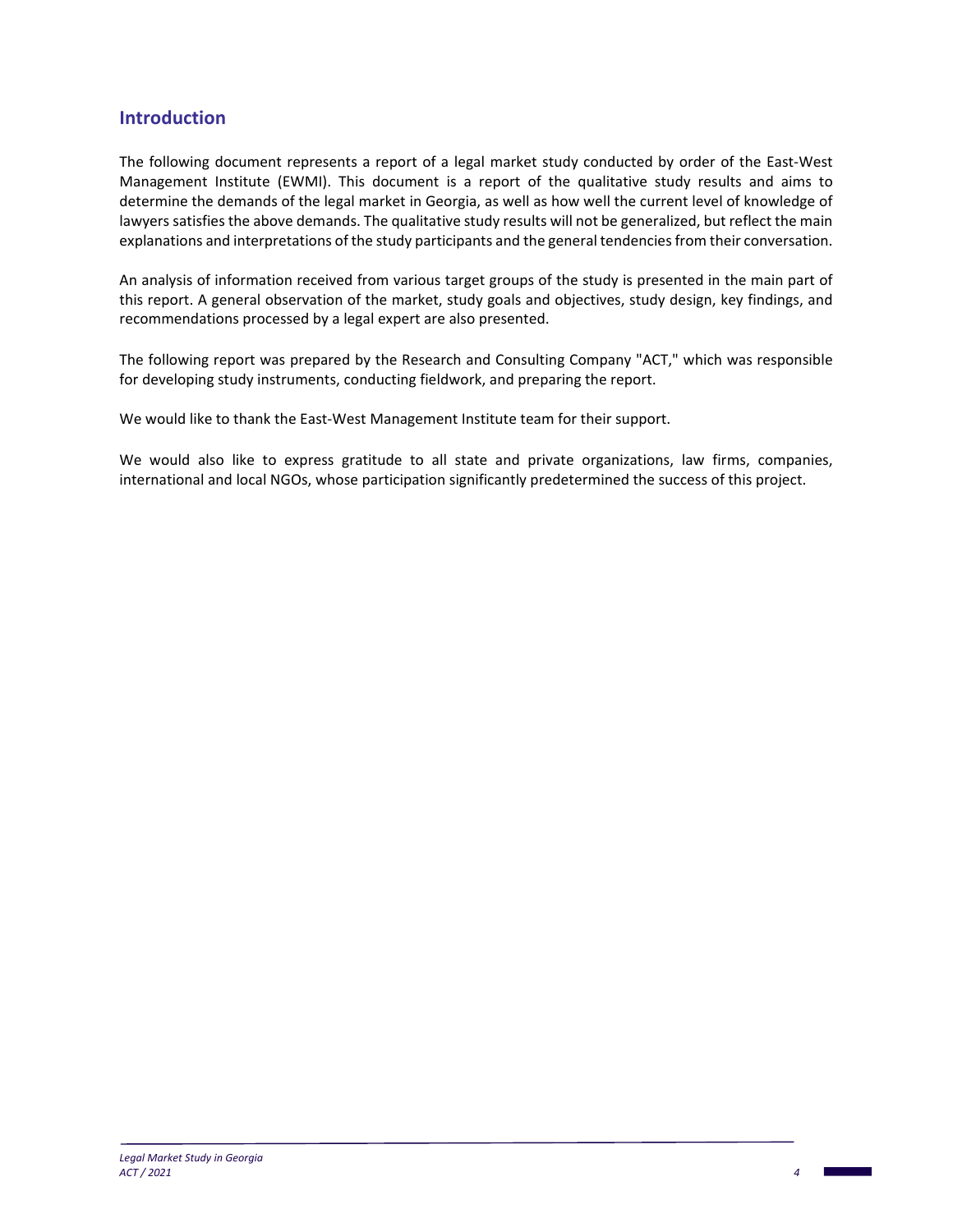## Introduction

The following document represents a report of a legal market study conducted by order of the East-West Management Institute (EWMI). This document is a report of the qualitative study results and aims to determine the demands of the legal market in Georgia, as well as how well the current level of knowledge of lawyers satisfies the above demands. The qualitative study results will not be generalized, but reflect the main explanations and interpretations of the study participants and the general tendencies from their conversation.

An analysis of information received from various target groups of the study is presented in the main part of this report. A general observation of the market, study goals and objectives, study design, key findings, and recommendations processed by a legal expert are also presented.

The following report was prepared by the Research and Consulting Company "ACT," which was responsible for developing study instruments, conducting fieldwork, and preparing the report.

We would like to thank the East-West Management Institute team for their support.

We would also like to express gratitude to all state and private organizations, law firms, companies, international and local NGOs, whose participation significantly predetermined the success of this project.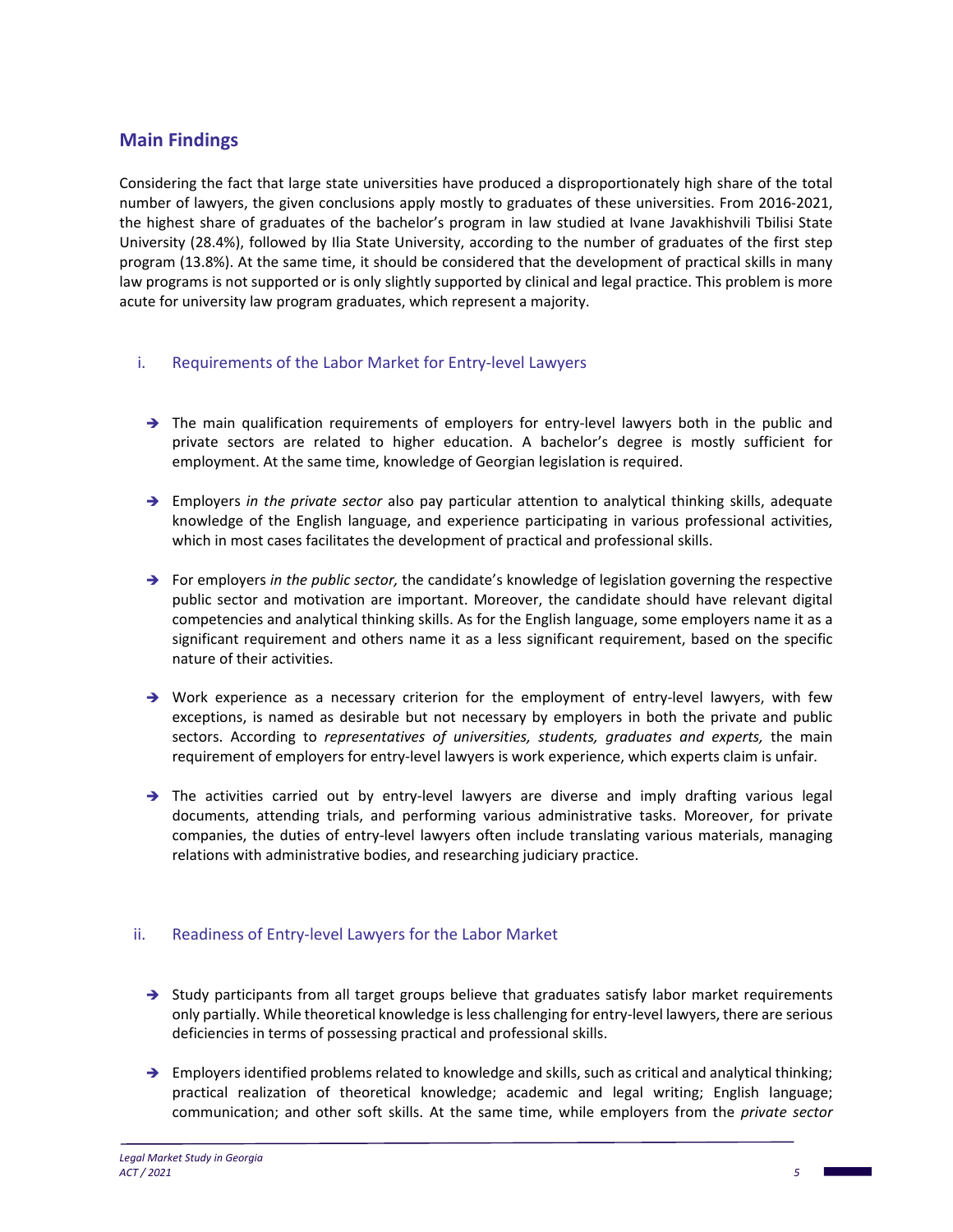## Main Findings

Considering the fact that large state universities have produced a disproportionately high share of the total number of lawyers, the given conclusions apply mostly to graduates of these universities. From 2016-2021, the highest share of graduates of the bachelor's program in law studied at Ivane Javakhishvili Tbilisi State University (28.4%), followed by Ilia State University, according to the number of graduates of the first step program (13.8%). At the same time, it should be considered that the development of practical skills in many law programs is not supported or is only slightly supported by clinical and legal practice. This problem is more acute for university law program graduates, which represent a majority.

### i. Requirements of the Labor Market for Entry-level Lawyers

- The main qualification requirements of employers for entry-level lawyers both in the public and private sectors are related to higher education. A bachelor's degree is mostly sufficient for employment. At the same time, knowledge of Georgian legislation is required.
- Employers *in the private sector* also pay particular attention to analytical thinking skills, adequate knowledge of the English language, and experience participating in various professional activities, which in most cases facilitates the development of practical and professional skills.
- For employers *in the public sector,* the candidate's knowledge of legislation governing the respective public sector and motivation are important. Moreover, the candidate should have relevant digital competencies and analytical thinking skills. As for the English language, some employers name it as a significant requirement and others name it as a less significant requirement, based on the specific nature of their activities.
- Work experience as a necessary criterion for the employment of entry-level lawyers, with few exceptions, is named as desirable but not necessary by employers in both the private and public sectors. According to *representatives of universities, students, graduates and experts,* the main requirement of employers for entry-level lawyers is work experience, which experts claim is unfair.
- The activities carried out by entry-level lawyers are diverse and imply drafting various legal documents, attending trials, and performing various administrative tasks. Moreover, for private companies, the duties of entry-level lawyers often include translating various materials, managing relations with administrative bodies, and researching judiciary practice.

### ii. Readiness of Entry-level Lawyers for the Labor Market

- Study participants from all target groups believe that graduates satisfy labor market requirements only partially. While theoretical knowledge is less challenging for entry-level lawyers, there are serious deficiencies in terms of possessing practical and professional skills.
- Employers identified problems related to knowledge and skills, such as critical and analytical thinking; practical realization of theoretical knowledge; academic and legal writing; English language; communication; and other soft skills. At the same time, while employers from the *private sector*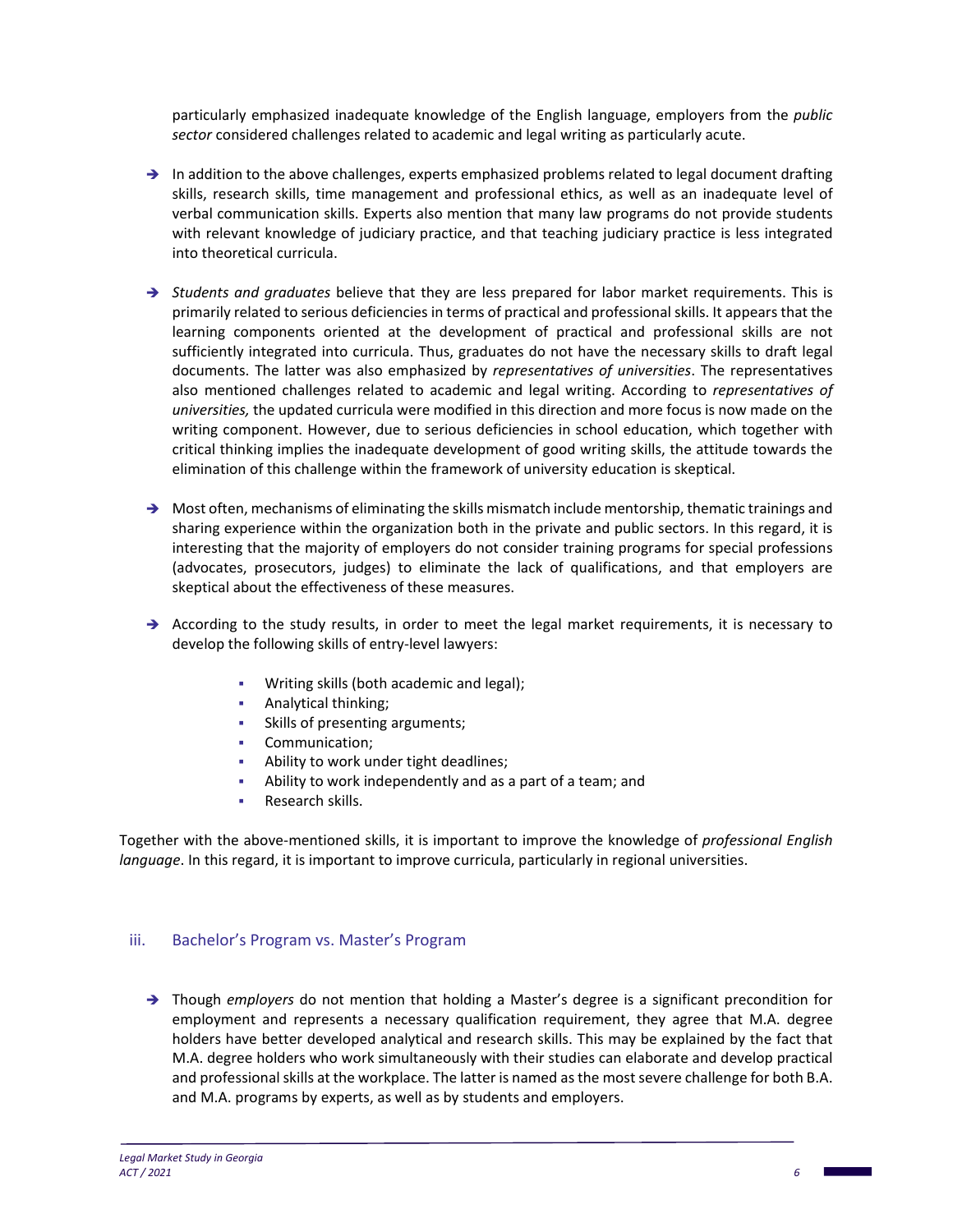particularly emphasized inadequate knowledge of the English language, employers from the *public sector* considered challenges related to academic and legal writing as particularly acute.

- In addition to the above challenges, experts emphasized problems related to legal document drafting skills, research skills, time management and professional ethics, as well as an inadequate level of verbal communication skills. Experts also mention that many law programs do not provide students with relevant knowledge of judiciary practice, and that teaching judiciary practice is less integrated into theoretical curricula.

- *Students and graduates* believe that they are less prepared for labor market requirements. This is primarily related to serious deficiencies in terms of practical and professional skills. It appears that the learning components oriented at the development of practical and professional skills are not sufficiently integrated into curricula. Thus, graduates do not have the necessary skills to draft legal documents. The latter was also emphasized by *representatives of universities*. The representatives also mentioned challenges related to academic and legal writing. According to *representatives of universities,* the updated curricula were modified in this direction and more focus is now made on the writing component. However, due to serious deficiencies in school education, which together with critical thinking implies the inadequate development of good writing skills, the attitude towards the elimination of this challenge within the framework of university education is skeptical.

- Most often, mechanisms of eliminating the skills mismatch include mentorship, thematic trainings and sharing experience within the organization both in the private and public sectors. In this regard, it is interesting that the majority of employers do not consider training programs for special professions (advocates, prosecutors, judges) to eliminate the lack of qualifications, and that employers are skeptical about the effectiveness of these measures.

- According to the study results, in order to meet the legal market requirements, it is necessary to develop the following skills of entry-level lawyers:
  - Writing skills (both academic and legal);
  - Analytical thinking;
  - Skills of presenting arguments;
  - Communication;
  - Ability to work under tight deadlines;
  - Ability to work independently and as a part of a team; and
  - Research skills.

Together with the above-mentioned skills, it is important to improve the knowledge of *professional English language*. In this regard, it is important to improve curricula, particularly in regional universities.

### iii. Bachelor's Program vs. Master's Program

- Though *employers* do not mention that holding a Master's degree is a significant precondition for employment and represents a necessary qualification requirement, they agree that M.A. degree holders have better developed analytical and research skills. This may be explained by the fact that M.A. degree holders who work simultaneously with their studies can elaborate and develop practical and professional skills at the workplace. The latter is named as the most severe challenge for both B.A. and M.A. programs by experts, as well as by students and employers.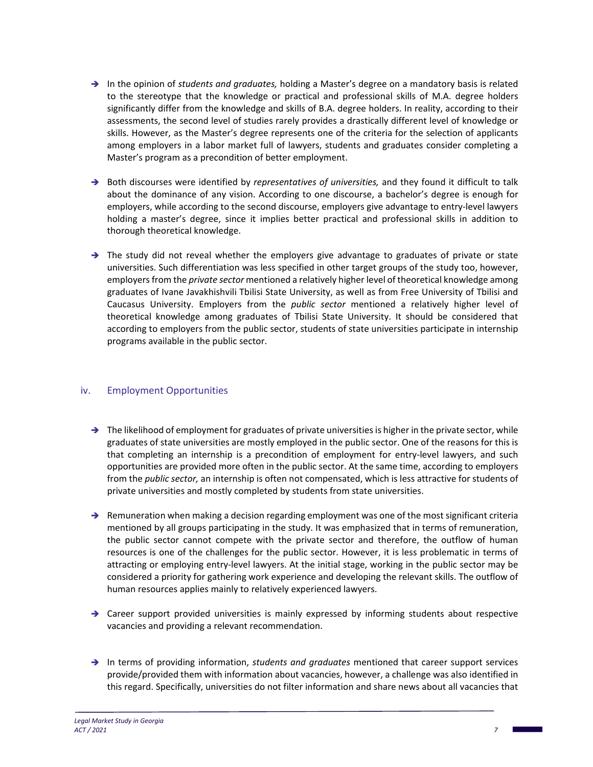- In the opinion of *students and graduates,* holding a Master's degree on a mandatory basis is related to the stereotype that the knowledge or practical and professional skills of M.A. degree holders significantly differ from the knowledge and skills of B.A. degree holders. In reality, according to their assessments, the second level of studies rarely provides a drastically different level of knowledge or skills. However, as the Master's degree represents one of the criteria for the selection of applicants among employers in a labor market full of lawyers, students and graduates consider completing a Master's program as a precondition of better employment.

- Both discourses were identified by *representatives of universities,* and they found it difficult to talk about the dominance of any vision. According to one discourse, a bachelor's degree is enough for employers, while according to the second discourse, employers give advantage to entry-level lawyers holding a master's degree, since it implies better practical and professional skills in addition to thorough theoretical knowledge.

- The study did not reveal whether the employers give advantage to graduates of private or state universities. Such differentiation was less specified in other target groups of the study too, however, employers from the *private sector* mentioned a relatively higher level of theoretical knowledge among graduates of Ivane Javakhishvili Tbilisi State University, as well as from Free University of Tbilisi and Caucasus University. Employers from the *public sector* mentioned a relatively higher level of theoretical knowledge among graduates of Tbilisi State University. It should be considered that according to employers from the public sector, students of state universities participate in internship programs available in the public sector.

## iv. Employment Opportunities

- The likelihood of employment for graduates of private universities is higher in the private sector, while graduates of state universities are mostly employed in the public sector. One of the reasons for this is that completing an internship is a precondition of employment for entry-level lawyers, and such opportunities are provided more often in the public sector. At the same time, according to employers from the *public sector,* an internship is often not compensated, which is less attractive for students of private universities and mostly completed by students from state universities.

- Remuneration when making a decision regarding employment was one of the most significant criteria mentioned by all groups participating in the study. It was emphasized that in terms of remuneration, the public sector cannot compete with the private sector and therefore, the outflow of human resources is one of the challenges for the public sector. However, it is less problematic in terms of attracting or employing entry-level lawyers. At the initial stage, working in the public sector may be considered a priority for gathering work experience and developing the relevant skills. The outflow of human resources applies mainly to relatively experienced lawyers.

- Career support provided universities is mainly expressed by informing students about respective vacancies and providing a relevant recommendation.

- In terms of providing information, *students and graduates* mentioned that career support services provide/provided them with information about vacancies, however, a challenge was also identified in this regard. Specifically, universities do not filter information and share news about all vacancies that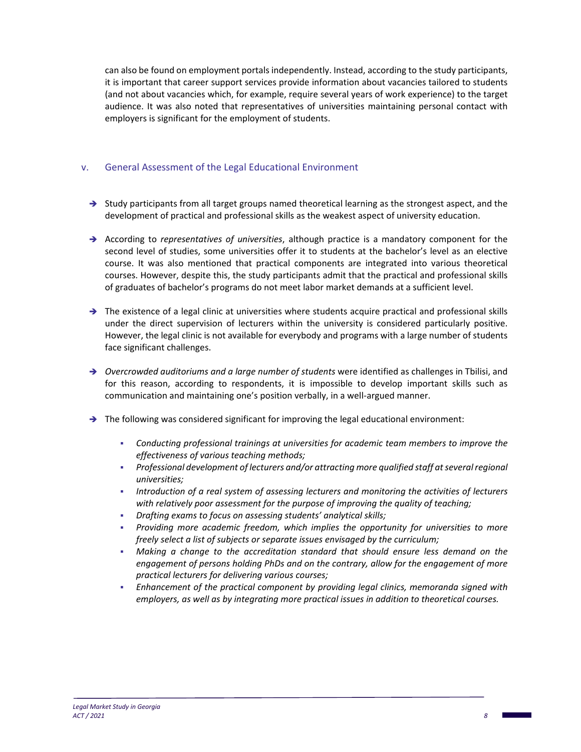can also be found on employment portals independently. Instead, according to the study participants, it is important that career support services provide information about vacancies tailored to students (and not about vacancies which, for example, require several years of work experience) to the target audience. It was also noted that representatives of universities maintaining personal contact with employers is significant for the employment of students.

## v. General Assessment of the Legal Educational Environment

- Study participants from all target groups named theoretical learning as the strongest aspect, and the development of practical and professional skills as the weakest aspect of university education.
- According to *representatives of universities*, although practice is a mandatory component for the second level of studies, some universities offer it to students at the bachelor's level as an elective course. It was also mentioned that practical components are integrated into various theoretical courses. However, despite this, the study participants admit that the practical and professional skills of graduates of bachelor's programs do not meet labor market demands at a sufficient level.
- The existence of a legal clinic at universities where students acquire practical and professional skills under the direct supervision of lecturers within the university is considered particularly positive. However, the legal clinic is not available for everybody and programs with a large number of students face significant challenges.
- *Overcrowded auditoriums and a large number of students* were identified as challenges in Tbilisi, and for this reason, according to respondents, it is impossible to develop important skills such as communication and maintaining one's position verbally, in a well-argued manner.
- The following was considered significant for improving the legal educational environment:
  - *Conducting professional trainings at universities for academic team members to improve the effectiveness of various teaching methods;*
  - *Professional development of lecturers and/or attracting more qualified staff at several regional universities;*
  - *Introduction of a real system of assessing lecturers and monitoring the activities of lecturers with relatively poor assessment for the purpose of improving the quality of teaching;*
  - *Drafting exams to focus on assessing students' analytical skills;*
  - *Providing more academic freedom, which implies the opportunity for universities to more freely select a list of subjects or separate issues envisaged by the curriculum;*
  - *Making a change to the accreditation standard that should ensure less demand on the engagement of persons holding PhDs and on the contrary, allow for the engagement of more practical lecturers for delivering various courses;*
  - *Enhancement of the practical component by providing legal clinics, memoranda signed with employers, as well as by integrating more practical issues in addition to theoretical courses.*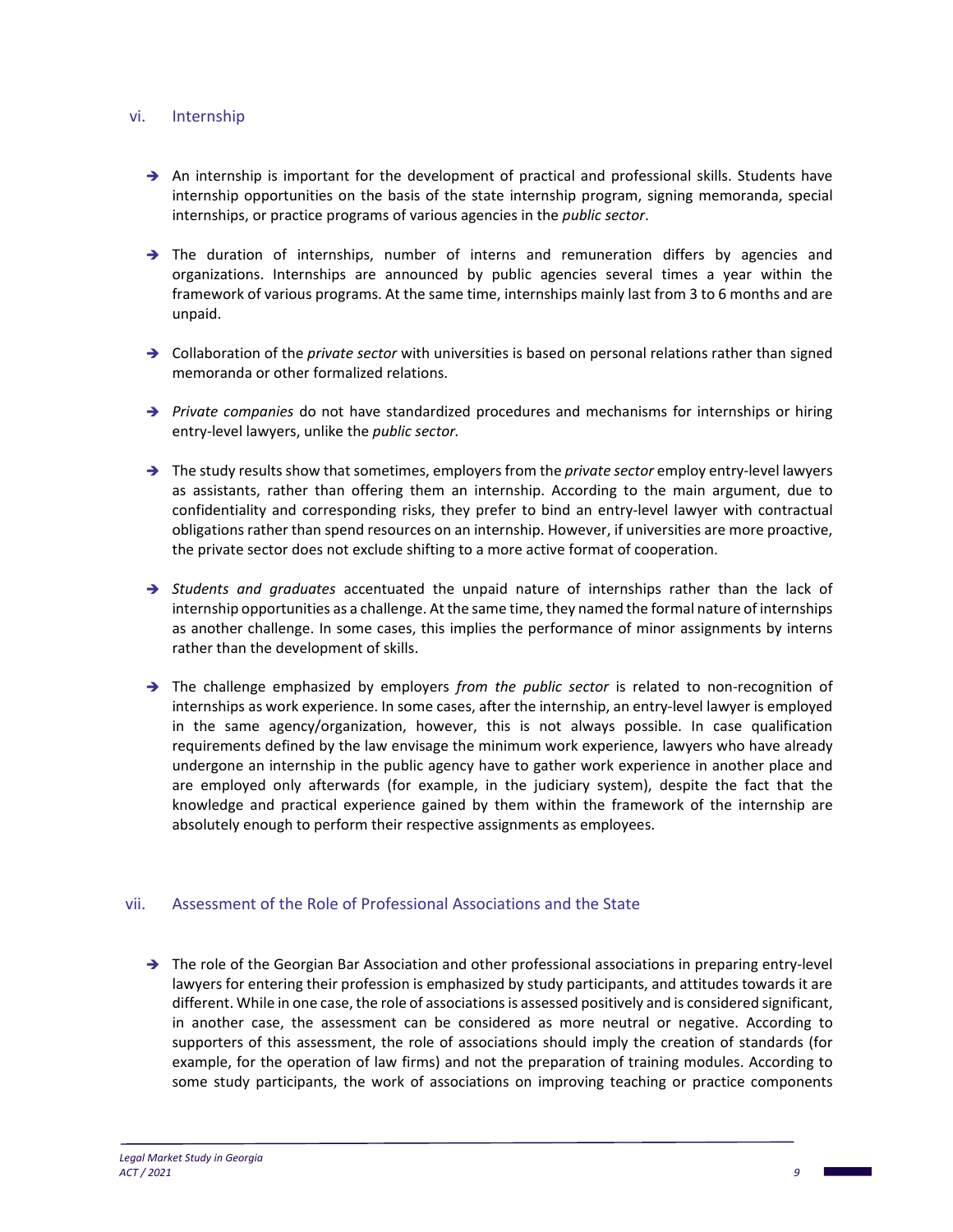### vi. Internship

- An internship is important for the development of practical and professional skills. Students have internship opportunities on the basis of the state internship program, signing memoranda, special internships, or practice programs of various agencies in the *public sector*.

- The duration of internships, number of interns and remuneration differs by agencies and organizations. Internships are announced by public agencies several times a year within the framework of various programs. At the same time, internships mainly last from 3 to 6 months and are unpaid.

- Collaboration of the *private sector* with universities is based on personal relations rather than signed memoranda or other formalized relations.

- *Private companies* do not have standardized procedures and mechanisms for internships or hiring entry-level lawyers, unlike the *public sector.*

- The study results show that sometimes, employers from the *private sector* employ entry-level lawyers as assistants, rather than offering them an internship. According to the main argument, due to confidentiality and corresponding risks, they prefer to bind an entry-level lawyer with contractual obligations rather than spend resources on an internship. However, if universities are more proactive, the private sector does not exclude shifting to a more active format of cooperation.

- *Students and graduates* accentuated the unpaid nature of internships rather than the lack of internship opportunities as a challenge. At the same time, they named the formal nature of internships as another challenge. In some cases, this implies the performance of minor assignments by interns rather than the development of skills.

- The challenge emphasized by employers *from the public sector* is related to non-recognition of internships as work experience. In some cases, after the internship, an entry-level lawyer is employed in the same agency/organization, however, this is not always possible. In case qualification requirements defined by the law envisage the minimum work experience, lawyers who have already undergone an internship in the public agency have to gather work experience in another place and are employed only afterwards (for example, in the judiciary system), despite the fact that the knowledge and practical experience gained by them within the framework of the internship are absolutely enough to perform their respective assignments as employees.

### vii. Assessment of the Role of Professional Associations and the State

- The role of the Georgian Bar Association and other professional associations in preparing entry-level lawyers for entering their profession is emphasized by study participants, and attitudes towards it are different. While in one case, the role of associations is assessed positively and is considered significant, in another case, the assessment can be considered as more neutral or negative. According to supporters of this assessment, the role of associations should imply the creation of standards (for example, for the operation of law firms) and not the preparation of training modules. According to some study participants, the work of associations on improving teaching or practice components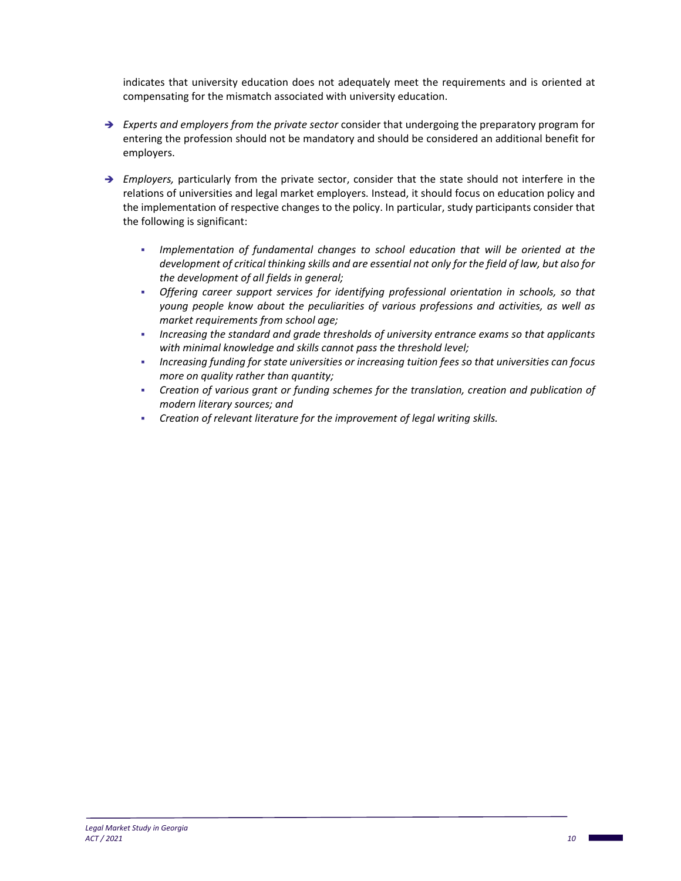indicates that university education does not adequately meet the requirements and is oriented at compensating for the mismatch associated with university education.

- *Experts and employers from the private sector* consider that undergoing the preparatory program for entering the profession should not be mandatory and should be considered an additional benefit for employers.

- *Employers,* particularly from the private sector, consider that the state should not interfere in the relations of universities and legal market employers. Instead, it should focus on education policy and the implementation of respective changes to the policy. In particular, study participants consider that the following is significant:

  - *Implementation of fundamental changes to school education that will be oriented at the development of critical thinking skills and are essential not only for the field of law, but also for the development of all fields in general;*
  - *Offering career support services for identifying professional orientation in schools, so that young people know about the peculiarities of various professions and activities, as well as market requirements from school age;*
  - *Increasing the standard and grade thresholds of university entrance exams so that applicants with minimal knowledge and skills cannot pass the threshold level;*
  - *Increasing funding for state universities or increasing tuition fees so that universities can focus more on quality rather than quantity;*
  - *Creation of various grant or funding schemes for the translation, creation and publication of modern literary sources; and*
  - *Creation of relevant literature for the improvement of legal writing skills.*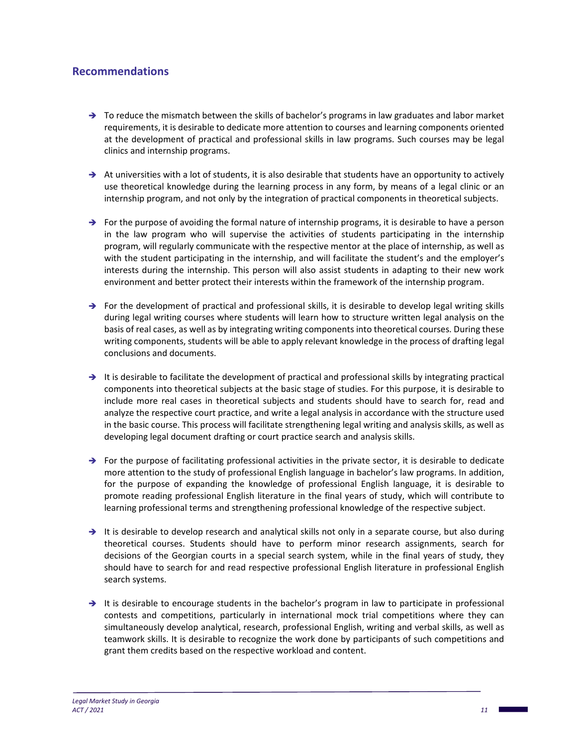## Recommendations

- To reduce the mismatch between the skills of bachelor's programs in law graduates and labor market requirements, it is desirable to dedicate more attention to courses and learning components oriented at the development of practical and professional skills in law programs. Such courses may be legal clinics and internship programs.

- At universities with a lot of students, it is also desirable that students have an opportunity to actively use theoretical knowledge during the learning process in any form, by means of a legal clinic or an internship program, and not only by the integration of practical components in theoretical subjects.

- For the purpose of avoiding the formal nature of internship programs, it is desirable to have a person in the law program who will supervise the activities of students participating in the internship program, will regularly communicate with the respective mentor at the place of internship, as well as with the student participating in the internship, and will facilitate the student's and the employer's interests during the internship. This person will also assist students in adapting to their new work environment and better protect their interests within the framework of the internship program.

- For the development of practical and professional skills, it is desirable to develop legal writing skills during legal writing courses where students will learn how to structure written legal analysis on the basis of real cases, as well as by integrating writing components into theoretical courses. During these writing components, students will be able to apply relevant knowledge in the process of drafting legal conclusions and documents.

- It is desirable to facilitate the development of practical and professional skills by integrating practical components into theoretical subjects at the basic stage of studies. For this purpose, it is desirable to include more real cases in theoretical subjects and students should have to search for, read and analyze the respective court practice, and write a legal analysis in accordance with the structure used in the basic course. This process will facilitate strengthening legal writing and analysis skills, as well as developing legal document drafting or court practice search and analysis skills.

- For the purpose of facilitating professional activities in the private sector, it is desirable to dedicate more attention to the study of professional English language in bachelor's law programs. In addition, for the purpose of expanding the knowledge of professional English language, it is desirable to promote reading professional English literature in the final years of study, which will contribute to learning professional terms and strengthening professional knowledge of the respective subject.

- It is desirable to develop research and analytical skills not only in a separate course, but also during theoretical courses. Students should have to perform minor research assignments, search for decisions of the Georgian courts in a special search system, while in the final years of study, they should have to search for and read respective professional English literature in professional English search systems.

- It is desirable to encourage students in the bachelor's program in law to participate in professional contests and competitions, particularly in international mock trial competitions where they can simultaneously develop analytical, research, professional English, writing and verbal skills, as well as teamwork skills. It is desirable to recognize the work done by participants of such competitions and grant them credits based on the respective workload and content.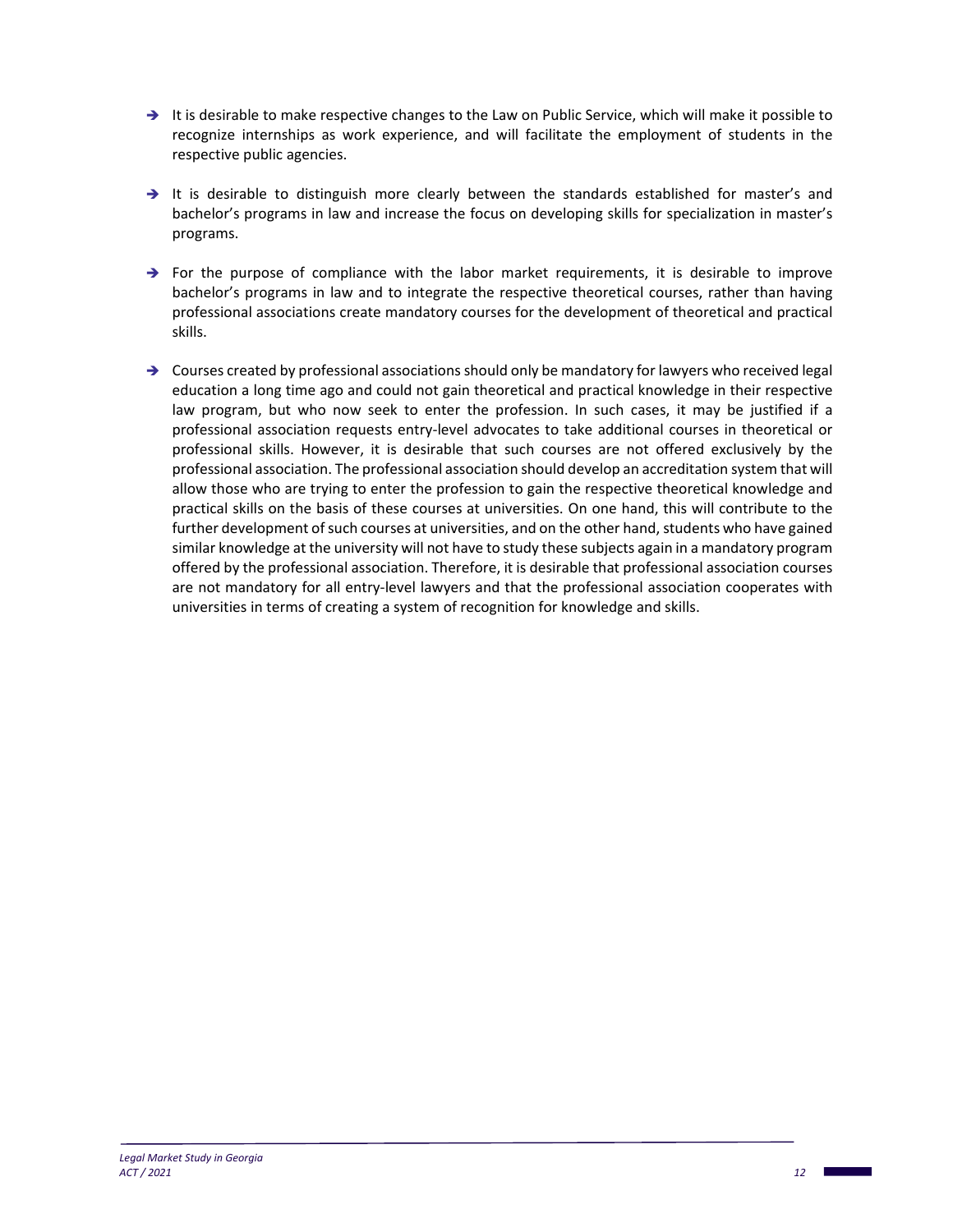- It is desirable to make respective changes to the Law on Public Service, which will make it possible to recognize internships as work experience, and will facilitate the employment of students in the respective public agencies.

- It is desirable to distinguish more clearly between the standards established for master's and bachelor's programs in law and increase the focus on developing skills for specialization in master's programs.

- For the purpose of compliance with the labor market requirements, it is desirable to improve bachelor's programs in law and to integrate the respective theoretical courses, rather than having professional associations create mandatory courses for the development of theoretical and practical skills.

- Courses created by professional associations should only be mandatory for lawyers who received legal education a long time ago and could not gain theoretical and practical knowledge in their respective law program, but who now seek to enter the profession. In such cases, it may be justified if a professional association requests entry-level advocates to take additional courses in theoretical or professional skills. However, it is desirable that such courses are not offered exclusively by the professional association. The professional association should develop an accreditation system that will allow those who are trying to enter the profession to gain the respective theoretical knowledge and practical skills on the basis of these courses at universities. On one hand, this will contribute to the further development of such courses at universities, and on the other hand, students who have gained similar knowledge at the university will not have to study these subjects again in a mandatory program offered by the professional association. Therefore, it is desirable that professional association courses are not mandatory for all entry-level lawyers and that the professional association cooperates with universities in terms of creating a system of recognition for knowledge and skills.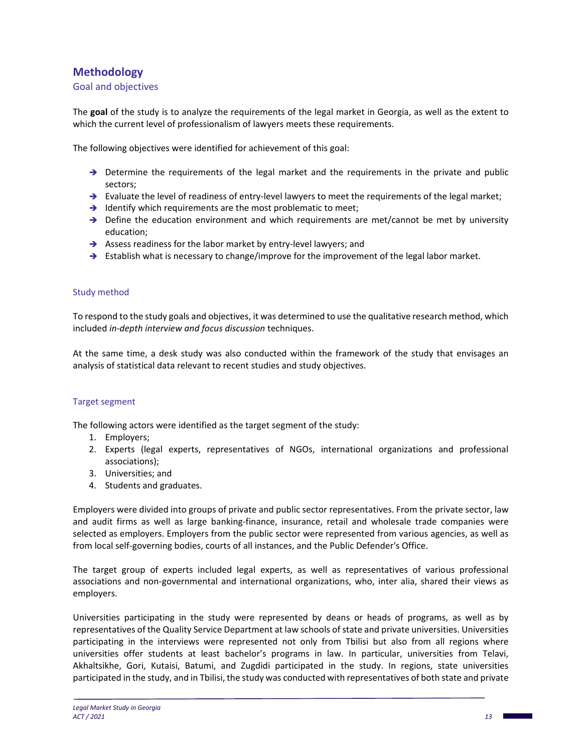# Methodology

## Goal and objectives

The **goal** of the study is to analyze the requirements of the legal market in Georgia, as well as the extent to which the current level of professionalism of lawyers meets these requirements.

The following objectives were identified for achievement of this goal:

- Determine the requirements of the legal market and the requirements in the private and public sectors;
- Evaluate the level of readiness of entry-level lawyers to meet the requirements of the legal market;
- Identify which requirements are the most problematic to meet;
- Define the education environment and which requirements are met/cannot be met by university education;
- Assess readiness for the labor market by entry-level lawyers; and
- Establish what is necessary to change/improve for the improvement of the legal labor market.

## Study method

To respond to the study goals and objectives, it was determined to use the qualitative research method, which included *in-depth interview and focus discussion* techniques.

At the same time, a desk study was also conducted within the framework of the study that envisages an analysis of statistical data relevant to recent studies and study objectives.

## Target segment

The following actors were identified as the target segment of the study:

1. Employers;
2. Experts (legal experts, representatives of NGOs, international organizations and professional associations);
3. Universities; and
4. Students and graduates.

Employers were divided into groups of private and public sector representatives. From the private sector, law and audit firms as well as large banking-finance, insurance, retail and wholesale trade companies were selected as employers. Employers from the public sector were represented from various agencies, as well as from local self-governing bodies, courts of all instances, and the Public Defender's Office.

The target group of experts included legal experts, as well as representatives of various professional associations and non-governmental and international organizations, who, inter alia, shared their views as employers.

Universities participating in the study were represented by deans or heads of programs, as well as by representatives of the Quality Service Department at law schools of state and private universities. Universities participating in the interviews were represented not only from Tbilisi but also from all regions where universities offer students at least bachelor's programs in law. In particular, universities from Telavi, Akhaltsikhe, Gori, Kutaisi, Batumi, and Zugdidi participated in the study. In regions, state universities participated in the study, and in Tbilisi, the study was conducted with representatives of both state and private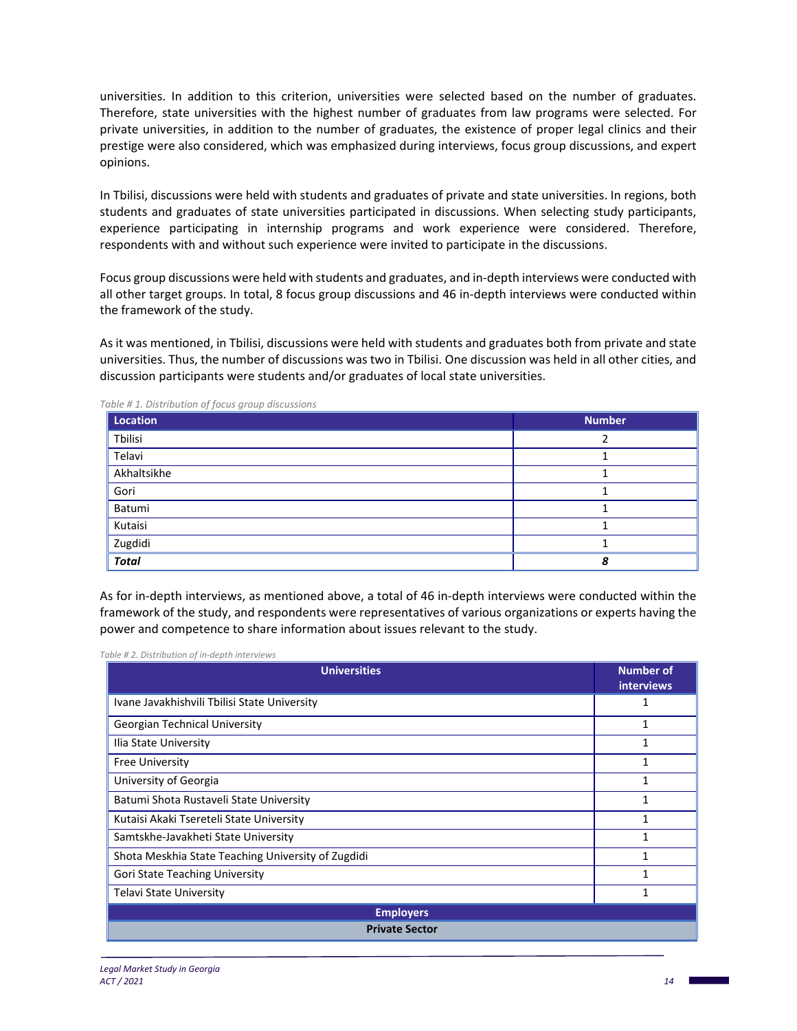universities. In addition to this criterion, universities were selected based on the number of graduates. Therefore, state universities with the highest number of graduates from law programs were selected. For private universities, in addition to the number of graduates, the existence of proper legal clinics and their prestige were also considered, which was emphasized during interviews, focus group discussions, and expert opinions.

In Tbilisi, discussions were held with students and graduates of private and state universities. In regions, both students and graduates of state universities participated in discussions. When selecting study participants, experience participating in internship programs and work experience were considered. Therefore, respondents with and without such experience were invited to participate in the discussions.

Focus group discussions were held with students and graduates, and in-depth interviews were conducted with all other target groups. In total, 8 focus group discussions and 46 in-depth interviews were conducted within the framework of the study.

As it was mentioned, in Tbilisi, discussions were held with students and graduates both from private and state universities. Thus, the number of discussions was two in Tbilisi. One discussion was held in all other cities, and discussion participants were students and/or graduates of local state universities.

*Table # 1. Distribution of focus group discussions*

| Location | Number |
|---|---|
| Tbilisi | 2 |
| Telavi | 1 |
| Akhaltsikhe | 1 |
| Gori | 1 |
| Batumi | 1 |
| Kutaisi | 1 |
| Zugdidi | 1 |
| ***Total*** | ***8*** |

As for in-depth interviews, as mentioned above, a total of 46 in-depth interviews were conducted within the framework of the study, and respondents were representatives of various organizations or experts having the power and competence to share information about issues relevant to the study.

*Table # 2. Distribution of in-depth interviews*

| Universities | Number of interviews |
|---|---|
| Ivane Javakhishvili Tbilisi State University | 1 |
| Georgian Technical University | 1 |
| Ilia State University | 1 |
| Free University | 1 |
| University of Georgia | 1 |
| Batumi Shota Rustaveli State University | 1 |
| Kutaisi Akaki Tsereteli State University | 1 |
| Samtskhe-Javakheti State University | 1 |
| Shota Meskhia State Teaching University of Zugdidi | 1 |
| Gori State Teaching University | 1 |
| Telavi State University | 1 |
| **Employers** | |
| **Private Sector** | |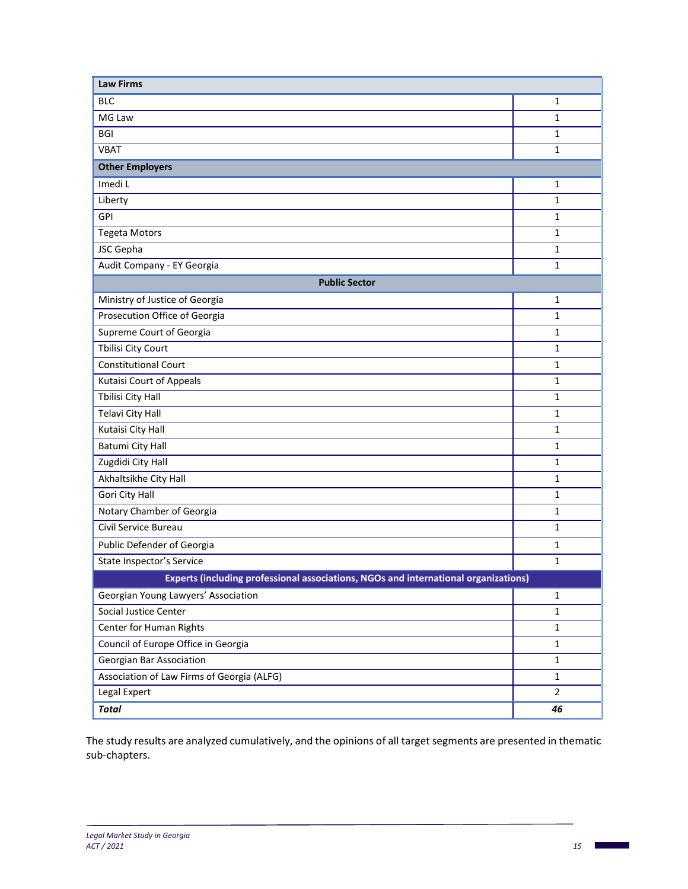| **Law Firms** | |
|---|---|
| BLC | 1 |
| MG Law | 1 |
| BGI | 1 |
| VBAT | 1 |
| **Other Employers** | |
| Imedi L | 1 |
| Liberty | 1 |
| GPI | 1 |
| Tegeta Motors | 1 |
| JSC Gepha | 1 |
| Audit Company - EY Georgia | 1 |
| **Public Sector** | |
| Ministry of Justice of Georgia | 1 |
| Prosecution Office of Georgia | 1 |
| Supreme Court of Georgia | 1 |
| Tbilisi City Court | 1 |
| Constitutional Court | 1 |
| Kutaisi Court of Appeals | 1 |
| Tbilisi City Hall | 1 |
| Telavi City Hall | 1 |
| Kutaisi City Hall | 1 |
| Batumi City Hall | 1 |
| Zugdidi City Hall | 1 |
| Akhaltsikhe City Hall | 1 |
| Gori City Hall | 1 |
| Notary Chamber of Georgia | 1 |
| Civil Service Bureau | 1 |
| Public Defender of Georgia | 1 |
| State Inspector's Service | 1 |
| **Experts (including professional associations, NGOs and international organizations)** | |
| Georgian Young Lawyers' Association | 1 |
| Social Justice Center | 1 |
| Center for Human Rights | 1 |
| Council of Europe Office in Georgia | 1 |
| Georgian Bar Association | 1 |
| Association of Law Firms of Georgia (ALFG) | 1 |
| Legal Expert | 2 |
| ***Total*** | ***46*** |

The study results are analyzed cumulatively, and the opinions of all target segments are presented in thematic sub-chapters.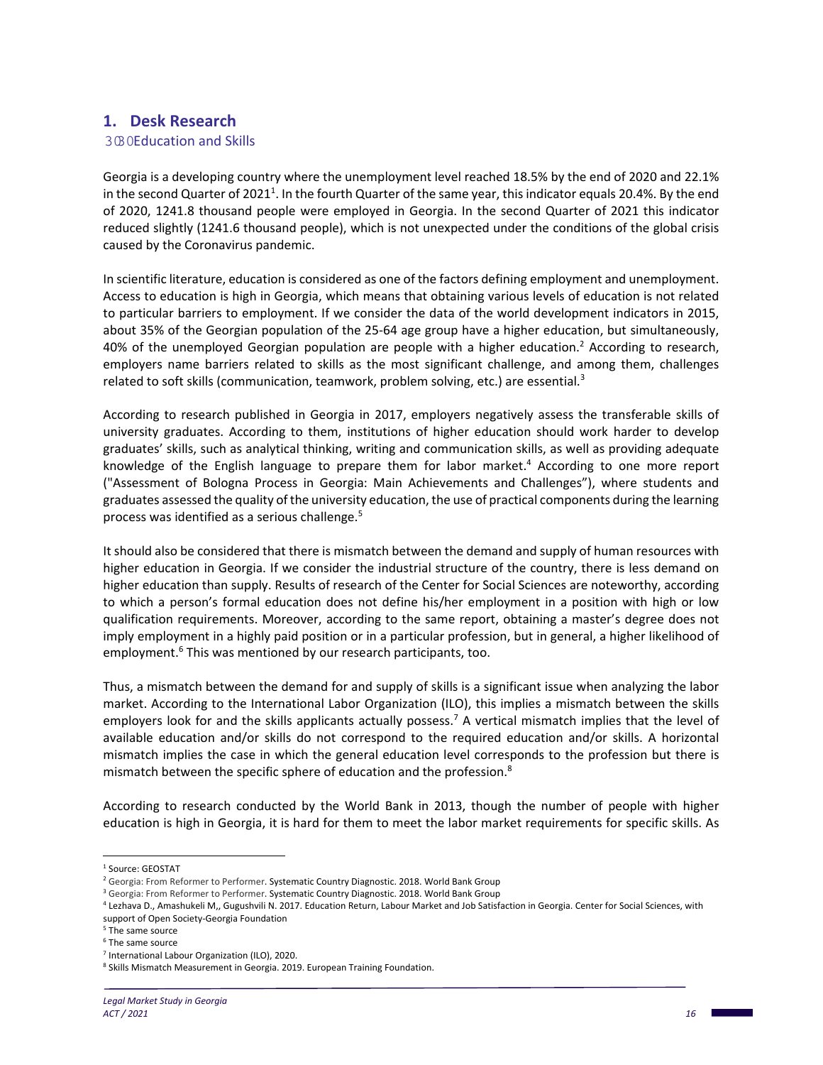# 1. Desk Research

## 1.1 Education and Skills

Georgia is a developing country where the unemployment level reached 18.5% by the end of 2020 and 22.1% in the second Quarter of 2021[1]. In the fourth Quarter of the same year, this indicator equals 20.4%. By the end of 2020, 1241.8 thousand people were employed in Georgia. In the second Quarter of 2021 this indicator reduced slightly (1241.6 thousand people), which is not unexpected under the conditions of the global crisis caused by the Coronavirus pandemic.

In scientific literature, education is considered as one of the factors defining employment and unemployment. Access to education is high in Georgia, which means that obtaining various levels of education is not related to particular barriers to employment. If we consider the data of the world development indicators in 2015, about 35% of the Georgian population of the 25-64 age group have a higher education, but simultaneously, 40% of the unemployed Georgian population are people with a higher education.[2] According to research, employers name barriers related to skills as the most significant challenge, and among them, challenges related to soft skills (communication, teamwork, problem solving, etc.) are essential.[3]

According to research published in Georgia in 2017, employers negatively assess the transferable skills of university graduates. According to them, institutions of higher education should work harder to develop graduates' skills, such as analytical thinking, writing and communication skills, as well as providing adequate knowledge of the English language to prepare them for labor market.[4] According to one more report ("Assessment of Bologna Process in Georgia: Main Achievements and Challenges"), where students and graduates assessed the quality of the university education, the use of practical components during the learning process was identified as a serious challenge.[5]

It should also be considered that there is mismatch between the demand and supply of human resources with higher education in Georgia. If we consider the industrial structure of the country, there is less demand on higher education than supply. Results of research of the Center for Social Sciences are noteworthy, according to which a person's formal education does not define his/her employment in a position with high or low qualification requirements. Moreover, according to the same report, obtaining a master's degree does not imply employment in a highly paid position or in a particular profession, but in general, a higher likelihood of employment.[6] This was mentioned by our research participants, too.

Thus, a mismatch between the demand for and supply of skills is a significant issue when analyzing the labor market. According to the International Labor Organization (ILO), this implies a mismatch between the skills employers look for and the skills applicants actually possess.[7] A vertical mismatch implies that the level of available education and/or skills do not correspond to the required education and/or skills. A horizontal mismatch implies the case in which the general education level corresponds to the profession but there is mismatch between the specific sphere of education and the profession.[8]

According to research conducted by the World Bank in 2013, though the number of people with higher education is high in Georgia, it is hard for them to meet the labor market requirements for specific skills. As

---

[1] Source: GEOSTAT

[2] Georgia: From Reformer to Performer. Systematic Country Diagnostic. 2018. World Bank Group

[3] Georgia: From Reformer to Performer. Systematic Country Diagnostic. 2018. World Bank Group

[4] Lezhava D., Amashukeli M,, Gugushvili N. 2017. Education Return, Labour Market and Job Satisfaction in Georgia. Center for Social Sciences, with support of Open Society-Georgia Foundation

[5] The same source

[6] The same source

[7] International Labour Organization (ILO), 2020.

[8] Skills Mismatch Measurement in Georgia. 2019. European Training Foundation.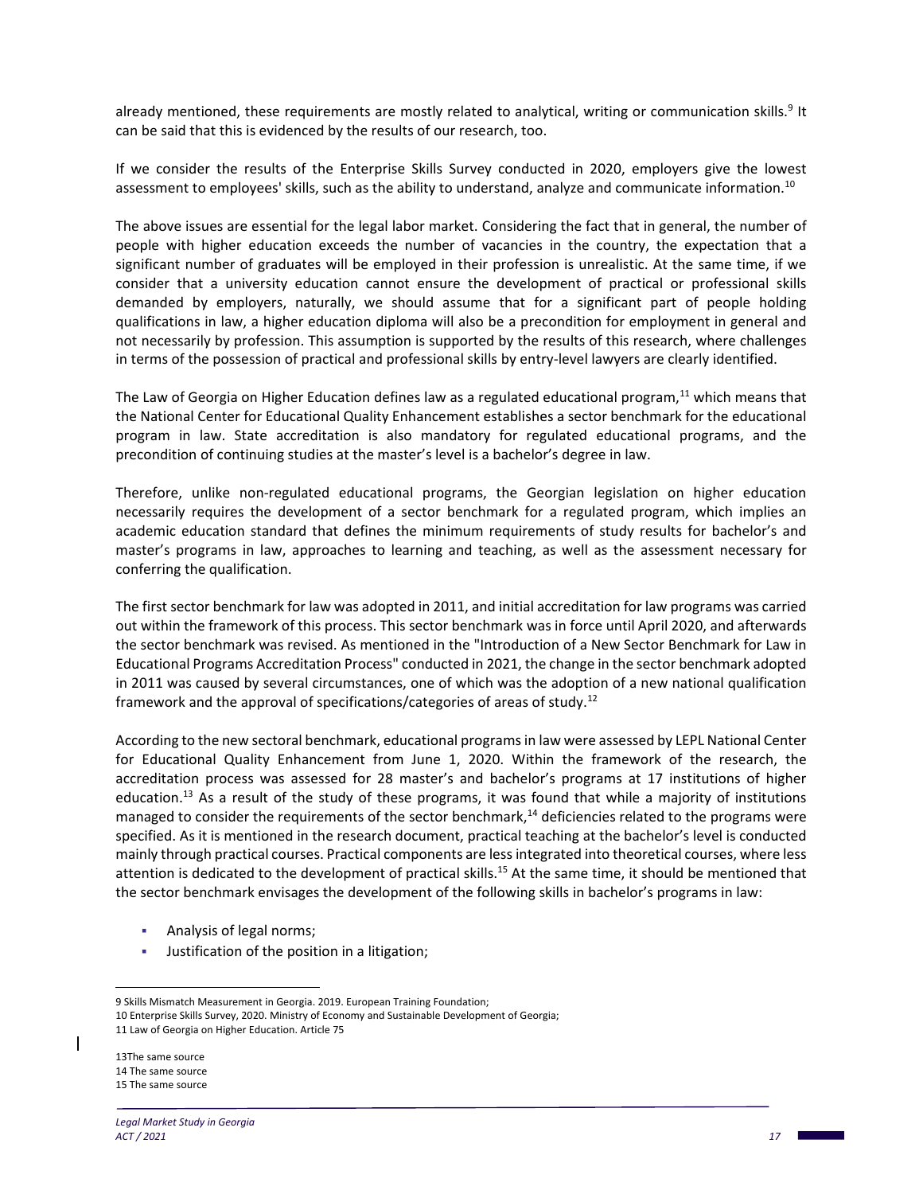already mentioned, these requirements are mostly related to analytical, writing or communication skills.[9] It can be said that this is evidenced by the results of our research, too.

If we consider the results of the Enterprise Skills Survey conducted in 2020, employers give the lowest assessment to employees' skills, such as the ability to understand, analyze and communicate information.[10]

The above issues are essential for the legal labor market. Considering the fact that in general, the number of people with higher education exceeds the number of vacancies in the country, the expectation that a significant number of graduates will be employed in their profession is unrealistic. At the same time, if we consider that a university education cannot ensure the development of practical or professional skills demanded by employers, naturally, we should assume that for a significant part of people holding qualifications in law, a higher education diploma will also be a precondition for employment in general and not necessarily by profession. This assumption is supported by the results of this research, where challenges in terms of the possession of practical and professional skills by entry-level lawyers are clearly identified.

The Law of Georgia on Higher Education defines law as a regulated educational program,[11] which means that the National Center for Educational Quality Enhancement establishes a sector benchmark for the educational program in law. State accreditation is also mandatory for regulated educational programs, and the precondition of continuing studies at the master's level is a bachelor's degree in law.

Therefore, unlike non-regulated educational programs, the Georgian legislation on higher education necessarily requires the development of a sector benchmark for a regulated program, which implies an academic education standard that defines the minimum requirements of study results for bachelor's and master's programs in law, approaches to learning and teaching, as well as the assessment necessary for conferring the qualification.

The first sector benchmark for law was adopted in 2011, and initial accreditation for law programs was carried out within the framework of this process. This sector benchmark was in force until April 2020, and afterwards the sector benchmark was revised. As mentioned in the "Introduction of a New Sector Benchmark for Law in Educational Programs Accreditation Process" conducted in 2021, the change in the sector benchmark adopted in 2011 was caused by several circumstances, one of which was the adoption of a new national qualification framework and the approval of specifications/categories of areas of study.[12]

According to the new sectoral benchmark, educational programs in law were assessed by LEPL National Center for Educational Quality Enhancement from June 1, 2020. Within the framework of the research, the accreditation process was assessed for 28 master's and bachelor's programs at 17 institutions of higher education.[13] As a result of the study of these programs, it was found that while a majority of institutions managed to consider the requirements of the sector benchmark,[14] deficiencies related to the programs were specified. As it is mentioned in the research document, practical teaching at the bachelor's level is conducted mainly through practical courses. Practical components are less integrated into theoretical courses, where less attention is dedicated to the development of practical skills.[15] At the same time, it should be mentioned that the sector benchmark envisages the development of the following skills in bachelor's programs in law:

- Analysis of legal norms;
- Justification of the position in a litigation;

9 Skills Mismatch Measurement in Georgia. 2019. European Training Foundation;
10 Enterprise Skills Survey, 2020. Ministry of Economy and Sustainable Development of Georgia;
11 Law of Georgia on Higher Education. Article 75

13The same source
14 The same source
15 The same source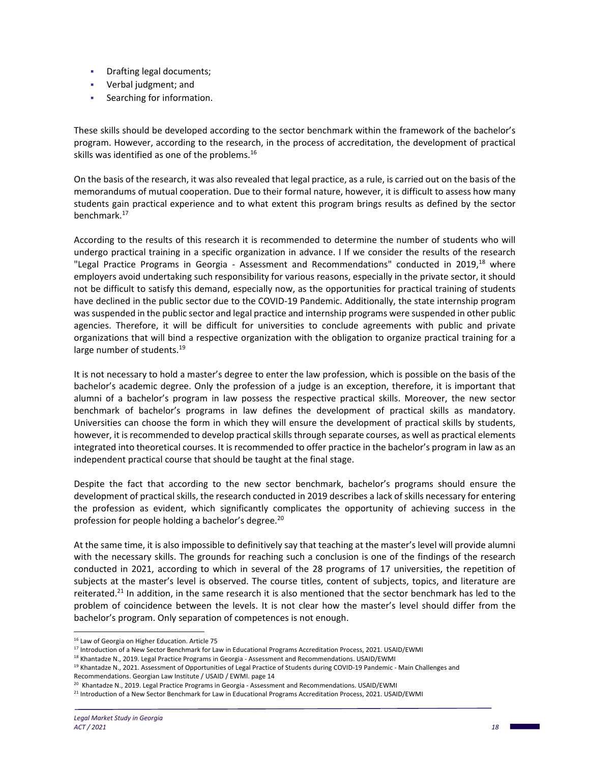- Drafting legal documents;
- Verbal judgment; and
- Searching for information.

These skills should be developed according to the sector benchmark within the framework of the bachelor's program. However, according to the research, in the process of accreditation, the development of practical skills was identified as one of the problems.[16]

On the basis of the research, it was also revealed that legal practice, as a rule, is carried out on the basis of the memorandums of mutual cooperation. Due to their formal nature, however, it is difficult to assess how many students gain practical experience and to what extent this program brings results as defined by the sector benchmark.[17]

According to the results of this research it is recommended to determine the number of students who will undergo practical training in a specific organization in advance. I If we consider the results of the research "Legal Practice Programs in Georgia - Assessment and Recommendations" conducted in 2019,[18] where employers avoid undertaking such responsibility for various reasons, especially in the private sector, it should not be difficult to satisfy this demand, especially now, as the opportunities for practical training of students have declined in the public sector due to the COVID-19 Pandemic. Additionally, the state internship program was suspended in the public sector and legal practice and internship programs were suspended in other public agencies. Therefore, it will be difficult for universities to conclude agreements with public and private organizations that will bind a respective organization with the obligation to organize practical training for a large number of students.[19]

It is not necessary to hold a master's degree to enter the law profession, which is possible on the basis of the bachelor's academic degree. Only the profession of a judge is an exception, therefore, it is important that alumni of a bachelor's program in law possess the respective practical skills. Moreover, the new sector benchmark of bachelor's programs in law defines the development of practical skills as mandatory. Universities can choose the form in which they will ensure the development of practical skills by students, however, it is recommended to develop practical skills through separate courses, as well as practical elements integrated into theoretical courses. It is recommended to offer practice in the bachelor's program in law as an independent practical course that should be taught at the final stage.

Despite the fact that according to the new sector benchmark, bachelor's programs should ensure the development of practical skills, the research conducted in 2019 describes a lack of skills necessary for entering the profession as evident, which significantly complicates the opportunity of achieving success in the profession for people holding a bachelor's degree.[20]

At the same time, it is also impossible to definitively say that teaching at the master's level will provide alumni with the necessary skills. The grounds for reaching such a conclusion is one of the findings of the research conducted in 2021, according to which in several of the 28 programs of 17 universities, the repetition of subjects at the master's level is observed. The course titles, content of subjects, topics, and literature are reiterated.[21] In addition, in the same research it is also mentioned that the sector benchmark has led to the problem of coincidence between the levels. It is not clear how the master's level should differ from the bachelor's program. Only separation of competences is not enough.

---

[16] Law of Georgia on Higher Education. Article 75

[17] Introduction of a New Sector Benchmark for Law in Educational Programs Accreditation Process, 2021. USAID/EWMI

[18] Khantadze N., 2019. Legal Practice Programs in Georgia - Assessment and Recommendations. USAID/EWMI

[19] Khantadze N., 2021. Assessment of Opportunities of Legal Practice of Students during COVID-19 Pandemic - Main Challenges and Recommendations. Georgian Law Institute / USAID / EWMI. page 14

[20] Khantadze N., 2019. Legal Practice Programs in Georgia - Assessment and Recommendations. USAID/EWMI

[21] Introduction of a New Sector Benchmark for Law in Educational Programs Accreditation Process, 2021. USAID/EWMI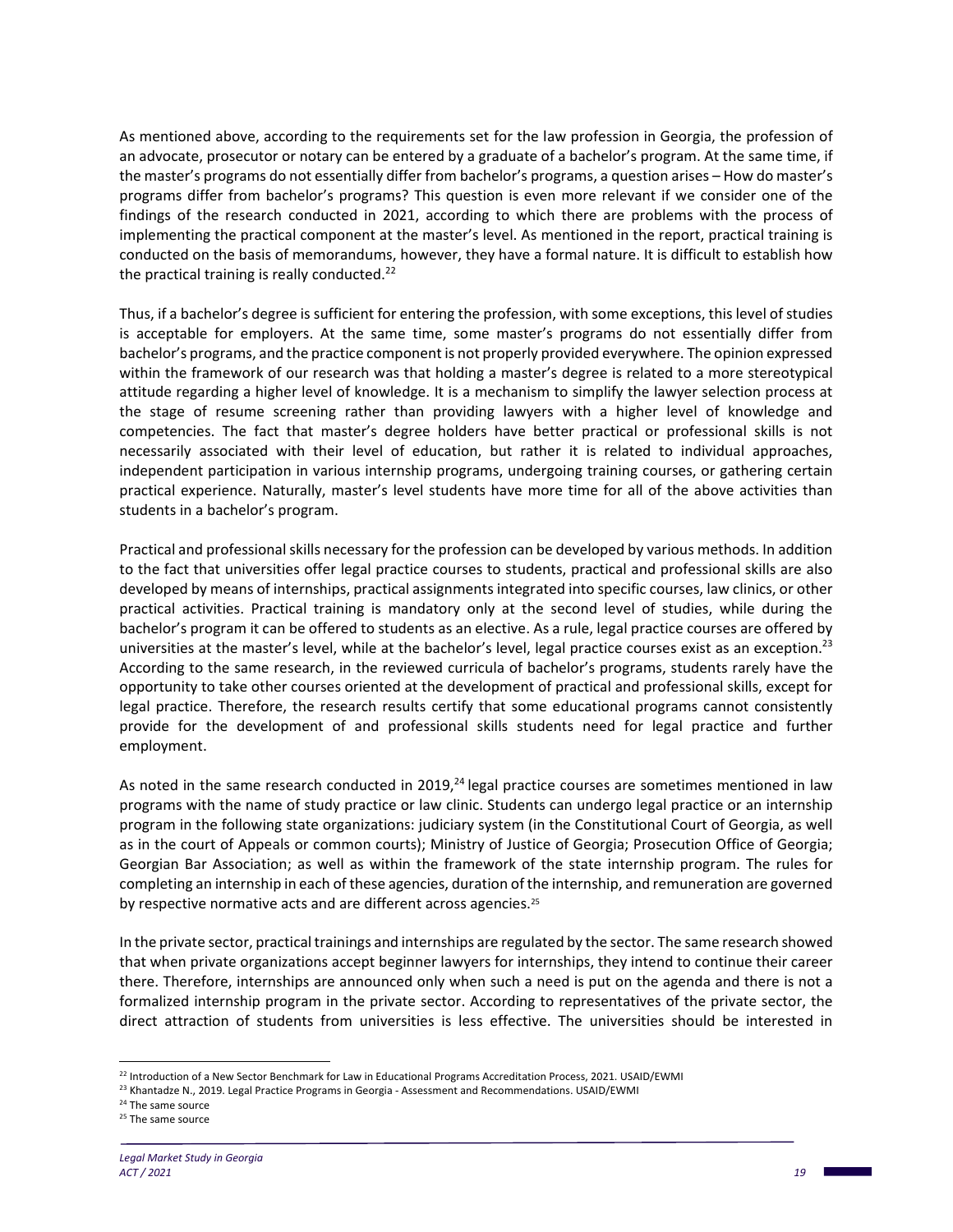As mentioned above, according to the requirements set for the law profession in Georgia, the profession of an advocate, prosecutor or notary can be entered by a graduate of a bachelor's program. At the same time, if the master's programs do not essentially differ from bachelor's programs, a question arises – How do master's programs differ from bachelor's programs? This question is even more relevant if we consider one of the findings of the research conducted in 2021, according to which there are problems with the process of implementing the practical component at the master's level. As mentioned in the report, practical training is conducted on the basis of memorandums, however, they have a formal nature. It is difficult to establish how the practical training is really conducted.[22]

Thus, if a bachelor's degree is sufficient for entering the profession, with some exceptions, this level of studies is acceptable for employers. At the same time, some master's programs do not essentially differ from bachelor's programs, and the practice component is not properly provided everywhere. The opinion expressed within the framework of our research was that holding a master's degree is related to a more stereotypical attitude regarding a higher level of knowledge. It is a mechanism to simplify the lawyer selection process at the stage of resume screening rather than providing lawyers with a higher level of knowledge and competencies. The fact that master's degree holders have better practical or professional skills is not necessarily associated with their level of education, but rather it is related to individual approaches, independent participation in various internship programs, undergoing training courses, or gathering certain practical experience. Naturally, master's level students have more time for all of the above activities than students in a bachelor's program.

Practical and professional skills necessary for the profession can be developed by various methods. In addition to the fact that universities offer legal practice courses to students, practical and professional skills are also developed by means of internships, practical assignments integrated into specific courses, law clinics, or other practical activities. Practical training is mandatory only at the second level of studies, while during the bachelor's program it can be offered to students as an elective. As a rule, legal practice courses are offered by universities at the master's level, while at the bachelor's level, legal practice courses exist as an exception.[23] According to the same research, in the reviewed curricula of bachelor's programs, students rarely have the opportunity to take other courses oriented at the development of practical and professional skills, except for legal practice. Therefore, the research results certify that some educational programs cannot consistently provide for the development of and professional skills students need for legal practice and further employment.

As noted in the same research conducted in 2019,[24] legal practice courses are sometimes mentioned in law programs with the name of study practice or law clinic. Students can undergo legal practice or an internship program in the following state organizations: judiciary system (in the Constitutional Court of Georgia, as well as in the court of Appeals or common courts); Ministry of Justice of Georgia; Prosecution Office of Georgia; Georgian Bar Association; as well as within the framework of the state internship program. The rules for completing an internship in each of these agencies, duration of the internship, and remuneration are governed by respective normative acts and are different across agencies.[25]

In the private sector, practical trainings and internships are regulated by the sector. The same research showed that when private organizations accept beginner lawyers for internships, they intend to continue their career there. Therefore, internships are announced only when such a need is put on the agenda and there is not a formalized internship program in the private sector. According to representatives of the private sector, the direct attraction of students from universities is less effective. The universities should be interested in

---

[22] Introduction of a New Sector Benchmark for Law in Educational Programs Accreditation Process, 2021. USAID/EWMI

[23] Khantadze N., 2019. Legal Practice Programs in Georgia - Assessment and Recommendations. USAID/EWMI

[24] The same source

[25] The same source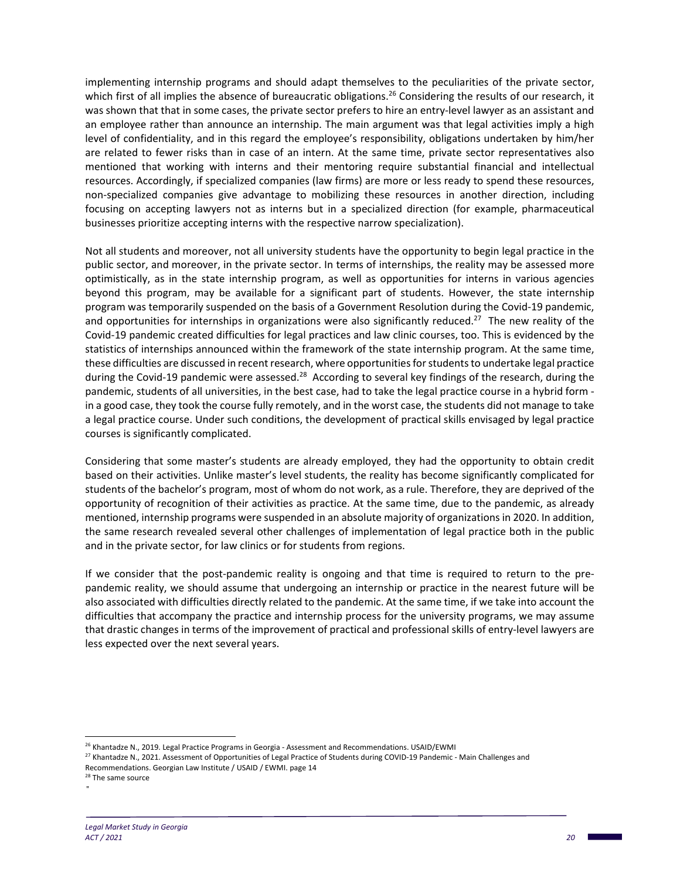implementing internship programs and should adapt themselves to the peculiarities of the private sector, which first of all implies the absence of bureaucratic obligations.[26] Considering the results of our research, it was shown that that in some cases, the private sector prefers to hire an entry-level lawyer as an assistant and an employee rather than announce an internship. The main argument was that legal activities imply a high level of confidentiality, and in this regard the employee's responsibility, obligations undertaken by him/her are related to fewer risks than in case of an intern. At the same time, private sector representatives also mentioned that working with interns and their mentoring require substantial financial and intellectual resources. Accordingly, if specialized companies (law firms) are more or less ready to spend these resources, non-specialized companies give advantage to mobilizing these resources in another direction, including focusing on accepting lawyers not as interns but in a specialized direction (for example, pharmaceutical businesses prioritize accepting interns with the respective narrow specialization).

Not all students and moreover, not all university students have the opportunity to begin legal practice in the public sector, and moreover, in the private sector. In terms of internships, the reality may be assessed more optimistically, as in the state internship program, as well as opportunities for interns in various agencies beyond this program, may be available for a significant part of students. However, the state internship program was temporarily suspended on the basis of a Government Resolution during the Covid-19 pandemic, and opportunities for internships in organizations were also significantly reduced.[27] The new reality of the Covid-19 pandemic created difficulties for legal practices and law clinic courses, too. This is evidenced by the statistics of internships announced within the framework of the state internship program. At the same time, these difficulties are discussed in recent research, where opportunities for students to undertake legal practice during the Covid-19 pandemic were assessed.[28] According to several key findings of the research, during the pandemic, students of all universities, in the best case, had to take the legal practice course in a hybrid form - in a good case, they took the course fully remotely, and in the worst case, the students did not manage to take a legal practice course. Under such conditions, the development of practical skills envisaged by legal practice courses is significantly complicated.

Considering that some master's students are already employed, they had the opportunity to obtain credit based on their activities. Unlike master's level students, the reality has become significantly complicated for students of the bachelor's program, most of whom do not work, as a rule. Therefore, they are deprived of the opportunity of recognition of their activities as practice. At the same time, due to the pandemic, as already mentioned, internship programs were suspended in an absolute majority of organizations in 2020. In addition, the same research revealed several other challenges of implementation of legal practice both in the public and in the private sector, for law clinics or for students from regions.

If we consider that the post-pandemic reality is ongoing and that time is required to return to the pre-pandemic reality, we should assume that undergoing an internship or practice in the nearest future will be also associated with difficulties directly related to the pandemic. At the same time, if we take into account the difficulties that accompany the practice and internship process for the university programs, we may assume that drastic changes in terms of the improvement of practical and professional skills of entry-level lawyers are less expected over the next several years.

---

[26] Khantadze N., 2019. Legal Practice Programs in Georgia - Assessment and Recommendations. USAID/EWMI

[27] Khantadze N., 2021. Assessment of Opportunities of Legal Practice of Students during COVID-19 Pandemic - Main Challenges and Recommendations. Georgian Law Institute / USAID / EWMI. page 14

[28] The same source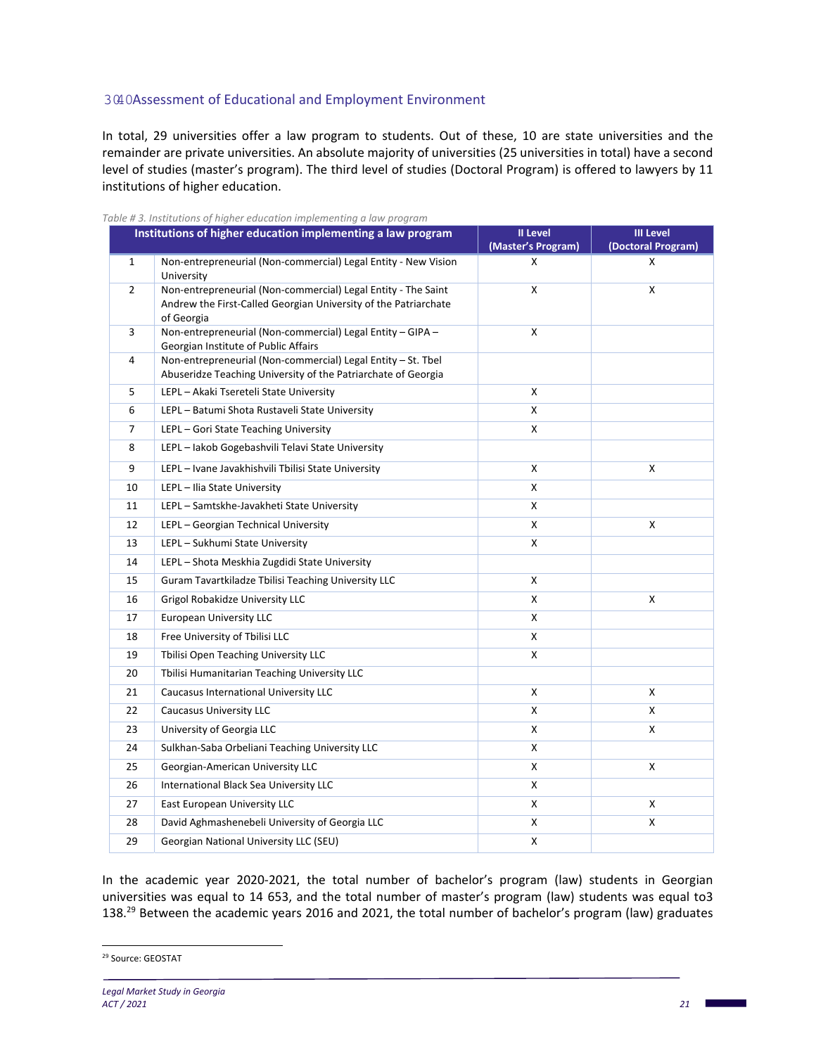## 3.4. Assessment of Educational and Employment Environment

In total, 29 universities offer a law program to students. Out of these, 10 are state universities and the remainder are private universities. An absolute majority of universities (25 universities in total) have a second level of studies (master's program). The third level of studies (Doctoral Program) is offered to lawyers by 11 institutions of higher education.

*Table # 3. Institutions of higher education implementing a law program*

| Institutions of higher education implementing a law program | | II Level (Master's Program) | III Level (Doctoral Program) |
|---|---|---|---|
| 1 | Non-entrepreneurial (Non-commercial) Legal Entity - New Vision University | X | X |
| 2 | Non-entrepreneurial (Non-commercial) Legal Entity - The Saint Andrew the First-Called Georgian University of the Patriarchate of Georgia | X | X |
| 3 | Non-entrepreneurial (Non-commercial) Legal Entity – GIPA – Georgian Institute of Public Affairs | X | |
| 4 | Non-entrepreneurial (Non-commercial) Legal Entity – St. Tbel Abuseridze Teaching University of the Patriarchate of Georgia | | |
| 5 | LEPL – Akaki Tsereteli State University | X | |
| 6 | LEPL – Batumi Shota Rustaveli State University | X | |
| 7 | LEPL – Gori State Teaching University | X | |
| 8 | LEPL – Iakob Gogebashvili Telavi State University | | |
| 9 | LEPL – Ivane Javakhishvili Tbilisi State University | X | X |
| 10 | LEPL – Ilia State University | X | |
| 11 | LEPL – Samtskhe-Javakheti State University | X | |
| 12 | LEPL – Georgian Technical University | X | X |
| 13 | LEPL – Sukhumi State University | X | |
| 14 | LEPL – Shota Meskhia Zugdidi State University | | |
| 15 | Guram Tavartkiladze Tbilisi Teaching University LLC | X | |
| 16 | Grigol Robakidze University LLC | X | X |
| 17 | European University LLC | X | |
| 18 | Free University of Tbilisi LLC | X | |
| 19 | Tbilisi Open Teaching University LLC | X | |
| 20 | Tbilisi Humanitarian Teaching University LLC | | |
| 21 | Caucasus International University LLC | X | X |
| 22 | Caucasus University LLC | X | X |
| 23 | University of Georgia LLC | X | X |
| 24 | Sulkhan-Saba Orbeliani Teaching University LLC | X | |
| 25 | Georgian-American University LLC | X | X |
| 26 | International Black Sea University LLC | X | |
| 27 | East European University LLC | X | X |
| 28 | David Aghmashenebeli University of Georgia LLC | X | X |
| 29 | Georgian National University LLC (SEU) | X | |

In the academic year 2020-2021, the total number of bachelor's program (law) students in Georgian universities was equal to 14 653, and the total number of master's program (law) students was equal to3 138.[29] Between the academic years 2016 and 2021, the total number of bachelor's program (law) graduates

[29] Source: GEOSTAT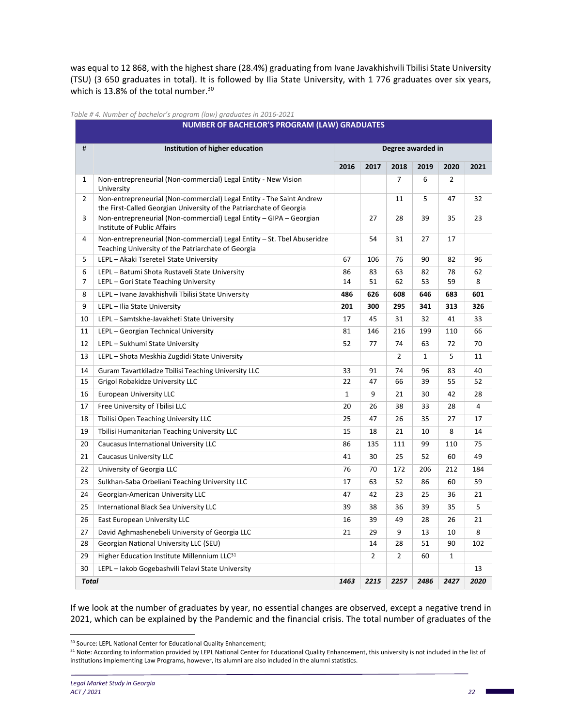was equal to 12 868, with the highest share (28.4%) graduating from Ivane Javakhishvili Tbilisi State University (TSU) (3 650 graduates in total). It is followed by Ilia State University, with 1 776 graduates over six years, which is 13.8% of the total number.[30]

*Table # 4. Number of bachelor's program (law) graduates in 2016-2021*

| NUMBER OF BACHELOR'S PROGRAM (LAW) GRADUATES | | | | | | | |
|---|---|---|---|---|---|---|---|
| **#** | **Institution of higher education** | **Degree awarded in** | | | | | |
| | | **2016** | **2017** | **2018** | **2019** | **2020** | **2021** |
| 1 | Non-entrepreneurial (Non-commercial) Legal Entity - New Vision University | | | 7 | 6 | 2 | |
| 2 | Non-entrepreneurial (Non-commercial) Legal Entity - The Saint Andrew the First-Called Georgian University of the Patriarchate of Georgia | | | 11 | 5 | 47 | 32 |
| 3 | Non-entrepreneurial (Non-commercial) Legal Entity – GIPA – Georgian Institute of Public Affairs | | 27 | 28 | 39 | 35 | 23 |
| 4 | Non-entrepreneurial (Non-commercial) Legal Entity – St. Tbel Abuseridze Teaching University of the Patriarchate of Georgia | | 54 | 31 | 27 | 17 | |
| 5 | LEPL – Akaki Tsereteli State University | 67 | 106 | 76 | 90 | 82 | 96 |
| 6 | LEPL – Batumi Shota Rustaveli State University | 86 | 83 | 63 | 82 | 78 | 62 |
| 7 | LEPL – Gori State Teaching University | 14 | 51 | 62 | 53 | 59 | 8 |
| 8 | LEPL – Ivane Javakhishvili Tbilisi State University | **486** | **626** | **608** | **646** | **683** | **601** |
| 9 | LEPL – Ilia State University | **201** | **300** | **295** | **341** | **313** | **326** |
| 10 | LEPL – Samtskhe-Javakheti State University | 17 | 45 | 31 | 32 | 41 | 33 |
| 11 | LEPL – Georgian Technical University | 81 | 146 | 216 | 199 | 110 | 66 |
| 12 | LEPL – Sukhumi State University | 52 | 77 | 74 | 63 | 72 | 70 |
| 13 | LEPL – Shota Meskhia Zugdidi State University | | | 2 | 1 | 5 | 11 |
| 14 | Guram Tavartkiladze Tbilisi Teaching University LLC | 33 | 91 | 74 | 96 | 83 | 40 |
| 15 | Grigol Robakidze University LLC | 22 | 47 | 66 | 39 | 55 | 52 |
| 16 | European University LLC | 1 | 9 | 21 | 30 | 42 | 28 |
| 17 | Free University of Tbilisi LLC | 20 | 26 | 38 | 33 | 28 | 4 |
| 18 | Tbilisi Open Teaching University LLC | 25 | 47 | 26 | 35 | 27 | 17 |
| 19 | Tbilisi Humanitarian Teaching University LLC | 15 | 18 | 21 | 10 | 8 | 14 |
| 20 | Caucasus International University LLC | 86 | 135 | 111 | 99 | 110 | 75 |
| 21 | Caucasus University LLC | 41 | 30 | 25 | 52 | 60 | 49 |
| 22 | University of Georgia LLC | 76 | 70 | 172 | 206 | 212 | 184 |
| 23 | Sulkhan-Saba Orbeliani Teaching University LLC | 17 | 63 | 52 | 86 | 60 | 59 |
| 24 | Georgian-American University LLC | 47 | 42 | 23 | 25 | 36 | 21 |
| 25 | International Black Sea University LLC | 39 | 38 | 36 | 39 | 35 | 5 |
| 26 | East European University LLC | 16 | 39 | 49 | 28 | 26 | 21 |
| 27 | David Aghmashenebeli University of Georgia LLC | 21 | 29 | 9 | 13 | 10 | 8 |
| 28 | Georgian National University LLC (SEU) | | 14 | 28 | 51 | 90 | 102 |
| 29 | Higher Education Institute Millennium LLC[31] | | 2 | 2 | 60 | 1 | |
| 30 | LEPL – Iakob Gogebashvili Telavi State University | | | | | | 13 |
| ***Total*** | | ***1463*** | ***2215*** | ***2257*** | ***2486*** | ***2427*** | ***2020*** |

If we look at the number of graduates by year, no essential changes are observed, except a negative trend in 2021, which can be explained by the Pandemic and the financial crisis. The total number of graduates of the

[30] Source: LEPL National Center for Educational Quality Enhancement;

[31] Note: According to information provided by LEPL National Center for Educational Quality Enhancement, this university is not included in the list of institutions implementing Law Programs, however, its alumni are also included in the alumni statistics.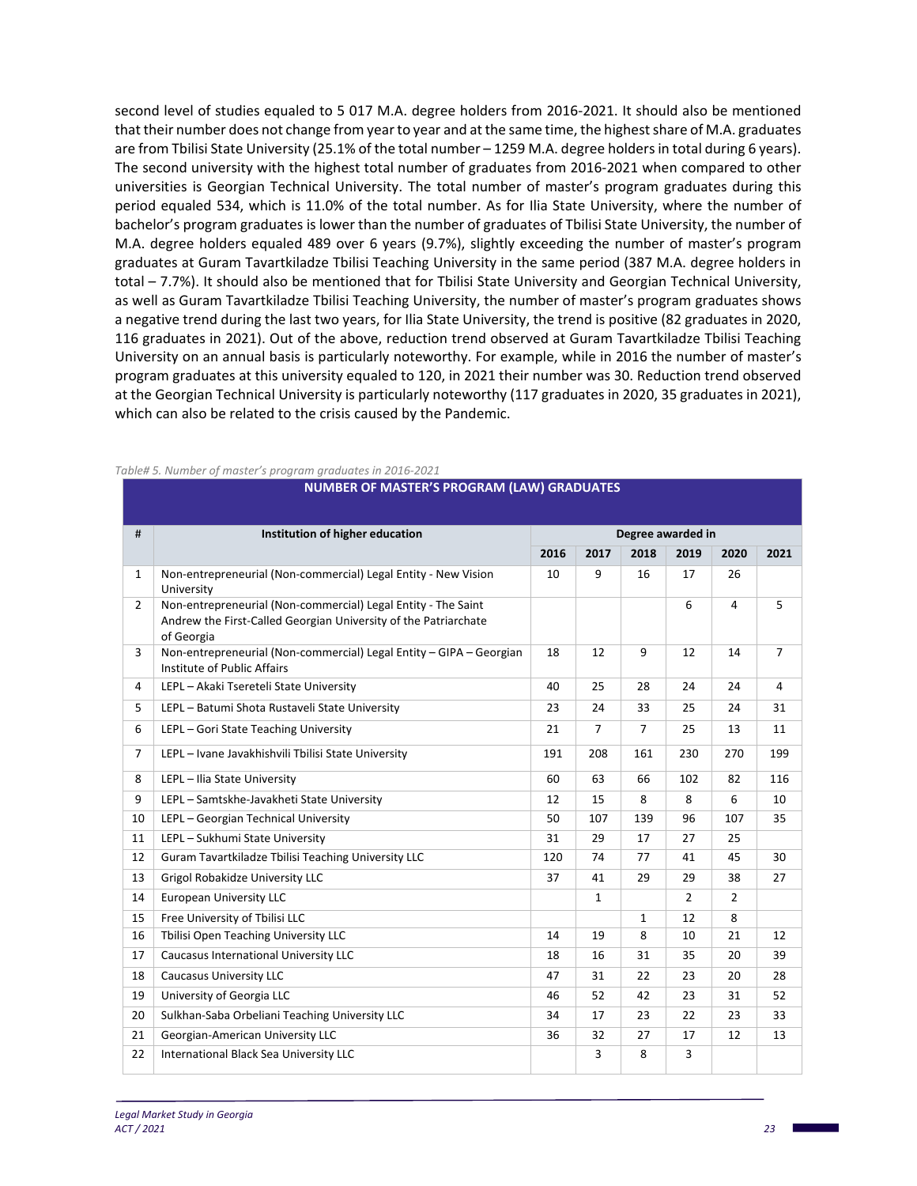second level of studies equaled to 5 017 M.A. degree holders from 2016-2021. It should also be mentioned that their number does not change from year to year and at the same time, the highest share of M.A. graduates are from Tbilisi State University (25.1% of the total number – 1259 M.A. degree holders in total during 6 years). The second university with the highest total number of graduates from 2016-2021 when compared to other universities is Georgian Technical University. The total number of master's program graduates during this period equaled 534, which is 11.0% of the total number. As for Ilia State University, where the number of bachelor's program graduates is lower than the number of graduates of Tbilisi State University, the number of M.A. degree holders equaled 489 over 6 years (9.7%), slightly exceeding the number of master's program graduates at Guram Tavartkiladze Tbilisi Teaching University in the same period (387 M.A. degree holders in total – 7.7%). It should also be mentioned that for Tbilisi State University and Georgian Technical University, as well as Guram Tavartkiladze Tbilisi Teaching University, the number of master's program graduates shows a negative trend during the last two years, for Ilia State University, the trend is positive (82 graduates in 2020, 116 graduates in 2021). Out of the above, reduction trend observed at Guram Tavartkiladze Tbilisi Teaching University on an annual basis is particularly noteworthy. For example, while in 2016 the number of master's program graduates at this university equaled to 120, in 2021 their number was 30. Reduction trend observed at the Georgian Technical University is particularly noteworthy (117 graduates in 2020, 35 graduates in 2021), which can also be related to the crisis caused by the Pandemic.

*Table# 5. Number of master's program graduates in 2016-2021*

**NUMBER OF MASTER'S PROGRAM (LAW) GRADUATES**

| # | Institution of higher education | Degree awarded in | | | | | |
|---|---|---|---|---|---|---|---|
| | | 2016 | 2017 | 2018 | 2019 | 2020 | 2021 |
| 1 | Non-entrepreneurial (Non-commercial) Legal Entity - New Vision University | 10 | 9 | 16 | 17 | 26 | |
| 2 | Non-entrepreneurial (Non-commercial) Legal Entity - The Saint Andrew the First-Called Georgian University of the Patriarchate of Georgia | | | | 6 | 4 | 5 |
| 3 | Non-entrepreneurial (Non-commercial) Legal Entity – GIPA – Georgian Institute of Public Affairs | 18 | 12 | 9 | 12 | 14 | 7 |
| 4 | LEPL – Akaki Tsereteli State University | 40 | 25 | 28 | 24 | 24 | 4 |
| 5 | LEPL – Batumi Shota Rustaveli State University | 23 | 24 | 33 | 25 | 24 | 31 |
| 6 | LEPL – Gori State Teaching University | 21 | 7 | 7 | 25 | 13 | 11 |
| 7 | LEPL – Ivane Javakhishvili Tbilisi State University | 191 | 208 | 161 | 230 | 270 | 199 |
| 8 | LEPL – Ilia State University | 60 | 63 | 66 | 102 | 82 | 116 |
| 9 | LEPL – Samtskhe-Javakheti State University | 12 | 15 | 8 | 8 | 6 | 10 |
| 10 | LEPL – Georgian Technical University | 50 | 107 | 139 | 96 | 107 | 35 |
| 11 | LEPL – Sukhumi State University | 31 | 29 | 17 | 27 | 25 | |
| 12 | Guram Tavartkiladze Tbilisi Teaching University LLC | 120 | 74 | 77 | 41 | 45 | 30 |
| 13 | Grigol Robakidze University LLC | 37 | 41 | 29 | 29 | 38 | 27 |
| 14 | European University LLC | | 1 | | 2 | 2 | |
| 15 | Free University of Tbilisi LLC | | | 1 | 12 | 8 | |
| 16 | Tbilisi Open Teaching University LLC | 14 | 19 | 8 | 10 | 21 | 12 |
| 17 | Caucasus International University LLC | 18 | 16 | 31 | 35 | 20 | 39 |
| 18 | Caucasus University LLC | 47 | 31 | 22 | 23 | 20 | 28 |
| 19 | University of Georgia LLC | 46 | 52 | 42 | 23 | 31 | 52 |
| 20 | Sulkhan-Saba Orbeliani Teaching University LLC | 34 | 17 | 23 | 22 | 23 | 33 |
| 21 | Georgian-American University LLC | 36 | 32 | 27 | 17 | 12 | 13 |
| 22 | International Black Sea University LLC | | 3 | 8 | 3 | | |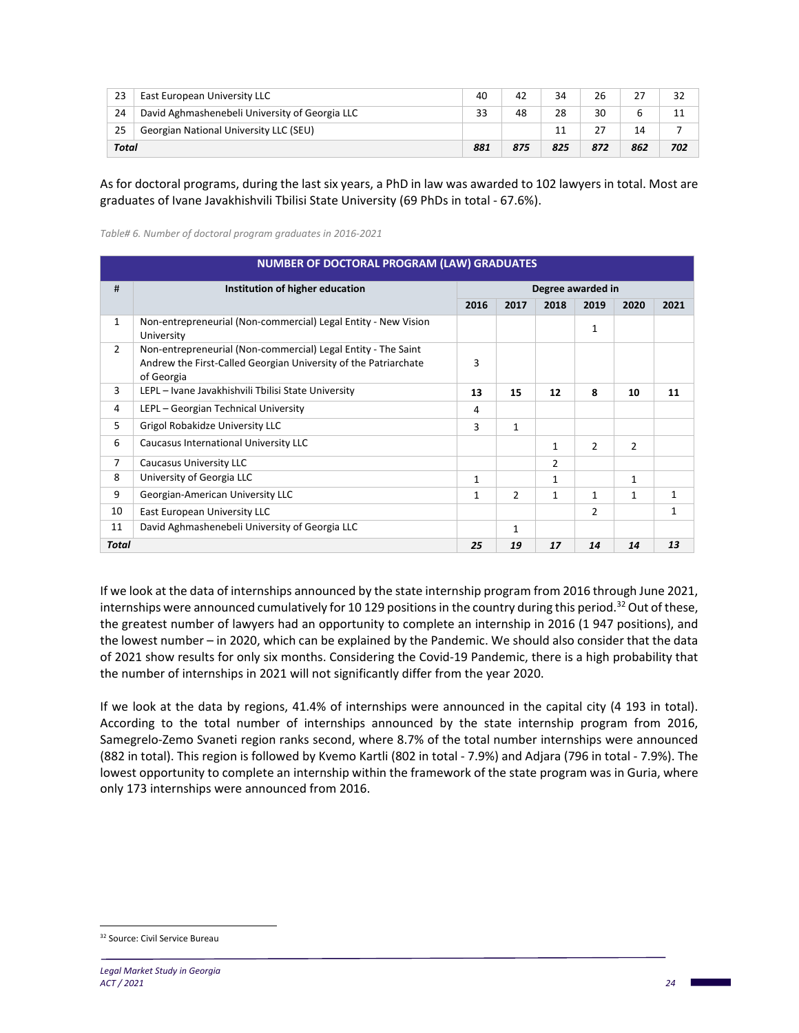| | | | | | | | |
|---|---|---|---|---|---|---|---|
| 23 | East European University LLC | 40 | 42 | 34 | 26 | 27 | 32 |
| 24 | David Aghmashenebeli University of Georgia LLC | 33 | 48 | 28 | 30 | 6 | 11 |
| 25 | Georgian National University LLC (SEU) | | | 11 | 27 | 14 | 7 |
| ***Total*** | | ***881*** | ***875*** | ***825*** | ***872*** | ***862*** | ***702*** |

As for doctoral programs, during the last six years, a PhD in law was awarded to 102 lawyers in total. Most are graduates of Ivane Javakhishvili Tbilisi State University (69 PhDs in total - 67.6%).

*Table# 6. Number of doctoral program graduates in 2016-2021*

| NUMBER OF DOCTORAL PROGRAM (LAW) GRADUATES | | | | | | | |
|---|---|---|---|---|---|---|---|
| **#** | **Institution of higher education** | **Degree awarded in** | | | | | |
| | | **2016** | **2017** | **2018** | **2019** | **2020** | **2021** |
| 1 | Non-entrepreneurial (Non-commercial) Legal Entity - New Vision University | | | | 1 | | |
| 2 | Non-entrepreneurial (Non-commercial) Legal Entity - The Saint Andrew the First-Called Georgian University of the Patriarchate of Georgia | 3 | | | | | |
| 3 | LEPL – Ivane Javakhishvili Tbilisi State University | **13** | **15** | **12** | **8** | **10** | **11** |
| 4 | LEPL – Georgian Technical University | 4 | | | | | |
| 5 | Grigol Robakidze University LLC | 3 | 1 | | | | |
| 6 | Caucasus International University LLC | | | 1 | 2 | 2 | |
| 7 | Caucasus University LLC | | | 2 | | | |
| 8 | University of Georgia LLC | 1 | | 1 | | 1 | |
| 9 | Georgian-American University LLC | 1 | 2 | 1 | 1 | 1 | 1 |
| 10 | East European University LLC | | | | 2 | | 1 |
| 11 | David Aghmashenebeli University of Georgia LLC | | 1 | | | | |
| ***Total*** | | ***25*** | ***19*** | ***17*** | ***14*** | ***14*** | ***13*** |

If we look at the data of internships announced by the state internship program from 2016 through June 2021, internships were announced cumulatively for 10 129 positions in the country during this period.[32] Out of these, the greatest number of lawyers had an opportunity to complete an internship in 2016 (1 947 positions), and the lowest number – in 2020, which can be explained by the Pandemic. We should also consider that the data of 2021 show results for only six months. Considering the Covid-19 Pandemic, there is a high probability that the number of internships in 2021 will not significantly differ from the year 2020.

If we look at the data by regions, 41.4% of internships were announced in the capital city (4 193 in total). According to the total number of internships announced by the state internship program from 2016, Samegrelo-Zemo Svaneti region ranks second, where 8.7% of the total number internships were announced (882 in total). This region is followed by Kvemo Kartli (802 in total - 7.9%) and Adjara (796 in total - 7.9%). The lowest opportunity to complete an internship within the framework of the state program was in Guria, where only 173 internships were announced from 2016.

[32] Source: Civil Service Bureau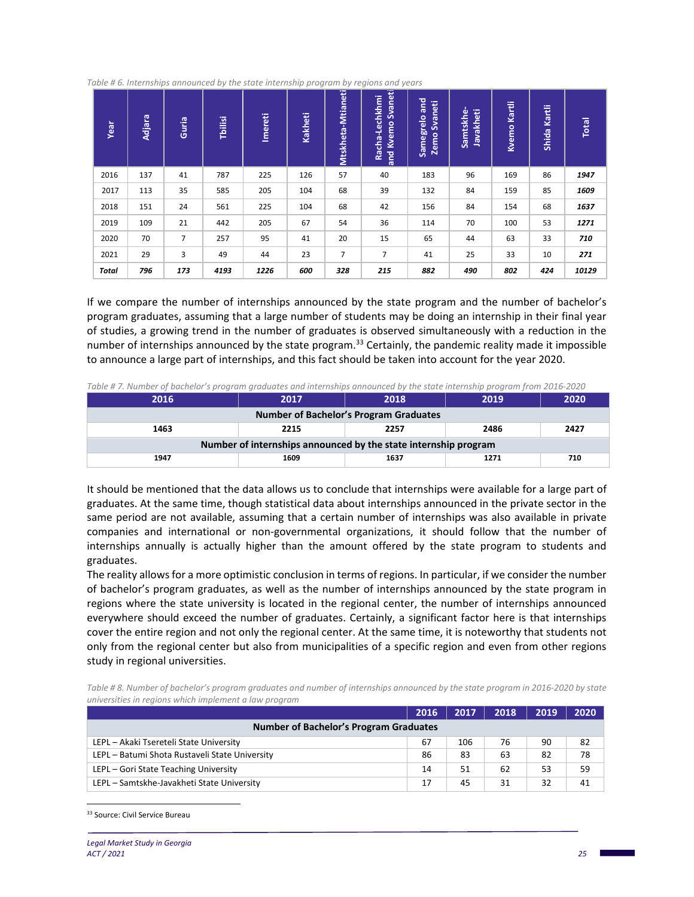*Table # 6. Internships announced by the state internship program by regions and years*

| Year | Adjara | Guria | Tbilisi | Imereti | Kakheti | Mtskheta-Mtianeti | Racha-Lechkhmi and Kvemo Svaneti | Samegrelo and Zemo Svaneti | Samtskhe-Javakheti | Kvemo Kartli | Shida Kartli | Total |
|---|---|---|---|---|---|---|---|---|---|---|---|---|
| 2016 | 137 | 41 | 787 | 225 | 126 | 57 | 40 | 183 | 96 | 169 | 86 | ***1947*** |
| 2017 | 113 | 35 | 585 | 205 | 104 | 68 | 39 | 132 | 84 | 159 | 85 | ***1609*** |
| 2018 | 151 | 24 | 561 | 225 | 104 | 68 | 42 | 156 | 84 | 154 | 68 | ***1637*** |
| 2019 | 109 | 21 | 442 | 205 | 67 | 54 | 36 | 114 | 70 | 100 | 53 | ***1271*** |
| 2020 | 70 | 7 | 257 | 95 | 41 | 20 | 15 | 65 | 44 | 63 | 33 | ***710*** |
| 2021 | 29 | 3 | 49 | 44 | 23 | 7 | 7 | 41 | 25 | 33 | 10 | ***271*** |
| ***Total*** | ***796*** | ***173*** | ***4193*** | ***1226*** | ***600*** | ***328*** | ***215*** | ***882*** | ***490*** | ***802*** | ***424*** | ***10129*** |

If we compare the number of internships announced by the state program and the number of bachelor's program graduates, assuming that a large number of students may be doing an internship in their final year of studies, a growing trend in the number of graduates is observed simultaneously with a reduction in the number of internships announced by the state program.[33] Certainly, the pandemic reality made it impossible to announce a large part of internships, and this fact should be taken into account for the year 2020.

*Table # 7. Number of bachelor's program graduates and internships announced by the state internship program from 2016-2020*

| 2016 | 2017 | 2018 | 2019 | 2020 |
|---|---|---|---|---|
| **Number of Bachelor's Program Graduates** | | | | |
| **1463** | **2215** | **2257** | **2486** | **2427** |
| **Number of internships announced by the state internship program** | | | | |
| **1947** | **1609** | **1637** | **1271** | **710** |

It should be mentioned that the data allows us to conclude that internships were available for a large part of graduates. At the same time, though statistical data about internships announced in the private sector in the same period are not available, assuming that a certain number of internships was also available in private companies and international or non-governmental organizations, it should follow that the number of internships annually is actually higher than the amount offered by the state program to students and graduates.

The reality allows for a more optimistic conclusion in terms of regions. In particular, if we consider the number of bachelor's program graduates, as well as the number of internships announced by the state program in regions where the state university is located in the regional center, the number of internships announced everywhere should exceed the number of graduates. Certainly, a significant factor here is that internships cover the entire region and not only the regional center. At the same time, it is noteworthy that students not only from the regional center but also from municipalities of a specific region and even from other regions study in regional universities.

*Table # 8. Number of bachelor's program graduates and number of internships announced by the state program in 2016-2020 by state universities in regions which implement a law program*

| | 2016 | 2017 | 2018 | 2019 | 2020 |
|---|---|---|---|---|---|
| **Number of Bachelor's Program Graduates** | | | | | |
| LEPL – Akaki Tsereteli State University | 67 | 106 | 76 | 90 | 82 |
| LEPL – Batumi Shota Rustaveli State University | 86 | 83 | 63 | 82 | 78 |
| LEPL – Gori State Teaching University | 14 | 51 | 62 | 53 | 59 |
| LEPL – Samtskhe-Javakheti State University | 17 | 45 | 31 | 32 | 41 |

[33] Source: Civil Service Bureau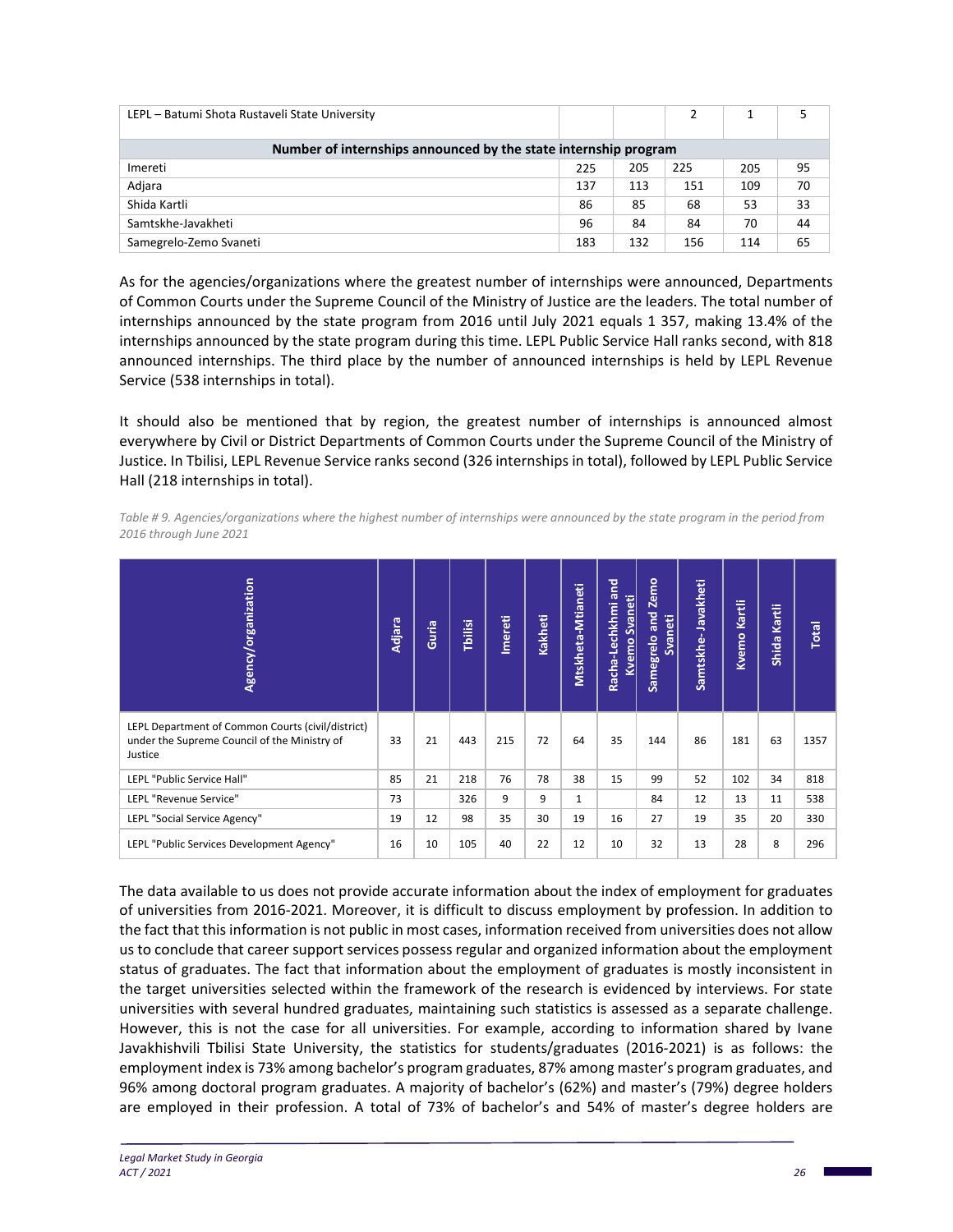| LEPL – Batumi Shota Rustaveli State University | | | 2 | 1 | 5 |
|---|---|---|---|---|---|
| **Number of internships announced by the state internship program** | | | | | |
| Imereti | 225 | 205 | 225 | 205 | 95 |
| Adjara | 137 | 113 | 151 | 109 | 70 |
| Shida Kartli | 86 | 85 | 68 | 53 | 33 |
| Samtskhe-Javakheti | 96 | 84 | 84 | 70 | 44 |
| Samegrelo-Zemo Svaneti | 183 | 132 | 156 | 114 | 65 |

As for the agencies/organizations where the greatest number of internships were announced, Departments of Common Courts under the Supreme Council of the Ministry of Justice are the leaders. The total number of internships announced by the state program from 2016 until July 2021 equals 1 357, making 13.4% of the internships announced by the state program during this time. LEPL Public Service Hall ranks second, with 818 announced internships. The third place by the number of announced internships is held by LEPL Revenue Service (538 internships in total).

It should also be mentioned that by region, the greatest number of internships is announced almost everywhere by Civil or District Departments of Common Courts under the Supreme Council of the Ministry of Justice. In Tbilisi, LEPL Revenue Service ranks second (326 internships in total), followed by LEPL Public Service Hall (218 internships in total).

*Table # 9. Agencies/organizations where the highest number of internships were announced by the state program in the period from 2016 through June 2021*

| Agency/organization | Adjara | Guria | Tbilisi | Imereti | Kakheti | Mtskheta-Mtianeti | Racha-Lechkhmi and Kvemo Svaneti | Samegrelo and Zemo Svaneti | Samtskhe-Javakheti | Kvemo Kartli | Shida Kartli | Total |
|---|---|---|---|---|---|---|---|---|---|---|---|---|
| LEPL Department of Common Courts (civil/district) under the Supreme Council of the Ministry of Justice | 33 | 21 | 443 | 215 | 72 | 64 | 35 | 144 | 86 | 181 | 63 | 1357 |
| LEPL "Public Service Hall" | 85 | 21 | 218 | 76 | 78 | 38 | 15 | 99 | 52 | 102 | 34 | 818 |
| LEPL "Revenue Service" | 73 | | 326 | 9 | 9 | 1 | | 84 | 12 | 13 | 11 | 538 |
| LEPL "Social Service Agency" | 19 | 12 | 98 | 35 | 30 | 19 | 16 | 27 | 19 | 35 | 20 | 330 |
| LEPL "Public Services Development Agency" | 16 | 10 | 105 | 40 | 22 | 12 | 10 | 32 | 13 | 28 | 8 | 296 |

The data available to us does not provide accurate information about the index of employment for graduates of universities from 2016-2021. Moreover, it is difficult to discuss employment by profession. In addition to the fact that this information is not public in most cases, information received from universities does not allow us to conclude that career support services possess regular and organized information about the employment status of graduates. The fact that information about the employment of graduates is mostly inconsistent in the target universities selected within the framework of the research is evidenced by interviews. For state universities with several hundred graduates, maintaining such statistics is assessed as a separate challenge. However, this is not the case for all universities. For example, according to information shared by Ivane Javakhishvili Tbilisi State University, the statistics for students/graduates (2016-2021) is as follows: the employment index is 73% among bachelor's program graduates, 87% among master's program graduates, and 96% among doctoral program graduates. A majority of bachelor's (62%) and master's (79%) degree holders are employed in their profession. A total of 73% of bachelor's and 54% of master's degree holders are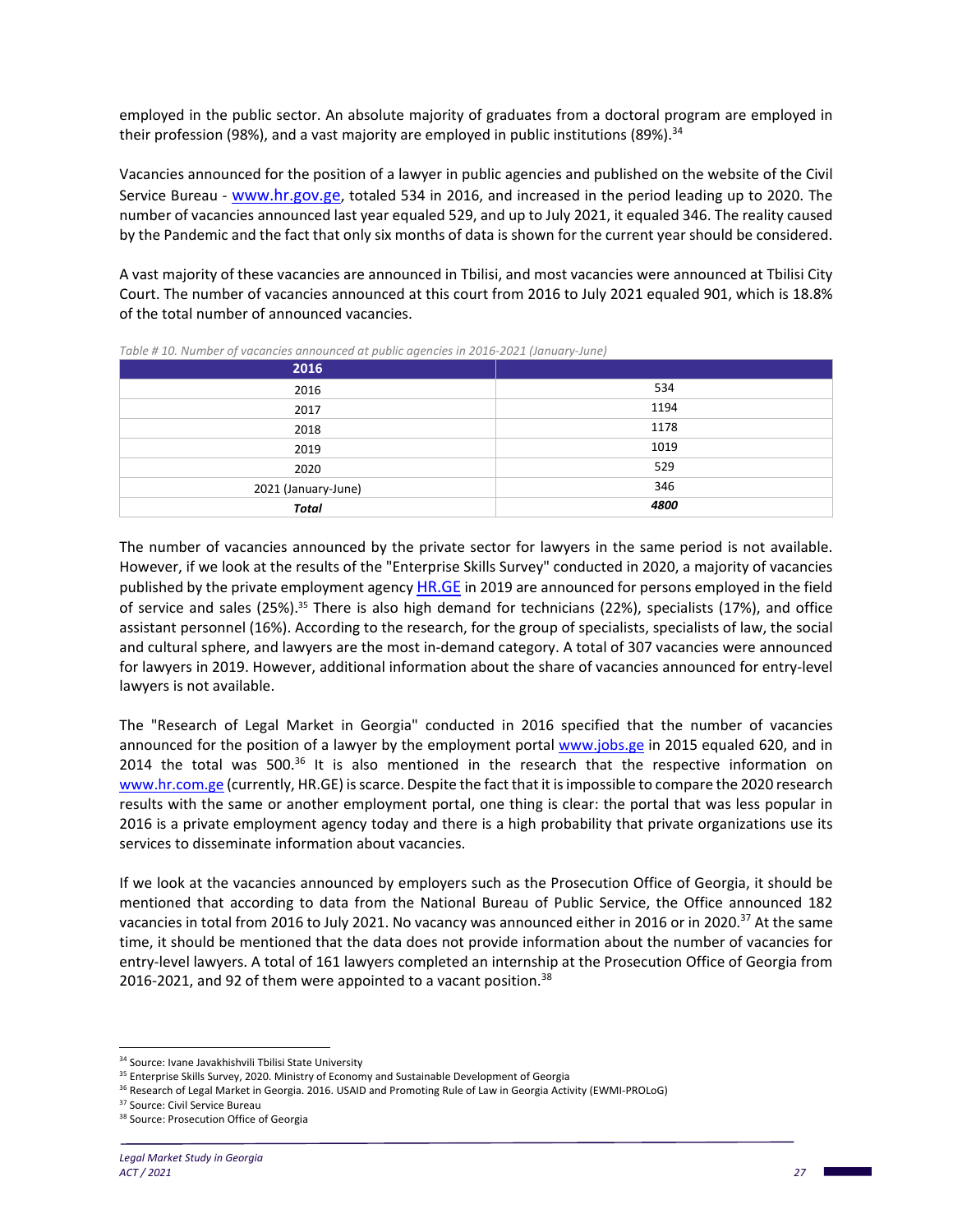employed in the public sector. An absolute majority of graduates from a doctoral program are employed in their profession (98%), and a vast majority are employed in public institutions (89%).[34]

Vacancies announced for the position of a lawyer in public agencies and published on the website of the Civil Service Bureau - www.hr.gov.ge, totaled 534 in 2016, and increased in the period leading up to 2020. The number of vacancies announced last year equaled 529, and up to July 2021, it equaled 346. The reality caused by the Pandemic and the fact that only six months of data is shown for the current year should be considered.

A vast majority of these vacancies are announced in Tbilisi, and most vacancies were announced at Tbilisi City Court. The number of vacancies announced at this court from 2016 to July 2021 equaled 901, which is 18.8% of the total number of announced vacancies.

*Table # 10. Number of vacancies announced at public agencies in 2016-2021 (January-June)*

| 2016 | |
|---|---|
| 2016 | 534 |
| 2017 | 1194 |
| 2018 | 1178 |
| 2019 | 1019 |
| 2020 | 529 |
| 2021 (January-June) | 346 |
| ***Total*** | ***4800*** |

The number of vacancies announced by the private sector for lawyers in the same period is not available. However, if we look at the results of the "Enterprise Skills Survey" conducted in 2020, a majority of vacancies published by the private employment agency HR.GE in 2019 are announced for persons employed in the field of service and sales (25%).[35] There is also high demand for technicians (22%), specialists (17%), and office assistant personnel (16%). According to the research, for the group of specialists, specialists of law, the social and cultural sphere, and lawyers are the most in-demand category. A total of 307 vacancies were announced for lawyers in 2019. However, additional information about the share of vacancies announced for entry-level lawyers is not available.

The "Research of Legal Market in Georgia" conducted in 2016 specified that the number of vacancies announced for the position of a lawyer by the employment portal www.jobs.ge in 2015 equaled 620, and in 2014 the total was 500.[36] It is also mentioned in the research that the respective information on www.hr.com.ge (currently, HR.GE) is scarce. Despite the fact that it is impossible to compare the 2020 research results with the same or another employment portal, one thing is clear: the portal that was less popular in 2016 is a private employment agency today and there is a high probability that private organizations use its services to disseminate information about vacancies.

If we look at the vacancies announced by employers such as the Prosecution Office of Georgia, it should be mentioned that according to data from the National Bureau of Public Service, the Office announced 182 vacancies in total from 2016 to July 2021. No vacancy was announced either in 2016 or in 2020.[37] At the same time, it should be mentioned that the data does not provide information about the number of vacancies for entry-level lawyers. A total of 161 lawyers completed an internship at the Prosecution Office of Georgia from 2016-2021, and 92 of them were appointed to a vacant position.[38]

---

[34] Source: Ivane Javakhishvili Tbilisi State University

[35] Enterprise Skills Survey, 2020. Ministry of Economy and Sustainable Development of Georgia

[36] Research of Legal Market in Georgia. 2016. USAID and Promoting Rule of Law in Georgia Activity (EWMI-PROLoG)

[37] Source: Civil Service Bureau

[38] Source: Prosecution Office of Georgia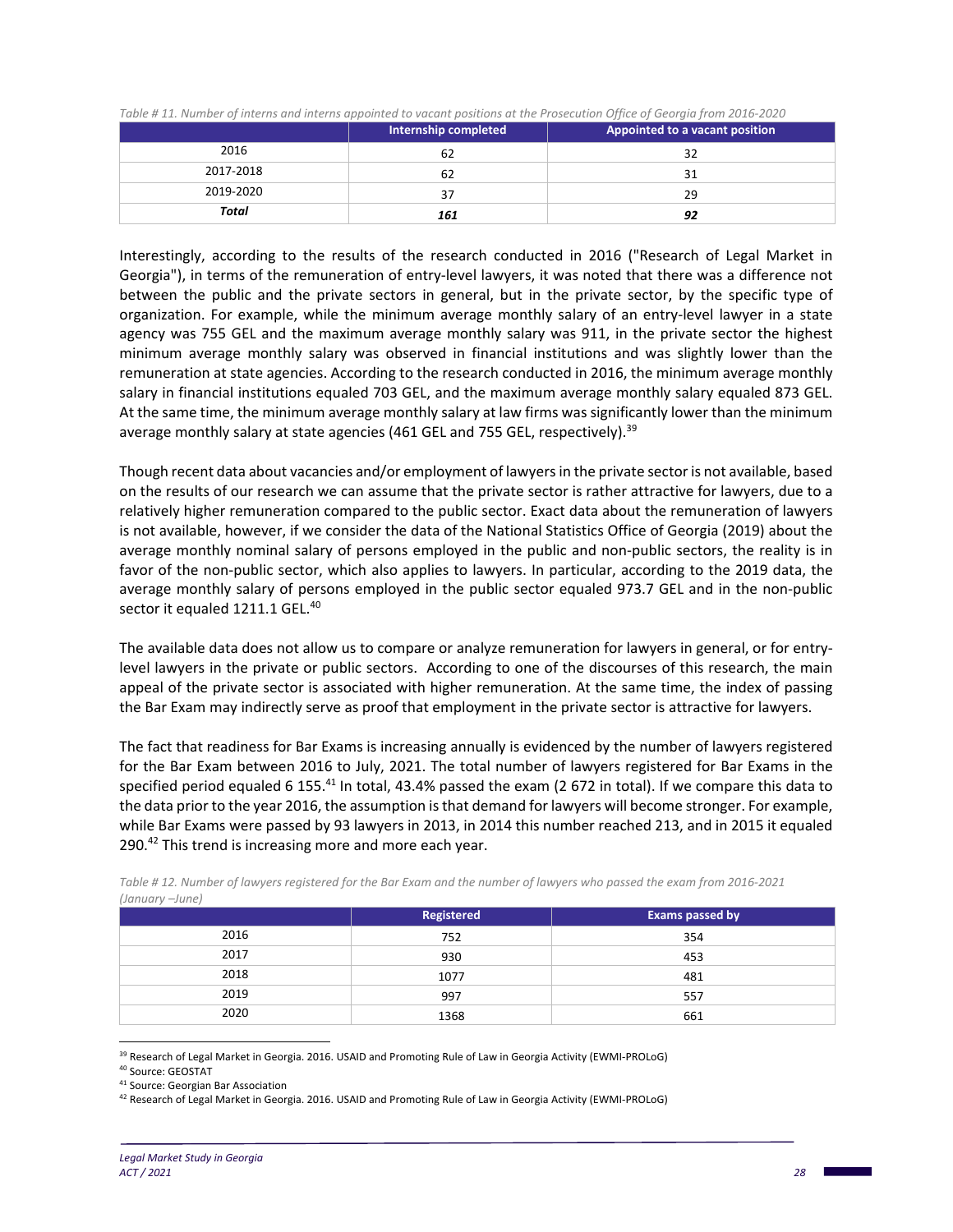*Table # 11. Number of interns and interns appointed to vacant positions at the Prosecution Office of Georgia from 2016-2020*

| | Internship completed | Appointed to a vacant position |
|---|---|---|
| 2016 | 62 | 32 |
| 2017-2018 | 62 | 31 |
| 2019-2020 | 37 | 29 |
| ***Total*** | ***161*** | ***92*** |

Interestingly, according to the results of the research conducted in 2016 ("Research of Legal Market in Georgia"), in terms of the remuneration of entry-level lawyers, it was noted that there was a difference not between the public and the private sectors in general, but in the private sector, by the specific type of organization. For example, while the minimum average monthly salary of an entry-level lawyer in a state agency was 755 GEL and the maximum average monthly salary was 911, in the private sector the highest minimum average monthly salary was observed in financial institutions and was slightly lower than the remuneration at state agencies. According to the research conducted in 2016, the minimum average monthly salary in financial institutions equaled 703 GEL, and the maximum average monthly salary equaled 873 GEL. At the same time, the minimum average monthly salary at law firms was significantly lower than the minimum average monthly salary at state agencies (461 GEL and 755 GEL, respectively).[39]

Though recent data about vacancies and/or employment of lawyers in the private sector is not available, based on the results of our research we can assume that the private sector is rather attractive for lawyers, due to a relatively higher remuneration compared to the public sector. Exact data about the remuneration of lawyers is not available, however, if we consider the data of the National Statistics Office of Georgia (2019) about the average monthly nominal salary of persons employed in the public and non-public sectors, the reality is in favor of the non-public sector, which also applies to lawyers. In particular, according to the 2019 data, the average monthly salary of persons employed in the public sector equaled 973.7 GEL and in the non-public sector it equaled 1211.1 GEL.[40]

The available data does not allow us to compare or analyze remuneration for lawyers in general, or for entry-level lawyers in the private or public sectors. According to one of the discourses of this research, the main appeal of the private sector is associated with higher remuneration. At the same time, the index of passing the Bar Exam may indirectly serve as proof that employment in the private sector is attractive for lawyers.

The fact that readiness for Bar Exams is increasing annually is evidenced by the number of lawyers registered for the Bar Exam between 2016 to July, 2021. The total number of lawyers registered for Bar Exams in the specified period equaled 6 155.[41] In total, 43.4% passed the exam (2 672 in total). If we compare this data to the data prior to the year 2016, the assumption is that demand for lawyers will become stronger. For example, while Bar Exams were passed by 93 lawyers in 2013, in 2014 this number reached 213, and in 2015 it equaled 290.[42] This trend is increasing more and more each year.

*Table # 12. Number of lawyers registered for the Bar Exam and the number of lawyers who passed the exam from 2016-2021 (January –June)*

| | Registered | Exams passed by |
|---|---|---|
| 2016 | 752 | 354 |
| 2017 | 930 | 453 |
| 2018 | 1077 | 481 |
| 2019 | 997 | 557 |
| 2020 | 1368 | 661 |

[39] Research of Legal Market in Georgia. 2016. USAID and Promoting Rule of Law in Georgia Activity (EWMI-PROLoG)

[40] Source: GEOSTAT

[41] Source: Georgian Bar Association

[42] Research of Legal Market in Georgia. 2016. USAID and Promoting Rule of Law in Georgia Activity (EWMI-PROLoG)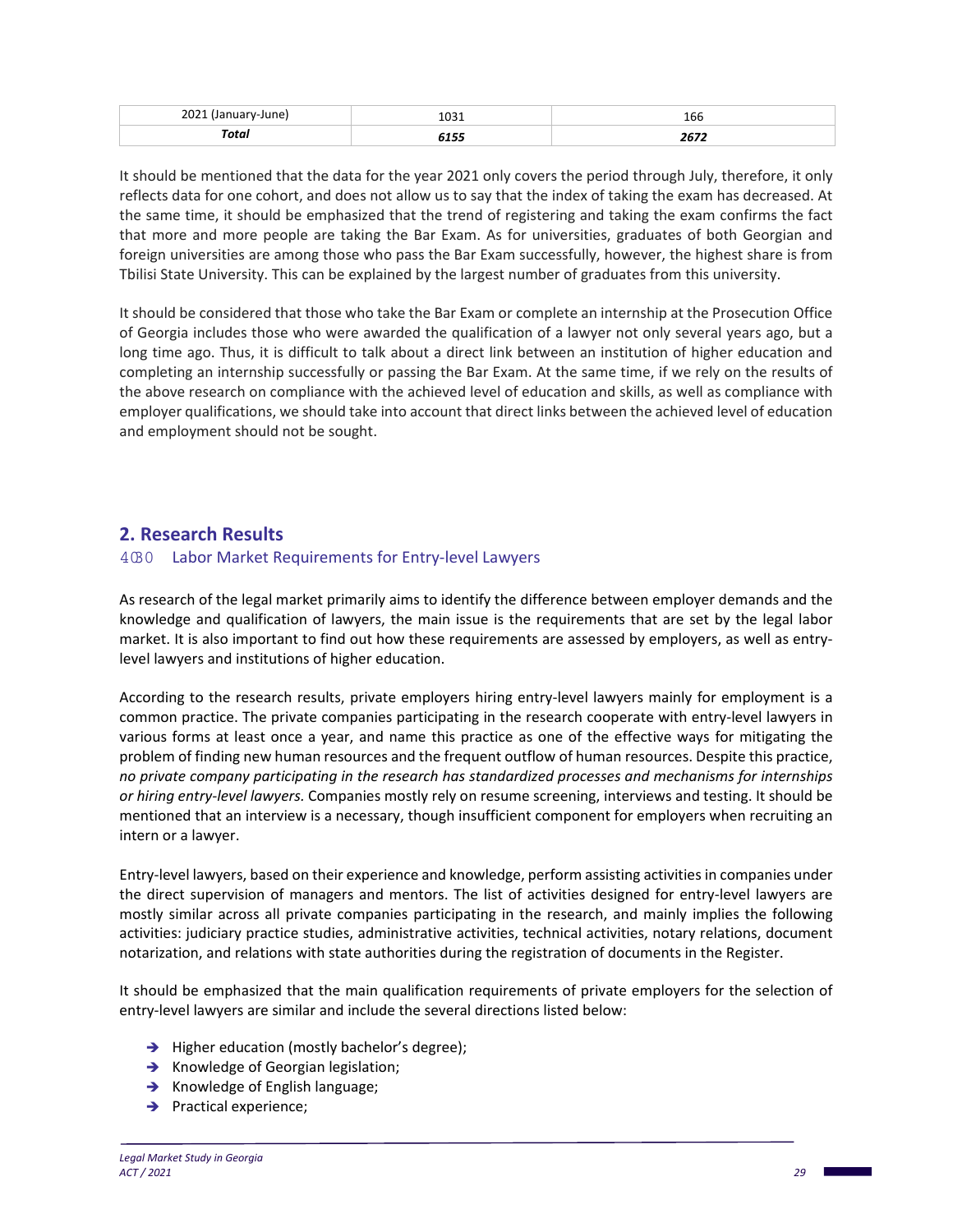| | | |
|---|---|---|
| 2021 (January-June) | 1031 | 166 |
| ***Total*** | ***6155*** | ***2672*** |

It should be mentioned that the data for the year 2021 only covers the period through July, therefore, it only reflects data for one cohort, and does not allow us to say that the index of taking the exam has decreased. At the same time, it should be emphasized that the trend of registering and taking the exam confirms the fact that more and more people are taking the Bar Exam. As for universities, graduates of both Georgian and foreign universities are among those who pass the Bar Exam successfully, however, the highest share is from Tbilisi State University. This can be explained by the largest number of graduates from this university.

It should be considered that those who take the Bar Exam or complete an internship at the Prosecution Office of Georgia includes those who were awarded the qualification of a lawyer not only several years ago, but a long time ago. Thus, it is difficult to talk about a direct link between an institution of higher education and completing an internship successfully or passing the Bar Exam. At the same time, if we rely on the results of the above research on compliance with the achieved level of education and skills, as well as compliance with employer qualifications, we should take into account that direct links between the achieved level of education and employment should not be sought.

## 2. Research Results

### 4.1.0 Labor Market Requirements for Entry-level Lawyers

As research of the legal market primarily aims to identify the difference between employer demands and the knowledge and qualification of lawyers, the main issue is the requirements that are set by the legal labor market. It is also important to find out how these requirements are assessed by employers, as well as entry-level lawyers and institutions of higher education.

According to the research results, private employers hiring entry-level lawyers mainly for employment is a common practice. The private companies participating in the research cooperate with entry-level lawyers in various forms at least once a year, and name this practice as one of the effective ways for mitigating the problem of finding new human resources and the frequent outflow of human resources. Despite this practice, *no private company participating in the research has standardized processes and mechanisms for internships or hiring entry-level lawyers.* Companies mostly rely on resume screening, interviews and testing. It should be mentioned that an interview is a necessary, though insufficient component for employers when recruiting an intern or a lawyer.

Entry-level lawyers, based on their experience and knowledge, perform assisting activities in companies under the direct supervision of managers and mentors. The list of activities designed for entry-level lawyers are mostly similar across all private companies participating in the research, and mainly implies the following activities: judiciary practice studies, administrative activities, technical activities, notary relations, document notarization, and relations with state authorities during the registration of documents in the Register.

It should be emphasized that the main qualification requirements of private employers for the selection of entry-level lawyers are similar and include the several directions listed below:

- Higher education (mostly bachelor's degree);
- Knowledge of Georgian legislation;
- Knowledge of English language;
- Practical experience;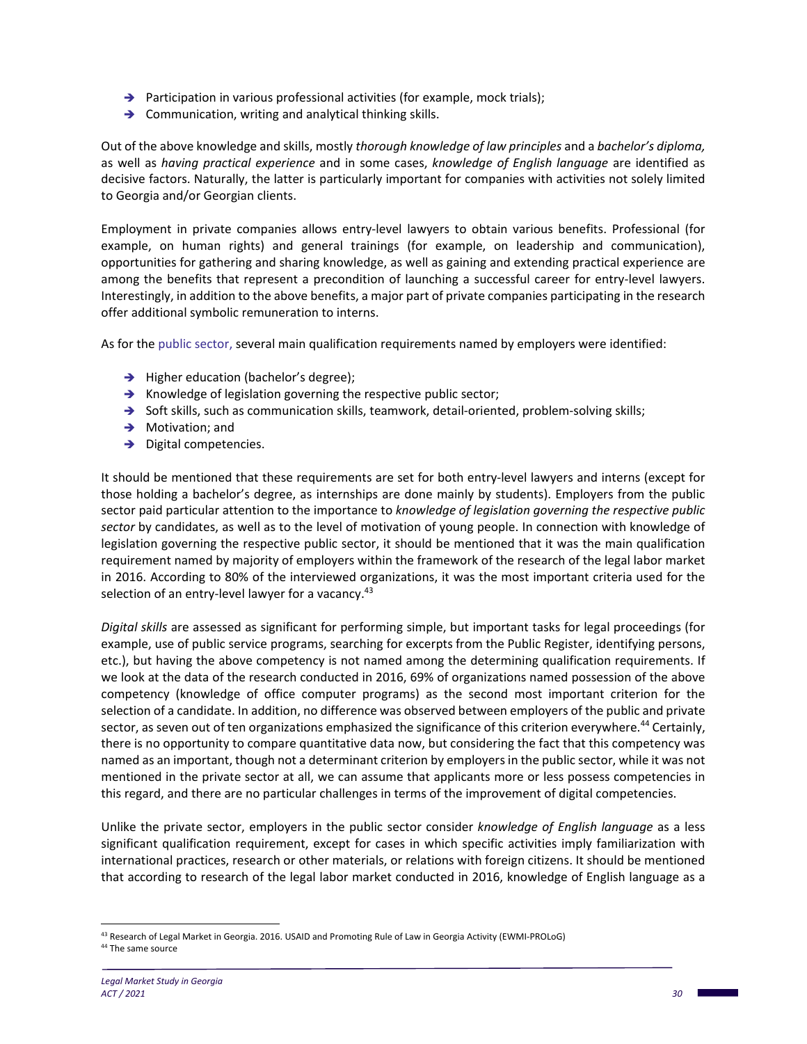- Participation in various professional activities (for example, mock trials);
- Communication, writing and analytical thinking skills.

Out of the above knowledge and skills, mostly *thorough knowledge of law principles* and a *bachelor's diploma,* as well as *having practical experience* and in some cases, *knowledge of English language* are identified as decisive factors. Naturally, the latter is particularly important for companies with activities not solely limited to Georgia and/or Georgian clients.

Employment in private companies allows entry-level lawyers to obtain various benefits. Professional (for example, on human rights) and general trainings (for example, on leadership and communication), opportunities for gathering and sharing knowledge, as well as gaining and extending practical experience are among the benefits that represent a precondition of launching a successful career for entry-level lawyers. Interestingly, in addition to the above benefits, a major part of private companies participating in the research offer additional symbolic remuneration to interns.

As for the public sector, several main qualification requirements named by employers were identified:

- Higher education (bachelor's degree);
- Knowledge of legislation governing the respective public sector;
- Soft skills, such as communication skills, teamwork, detail-oriented, problem-solving skills;
- Motivation; and
- Digital competencies.

It should be mentioned that these requirements are set for both entry-level lawyers and interns (except for those holding a bachelor's degree, as internships are done mainly by students). Employers from the public sector paid particular attention to the importance to *knowledge of legislation governing the respective public sector* by candidates, as well as to the level of motivation of young people. In connection with knowledge of legislation governing the respective public sector, it should be mentioned that it was the main qualification requirement named by majority of employers within the framework of the research of the legal labor market in 2016. According to 80% of the interviewed organizations, it was the most important criteria used for the selection of an entry-level lawyer for a vacancy.[43]

*Digital skills* are assessed as significant for performing simple, but important tasks for legal proceedings (for example, use of public service programs, searching for excerpts from the Public Register, identifying persons, etc.), but having the above competency is not named among the determining qualification requirements. If we look at the data of the research conducted in 2016, 69% of organizations named possession of the above competency (knowledge of office computer programs) as the second most important criterion for the selection of a candidate. In addition, no difference was observed between employers of the public and private sector, as seven out of ten organizations emphasized the significance of this criterion everywhere.[44] Certainly, there is no opportunity to compare quantitative data now, but considering the fact that this competency was named as an important, though not a determinant criterion by employers in the public sector, while it was not mentioned in the private sector at all, we can assume that applicants more or less possess competencies in this regard, and there are no particular challenges in terms of the improvement of digital competencies.

Unlike the private sector, employers in the public sector consider *knowledge of English language* as a less significant qualification requirement, except for cases in which specific activities imply familiarization with international practices, research or other materials, or relations with foreign citizens. It should be mentioned that according to research of the legal labor market conducted in 2016, knowledge of English language as a

[43] Research of Legal Market in Georgia. 2016. USAID and Promoting Rule of Law in Georgia Activity (EWMI-PROLoG)

[44] The same source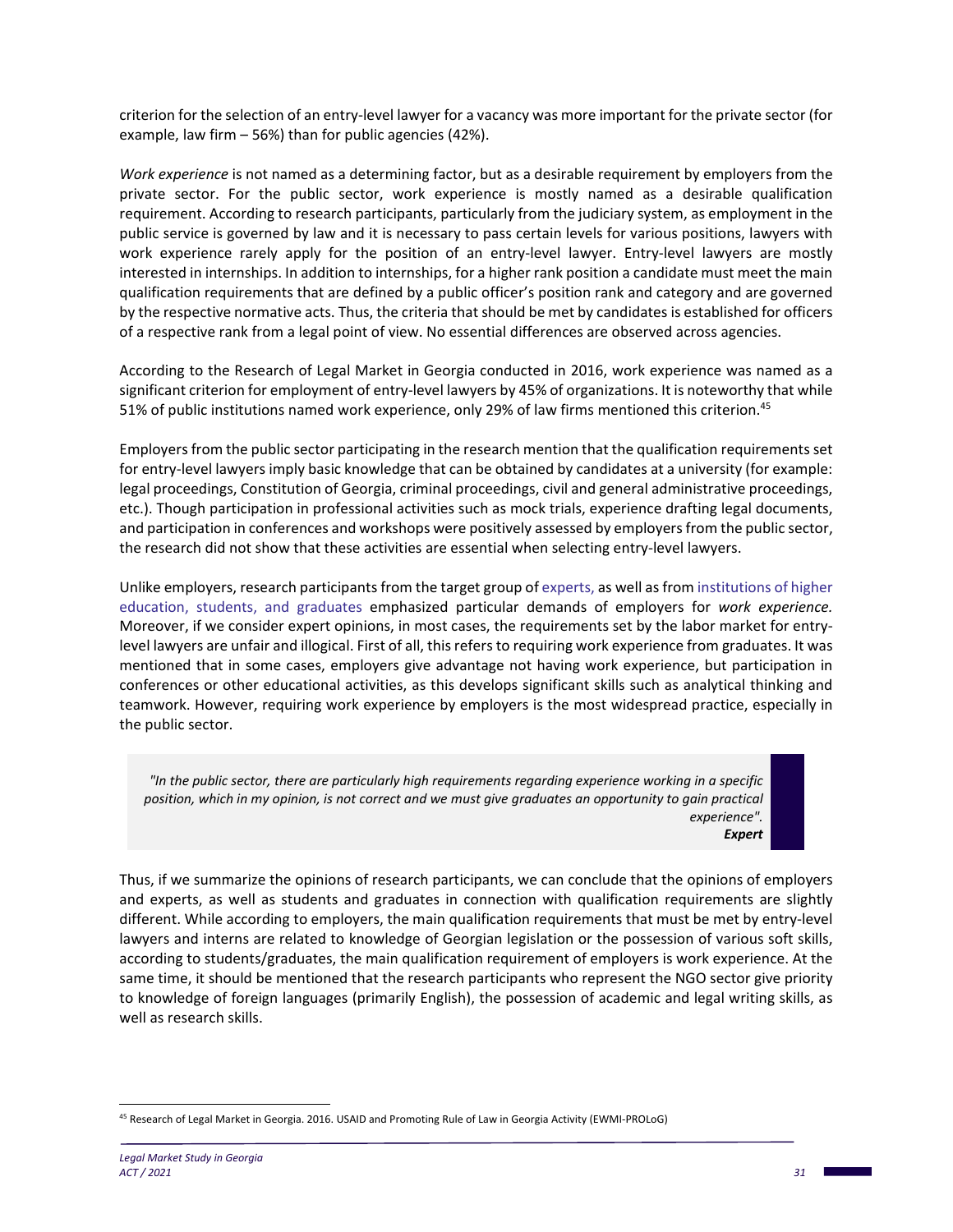criterion for the selection of an entry-level lawyer for a vacancy was more important for the private sector (for example, law firm – 56%) than for public agencies (42%).

*Work experience* is not named as a determining factor, but as a desirable requirement by employers from the private sector. For the public sector, work experience is mostly named as a desirable qualification requirement. According to research participants, particularly from the judiciary system, as employment in the public service is governed by law and it is necessary to pass certain levels for various positions, lawyers with work experience rarely apply for the position of an entry-level lawyer. Entry-level lawyers are mostly interested in internships. In addition to internships, for a higher rank position a candidate must meet the main qualification requirements that are defined by a public officer's position rank and category and are governed by the respective normative acts. Thus, the criteria that should be met by candidates is established for officers of a respective rank from a legal point of view. No essential differences are observed across agencies.

According to the Research of Legal Market in Georgia conducted in 2016, work experience was named as a significant criterion for employment of entry-level lawyers by 45% of organizations. It is noteworthy that while 51% of public institutions named work experience, only 29% of law firms mentioned this criterion.[45]

Employers from the public sector participating in the research mention that the qualification requirements set for entry-level lawyers imply basic knowledge that can be obtained by candidates at a university (for example: legal proceedings, Constitution of Georgia, criminal proceedings, civil and general administrative proceedings, etc.). Though participation in professional activities such as mock trials, experience drafting legal documents, and participation in conferences and workshops were positively assessed by employers from the public sector, the research did not show that these activities are essential when selecting entry-level lawyers.

Unlike employers, research participants from the target group of experts, as well as from institutions of higher education, students, and graduates emphasized particular demands of employers for *work experience.* Moreover, if we consider expert opinions, in most cases, the requirements set by the labor market for entry-level lawyers are unfair and illogical. First of all, this refers to requiring work experience from graduates. It was mentioned that in some cases, employers give advantage not having work experience, but participation in conferences or other educational activities, as this develops significant skills such as analytical thinking and teamwork. However, requiring work experience by employers is the most widespread practice, especially in the public sector.

> *"In the public sector, there are particularly high requirements regarding experience working in a specific position, which in my opinion, is not correct and we must give graduates an opportunity to gain practical experience".*
> ***Expert***

Thus, if we summarize the opinions of research participants, we can conclude that the opinions of employers and experts, as well as students and graduates in connection with qualification requirements are slightly different. While according to employers, the main qualification requirements that must be met by entry-level lawyers and interns are related to knowledge of Georgian legislation or the possession of various soft skills, according to students/graduates, the main qualification requirement of employers is work experience. At the same time, it should be mentioned that the research participants who represent the NGO sector give priority to knowledge of foreign languages (primarily English), the possession of academic and legal writing skills, as well as research skills.

---

[45] Research of Legal Market in Georgia. 2016. USAID and Promoting Rule of Law in Georgia Activity (EWMI-PROLoG)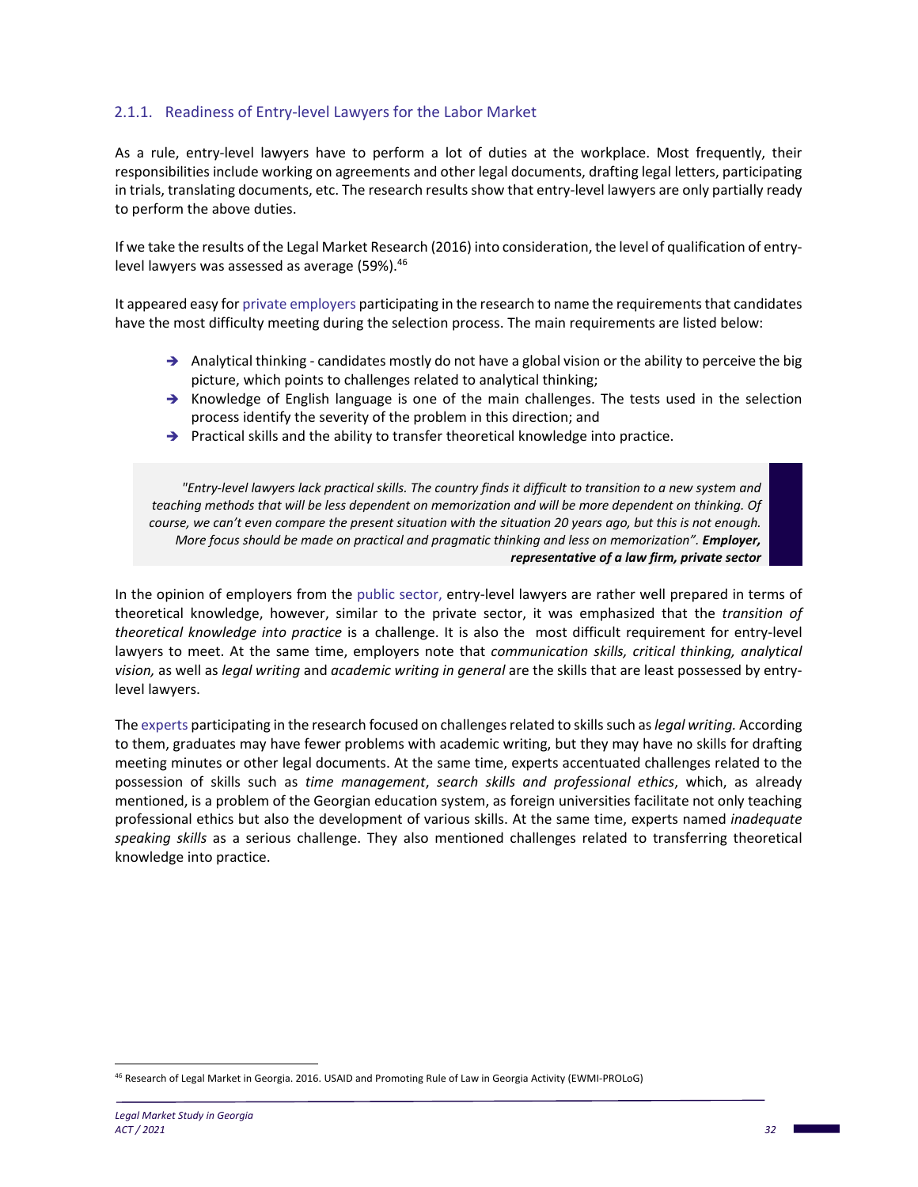### 2.1.1. Readiness of Entry-level Lawyers for the Labor Market

As a rule, entry-level lawyers have to perform a lot of duties at the workplace. Most frequently, their responsibilities include working on agreements and other legal documents, drafting legal letters, participating in trials, translating documents, etc. The research results show that entry-level lawyers are only partially ready to perform the above duties.

If we take the results of the Legal Market Research (2016) into consideration, the level of qualification of entry-level lawyers was assessed as average (59%).[46]

It appeared easy for private employers participating in the research to name the requirements that candidates have the most difficulty meeting during the selection process. The main requirements are listed below:

- Analytical thinking - candidates mostly do not have a global vision or the ability to perceive the big picture, which points to challenges related to analytical thinking;
- Knowledge of English language is one of the main challenges. The tests used in the selection process identify the severity of the problem in this direction; and
- Practical skills and the ability to transfer theoretical knowledge into practice.

> *"Entry-level lawyers lack practical skills. The country finds it difficult to transition to a new system and teaching methods that will be less dependent on memorization and will be more dependent on thinking. Of course, we can't even compare the present situation with the situation 20 years ago, but this is not enough. More focus should be made on practical and pragmatic thinking and less on memorization".* ***Employer, representative of a law firm, private sector***

In the opinion of employers from the public sector, entry-level lawyers are rather well prepared in terms of theoretical knowledge, however, similar to the private sector, it was emphasized that the *transition of theoretical knowledge into practice* is a challenge. It is also the most difficult requirement for entry-level lawyers to meet. At the same time, employers note that *communication skills, critical thinking, analytical vision,* as well as *legal writing* and *academic writing in general* are the skills that are least possessed by entry-level lawyers.

The experts participating in the research focused on challenges related to skills such as *legal writing.* According to them, graduates may have fewer problems with academic writing, but they may have no skills for drafting meeting minutes or other legal documents. At the same time, experts accentuated challenges related to the possession of skills such as *time management*, *search skills and professional ethics*, which, as already mentioned, is a problem of the Georgian education system, as foreign universities facilitate not only teaching professional ethics but also the development of various skills. At the same time, experts named *inadequate speaking skills* as a serious challenge. They also mentioned challenges related to transferring theoretical knowledge into practice.

[46] Research of Legal Market in Georgia. 2016. USAID and Promoting Rule of Law in Georgia Activity (EWMI-PROLoG)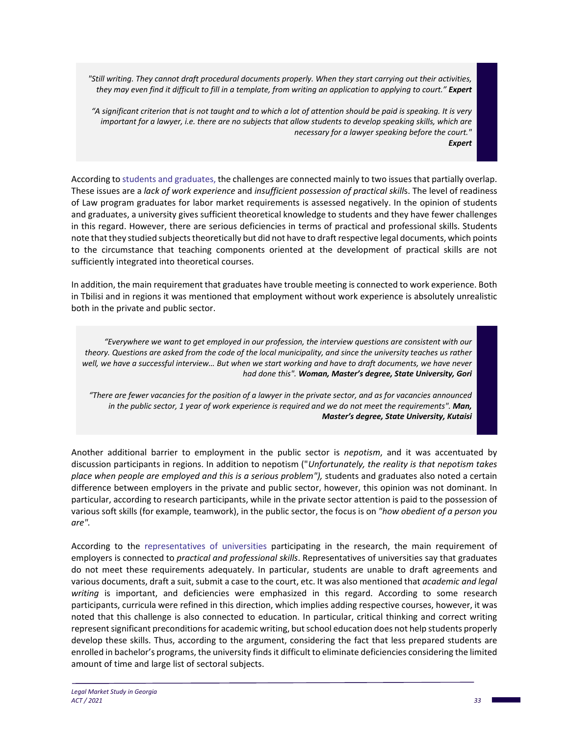> *"Still writing. They cannot draft procedural documents properly. When they start carrying out their activities, they may even find it difficult to fill in a template, from writing an application to applying to court."* ***Expert***
>
> *"A significant criterion that is not taught and to which a lot of attention should be paid is speaking. It is very important for a lawyer, i.e. there are no subjects that allow students to develop speaking skills, which are necessary for a lawyer speaking before the court."* ***Expert***

According to students and graduates, the challenges are connected mainly to two issues that partially overlap. These issues are a *lack of work experience* and *insufficient possession of practical skill*s. The level of readiness of Law program graduates for labor market requirements is assessed negatively. In the opinion of students and graduates, a university gives sufficient theoretical knowledge to students and they have fewer challenges in this regard. However, there are serious deficiencies in terms of practical and professional skills. Students note that they studied subjects theoretically but did not have to draft respective legal documents, which points to the circumstance that teaching components oriented at the development of practical skills are not sufficiently integrated into theoretical courses.

In addition, the main requirement that graduates have trouble meeting is connected to work experience. Both in Tbilisi and in regions it was mentioned that employment without work experience is absolutely unrealistic both in the private and public sector.

> *"Everywhere we want to get employed in our profession, the interview questions are consistent with our theory. Questions are asked from the code of the local municipality, and since the university teaches us rather well, we have a successful interview… But when we start working and have to draft documents, we have never had done this".* ***Woman, Master's degree, State University, Gori***
>
> *"There are fewer vacancies for the position of a lawyer in the private sector, and as for vacancies announced in the public sector, 1 year of work experience is required and we do not meet the requirements".* ***Man, Master's degree, State University, Kutaisi***

Another additional barrier to employment in the public sector is *nepotism*, and it was accentuated by discussion participants in regions. In addition to nepotism ("*Unfortunately, the reality is that nepotism takes place when people are employed and this is a serious problem"),* students and graduates also noted a certain difference between employers in the private and public sector, however, this opinion was not dominant. In particular, according to research participants, while in the private sector attention is paid to the possession of various soft skills (for example, teamwork), in the public sector, the focus is on *"how obedient of a person you are".*

According to the representatives of universities participating in the research, the main requirement of employers is connected to *practical and professional skills*. Representatives of universities say that graduates do not meet these requirements adequately. In particular, students are unable to draft agreements and various documents, draft a suit, submit a case to the court, etc. It was also mentioned that *academic and legal writing* is important, and deficiencies were emphasized in this regard. According to some research participants, curricula were refined in this direction, which implies adding respective courses, however, it was noted that this challenge is also connected to education. In particular, critical thinking and correct writing represent significant preconditions for academic writing, but school education does not help students properly develop these skills. Thus, according to the argument, considering the fact that less prepared students are enrolled in bachelor's programs, the university finds it difficult to eliminate deficiencies considering the limited amount of time and large list of sectoral subjects.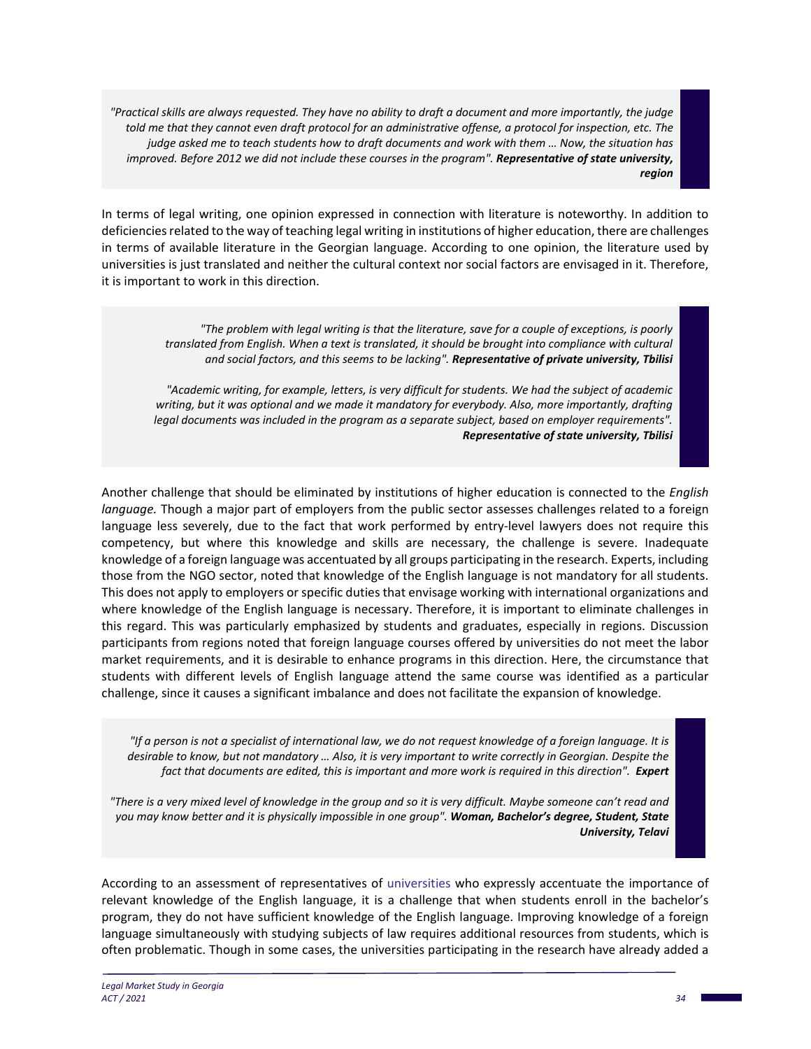*"Practical skills are always requested. They have no ability to draft a document and more importantly, the judge told me that they cannot even draft protocol for an administrative offense, a protocol for inspection, etc. The judge asked me to teach students how to draft documents and work with them … Now, the situation has improved. Before 2012 we did not include these courses in the program".* ***Representative of state university, region***

In terms of legal writing, one opinion expressed in connection with literature is noteworthy. In addition to deficiencies related to the way of teaching legal writing in institutions of higher education, there are challenges in terms of available literature in the Georgian language. According to one opinion, the literature used by universities is just translated and neither the cultural context nor social factors are envisaged in it. Therefore, it is important to work in this direction.

*"The problem with legal writing is that the literature, save for a couple of exceptions, is poorly translated from English. When a text is translated, it should be brought into compliance with cultural and social factors, and this seems to be lacking".* ***Representative of private university, Tbilisi***

*"Academic writing, for example, letters, is very difficult for students. We had the subject of academic writing, but it was optional and we made it mandatory for everybody. Also, more importantly, drafting legal documents was included in the program as a separate subject, based on employer requirements".* ***Representative of state university, Tbilisi***

Another challenge that should be eliminated by institutions of higher education is connected to the *English language.* Though a major part of employers from the public sector assesses challenges related to a foreign language less severely, due to the fact that work performed by entry-level lawyers does not require this competency, but where this knowledge and skills are necessary, the challenge is severe. Inadequate knowledge of a foreign language was accentuated by all groups participating in the research. Experts, including those from the NGO sector, noted that knowledge of the English language is not mandatory for all students. This does not apply to employers or specific duties that envisage working with international organizations and where knowledge of the English language is necessary. Therefore, it is important to eliminate challenges in this regard. This was particularly emphasized by students and graduates, especially in regions. Discussion participants from regions noted that foreign language courses offered by universities do not meet the labor market requirements, and it is desirable to enhance programs in this direction. Here, the circumstance that students with different levels of English language attend the same course was identified as a particular challenge, since it causes a significant imbalance and does not facilitate the expansion of knowledge.

*"If a person is not a specialist of international law, we do not request knowledge of a foreign language. It is desirable to know, but not mandatory … Also, it is very important to write correctly in Georgian. Despite the fact that documents are edited, this is important and more work is required in this direction".* ***Expert***

*"There is a very mixed level of knowledge in the group and so it is very difficult. Maybe someone can't read and you may know better and it is physically impossible in one group".* ***Woman, Bachelor's degree, Student, State University, Telavi***

According to an assessment of representatives of universities who expressly accentuate the importance of relevant knowledge of the English language, it is a challenge that when students enroll in the bachelor's program, they do not have sufficient knowledge of the English language. Improving knowledge of a foreign language simultaneously with studying subjects of law requires additional resources from students, which is often problematic. Though in some cases, the universities participating in the research have already added a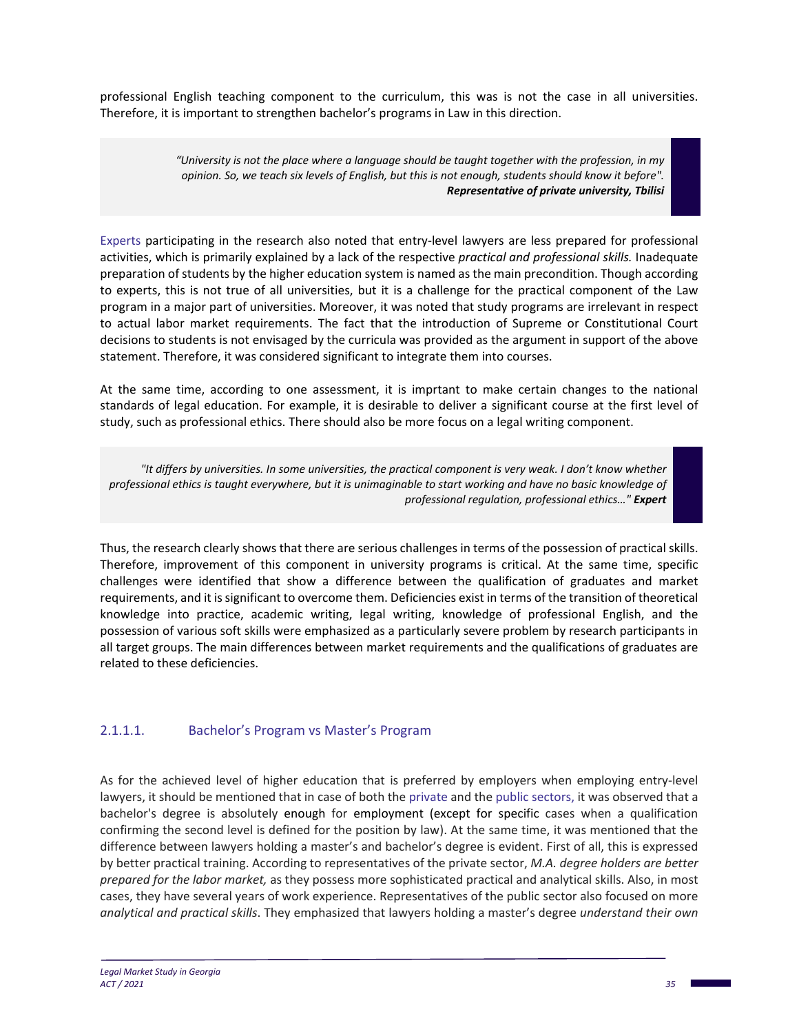professional English teaching component to the curriculum, this was is not the case in all universities. Therefore, it is important to strengthen bachelor's programs in Law in this direction.

> *"University is not the place where a language should be taught together with the profession, in my opinion. So, we teach six levels of English, but this is not enough, students should know it before".*
> ***Representative of private university, Tbilisi***

Experts participating in the research also noted that entry-level lawyers are less prepared for professional activities, which is primarily explained by a lack of the respective *practical and professional skills.* Inadequate preparation of students by the higher education system is named as the main precondition. Though according to experts, this is not true of all universities, but it is a challenge for the practical component of the Law program in a major part of universities. Moreover, it was noted that study programs are irrelevant in respect to actual labor market requirements. The fact that the introduction of Supreme or Constitutional Court decisions to students is not envisaged by the curricula was provided as the argument in support of the above statement. Therefore, it was considered significant to integrate them into courses.

At the same time, according to one assessment, it is imprtant to make certain changes to the national standards of legal education. For example, it is desirable to deliver a significant course at the first level of study, such as professional ethics. There should also be more focus on a legal writing component.

> *"It differs by universities. In some universities, the practical component is very weak. I don't know whether professional ethics is taught everywhere, but it is unimaginable to start working and have no basic knowledge of professional regulation, professional ethics…"* ***Expert***

Thus, the research clearly shows that there are serious challenges in terms of the possession of practical skills. Therefore, improvement of this component in university programs is critical. At the same time, specific challenges were identified that show a difference between the qualification of graduates and market requirements, and it is significant to overcome them. Deficiencies exist in terms of the transition of theoretical knowledge into practice, academic writing, legal writing, knowledge of professional English, and the possession of various soft skills were emphasized as a particularly severe problem by research participants in all target groups. The main differences between market requirements and the qualifications of graduates are related to these deficiencies.

#### 2.1.1.1. Bachelor's Program vs Master's Program

As for the achieved level of higher education that is preferred by employers when employing entry-level lawyers, it should be mentioned that in case of both the private and the public sectors, it was observed that a bachelor's degree is absolutely enough for employment (except for specific cases when a qualification confirming the second level is defined for the position by law). At the same time, it was mentioned that the difference between lawyers holding a master's and bachelor's degree is evident. First of all, this is expressed by better practical training. According to representatives of the private sector, *M.A. degree holders are better prepared for the labor market,* as they possess more sophisticated practical and analytical skills. Also, in most cases, they have several years of work experience. Representatives of the public sector also focused on more *analytical and practical skills*. They emphasized that lawyers holding a master's degree *understand their own*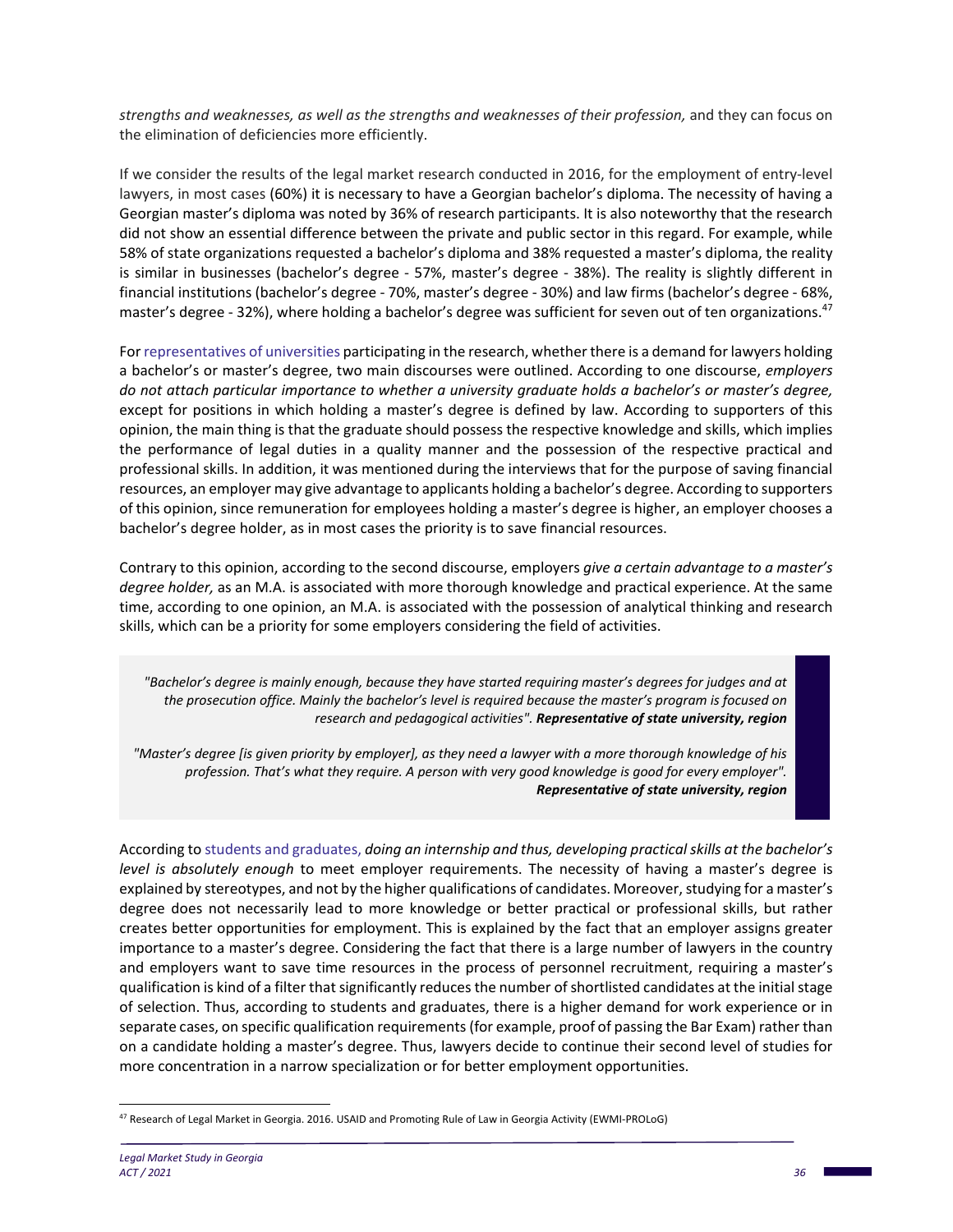*strengths and weaknesses, as well as the strengths and weaknesses of their profession,* and they can focus on the elimination of deficiencies more efficiently.

If we consider the results of the legal market research conducted in 2016, for the employment of entry-level lawyers, in most cases (60%) it is necessary to have a Georgian bachelor's diploma. The necessity of having a Georgian master's diploma was noted by 36% of research participants. It is also noteworthy that the research did not show an essential difference between the private and public sector in this regard. For example, while 58% of state organizations requested a bachelor's diploma and 38% requested a master's diploma, the reality is similar in businesses (bachelor's degree - 57%, master's degree - 38%). The reality is slightly different in financial institutions (bachelor's degree - 70%, master's degree - 30%) and law firms (bachelor's degree - 68%, master's degree - 32%), where holding a bachelor's degree was sufficient for seven out of ten organizations.[47]

For representatives of universities participating in the research, whether there is a demand for lawyers holding a bachelor's or master's degree, two main discourses were outlined. According to one discourse, *employers do not attach particular importance to whether a university graduate holds a bachelor's or master's degree,* except for positions in which holding a master's degree is defined by law. According to supporters of this opinion, the main thing is that the graduate should possess the respective knowledge and skills, which implies the performance of legal duties in a quality manner and the possession of the respective practical and professional skills. In addition, it was mentioned during the interviews that for the purpose of saving financial resources, an employer may give advantage to applicants holding a bachelor's degree. According to supporters of this opinion, since remuneration for employees holding a master's degree is higher, an employer chooses a bachelor's degree holder, as in most cases the priority is to save financial resources.

Contrary to this opinion, according to the second discourse, employers *give a certain advantage to a master's degree holder,* as an M.A. is associated with more thorough knowledge and practical experience. At the same time, according to one opinion, an M.A. is associated with the possession of analytical thinking and research skills, which can be a priority for some employers considering the field of activities.

> *"Bachelor's degree is mainly enough, because they have started requiring master's degrees for judges and at the prosecution office. Mainly the bachelor's level is required because the master's program is focused on research and pedagogical activities".* ***Representative of state university, region***
>
> *"Master's degree [is given priority by employer], as they need a lawyer with a more thorough knowledge of his profession. That's what they require. A person with very good knowledge is good for every employer".* ***Representative of state university, region***

According to students and graduates, *doing an internship and thus, developing practical skills at the bachelor's level is absolutely enough* to meet employer requirements. The necessity of having a master's degree is explained by stereotypes, and not by the higher qualifications of candidates. Moreover, studying for a master's degree does not necessarily lead to more knowledge or better practical or professional skills, but rather creates better opportunities for employment. This is explained by the fact that an employer assigns greater importance to a master's degree. Considering the fact that there is a large number of lawyers in the country and employers want to save time resources in the process of personnel recruitment, requiring a master's qualification is kind of a filter that significantly reduces the number of shortlisted candidates at the initial stage of selection. Thus, according to students and graduates, there is a higher demand for work experience or in separate cases, on specific qualification requirements (for example, proof of passing the Bar Exam) rather than on a candidate holding a master's degree. Thus, lawyers decide to continue their second level of studies for more concentration in a narrow specialization or for better employment opportunities.

---

[47] Research of Legal Market in Georgia. 2016. USAID and Promoting Rule of Law in Georgia Activity (EWMI-PROLoG)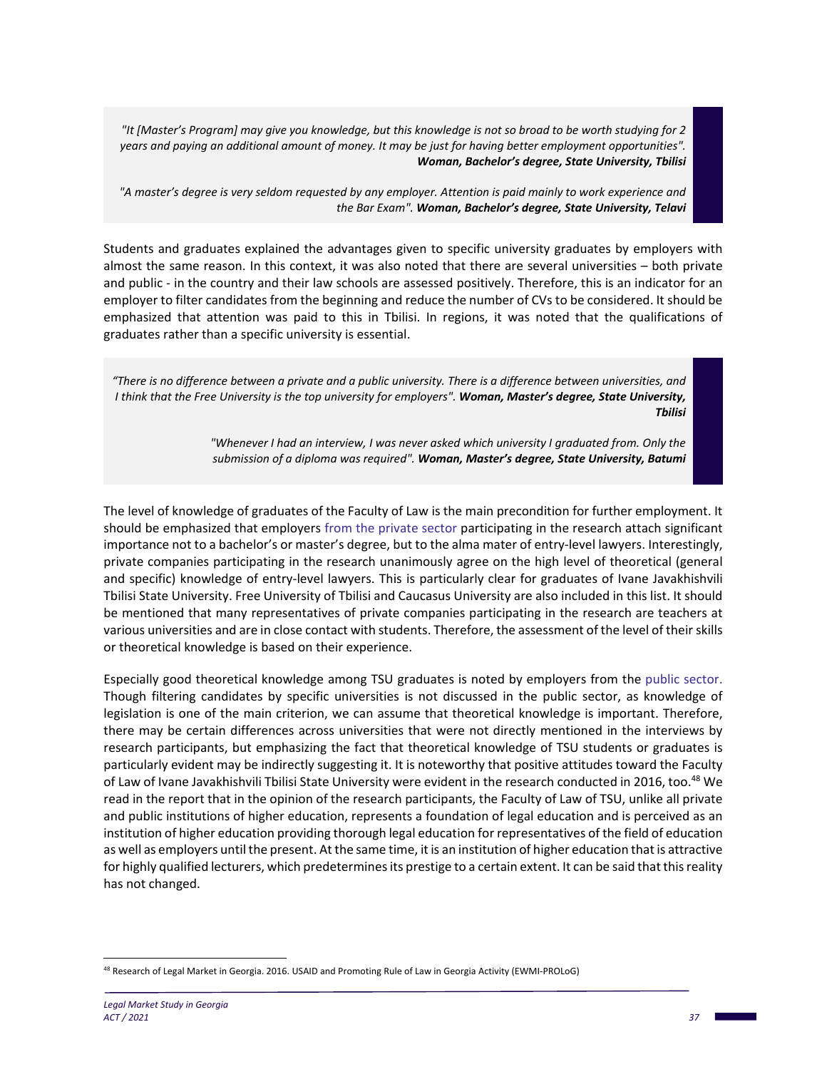*"It [Master's Program] may give you knowledge, but this knowledge is not so broad to be worth studying for 2 years and paying an additional amount of money. It may be just for having better employment opportunities".* ***Woman, Bachelor's degree, State University, Tbilisi***

*"A master's degree is very seldom requested by any employer. Attention is paid mainly to work experience and the Bar Exam".* ***Woman, Bachelor's degree, State University, Telavi***

Students and graduates explained the advantages given to specific university graduates by employers with almost the same reason. In this context, it was also noted that there are several universities – both private and public - in the country and their law schools are assessed positively. Therefore, this is an indicator for an employer to filter candidates from the beginning and reduce the number of CVs to be considered. It should be emphasized that attention was paid to this in Tbilisi. In regions, it was noted that the qualifications of graduates rather than a specific university is essential.

*"There is no difference between a private and a public university. There is a difference between universities, and I think that the Free University is the top university for employers".* ***Woman, Master's degree, State University, Tbilisi***

*"Whenever I had an interview, I was never asked which university I graduated from. Only the submission of a diploma was required".* ***Woman, Master's degree, State University, Batumi***

The level of knowledge of graduates of the Faculty of Law is the main precondition for further employment. It should be emphasized that employers from the private sector participating in the research attach significant importance not to a bachelor's or master's degree, but to the alma mater of entry-level lawyers. Interestingly, private companies participating in the research unanimously agree on the high level of theoretical (general and specific) knowledge of entry-level lawyers. This is particularly clear for graduates of Ivane Javakhishvili Tbilisi State University. Free University of Tbilisi and Caucasus University are also included in this list. It should be mentioned that many representatives of private companies participating in the research are teachers at various universities and are in close contact with students. Therefore, the assessment of the level of their skills or theoretical knowledge is based on their experience.

Especially good theoretical knowledge among TSU graduates is noted by employers from the public sector. Though filtering candidates by specific universities is not discussed in the public sector, as knowledge of legislation is one of the main criterion, we can assume that theoretical knowledge is important. Therefore, there may be certain differences across universities that were not directly mentioned in the interviews by research participants, but emphasizing the fact that theoretical knowledge of TSU students or graduates is particularly evident may be indirectly suggesting it. It is noteworthy that positive attitudes toward the Faculty of Law of Ivane Javakhishvili Tbilisi State University were evident in the research conducted in 2016, too.[48] We read in the report that in the opinion of the research participants, the Faculty of Law of TSU, unlike all private and public institutions of higher education, represents a foundation of legal education and is perceived as an institution of higher education providing thorough legal education for representatives of the field of education as well as employers until the present. At the same time, it is an institution of higher education that is attractive for highly qualified lecturers, which predetermines its prestige to a certain extent. It can be said that this reality has not changed.

[48] Research of Legal Market in Georgia. 2016. USAID and Promoting Rule of Law in Georgia Activity (EWMI-PROLoG)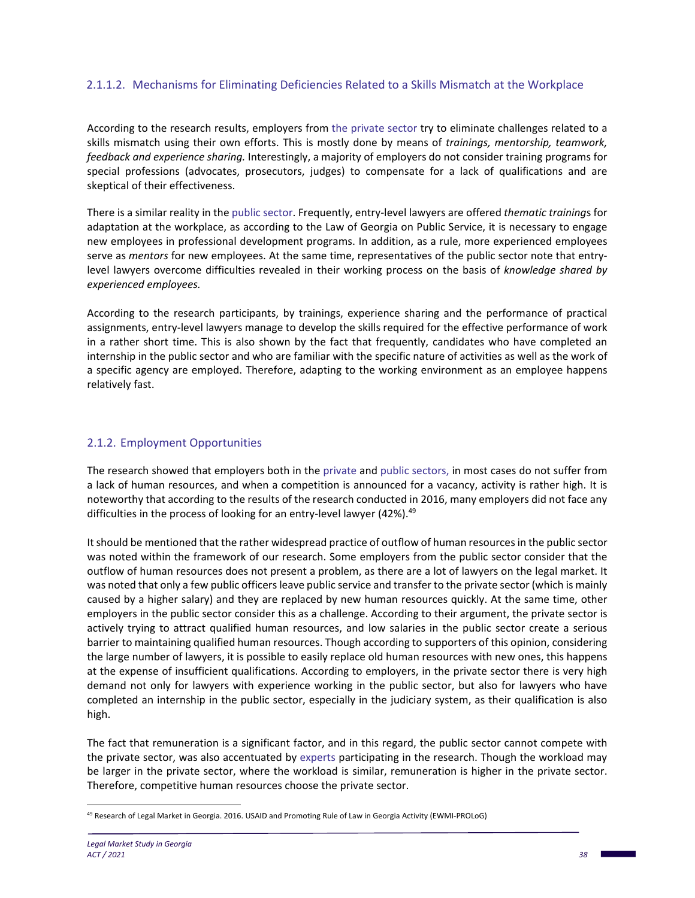#### 2.1.1.2. Mechanisms for Eliminating Deficiencies Related to a Skills Mismatch at the Workplace

According to the research results, employers from the private sector try to eliminate challenges related to a skills mismatch using their own efforts. This is mostly done by means of *trainings, mentorship, teamwork, feedback and experience sharing.* Interestingly, a majority of employers do not consider training programs for special professions (advocates, prosecutors, judges) to compensate for a lack of qualifications and are skeptical of their effectiveness.

There is a similar reality in the public sector. Frequently, entry-level lawyers are offered *thematic training*s for adaptation at the workplace, as according to the Law of Georgia on Public Service, it is necessary to engage new employees in professional development programs. In addition, as a rule, more experienced employees serve as *mentors* for new employees. At the same time, representatives of the public sector note that entry-level lawyers overcome difficulties revealed in their working process on the basis of *knowledge shared by experienced employees.*

According to the research participants, by trainings, experience sharing and the performance of practical assignments, entry-level lawyers manage to develop the skills required for the effective performance of work in a rather short time. This is also shown by the fact that frequently, candidates who have completed an internship in the public sector and who are familiar with the specific nature of activities as well as the work of a specific agency are employed. Therefore, adapting to the working environment as an employee happens relatively fast.

### 2.1.2. Employment Opportunities

The research showed that employers both in the private and public sectors, in most cases do not suffer from a lack of human resources, and when a competition is announced for a vacancy, activity is rather high. It is noteworthy that according to the results of the research conducted in 2016, many employers did not face any difficulties in the process of looking for an entry-level lawyer (42%).[49]

It should be mentioned that the rather widespread practice of outflow of human resources in the public sector was noted within the framework of our research. Some employers from the public sector consider that the outflow of human resources does not present a problem, as there are a lot of lawyers on the legal market. It was noted that only a few public officers leave public service and transfer to the private sector (which is mainly caused by a higher salary) and they are replaced by new human resources quickly. At the same time, other employers in the public sector consider this as a challenge. According to their argument, the private sector is actively trying to attract qualified human resources, and low salaries in the public sector create a serious barrier to maintaining qualified human resources. Though according to supporters of this opinion, considering the large number of lawyers, it is possible to easily replace old human resources with new ones, this happens at the expense of insufficient qualifications. According to employers, in the private sector there is very high demand not only for lawyers with experience working in the public sector, but also for lawyers who have completed an internship in the public sector, especially in the judiciary system, as their qualification is also high.

The fact that remuneration is a significant factor, and in this regard, the public sector cannot compete with the private sector, was also accentuated by experts participating in the research. Though the workload may be larger in the private sector, where the workload is similar, remuneration is higher in the private sector. Therefore, competitive human resources choose the private sector.

[49] Research of Legal Market in Georgia. 2016. USAID and Promoting Rule of Law in Georgia Activity (EWMI-PROLoG)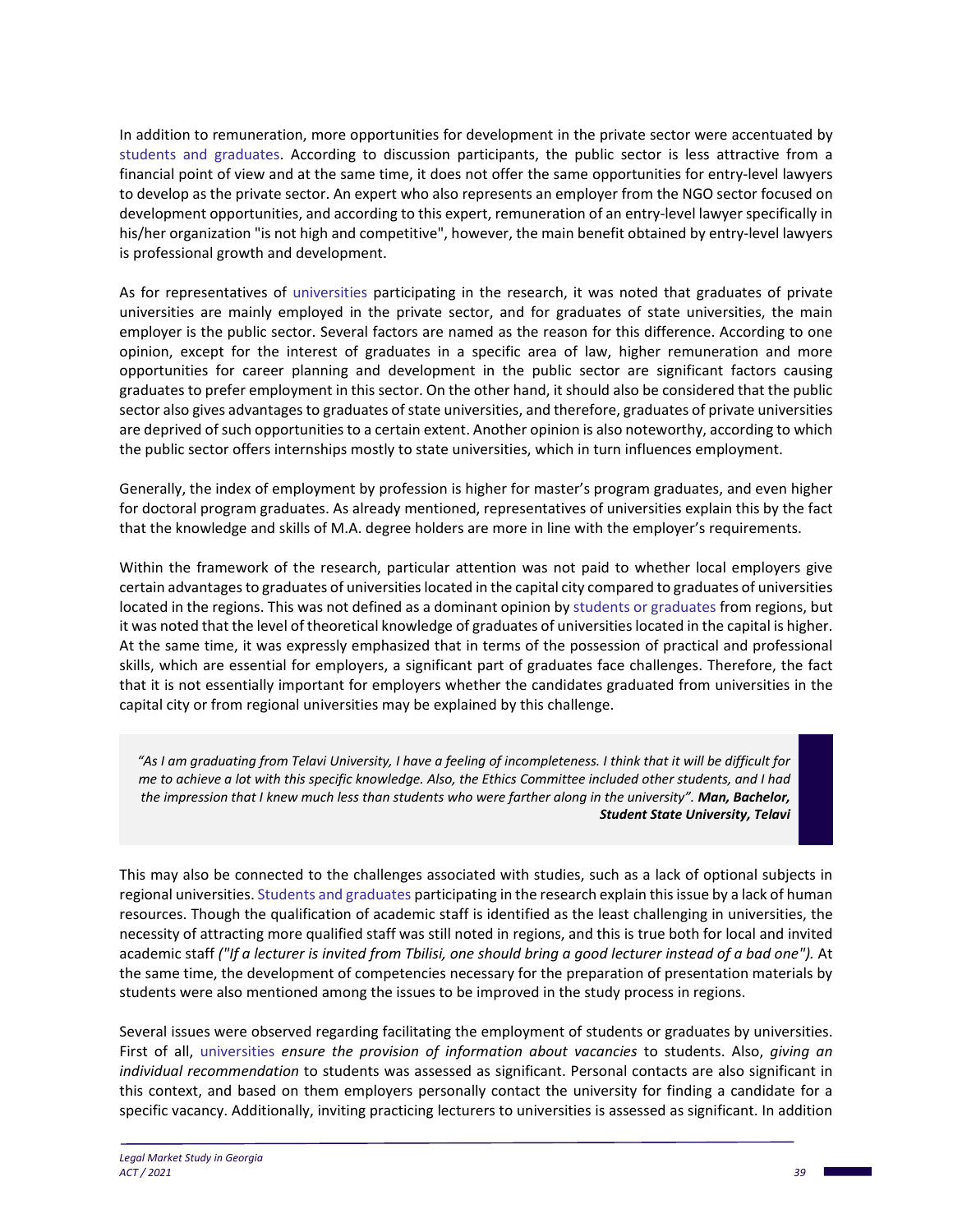In addition to remuneration, more opportunities for development in the private sector were accentuated by students and graduates. According to discussion participants, the public sector is less attractive from a financial point of view and at the same time, it does not offer the same opportunities for entry-level lawyers to develop as the private sector. An expert who also represents an employer from the NGO sector focused on development opportunities, and according to this expert, remuneration of an entry-level lawyer specifically in his/her organization "is not high and competitive", however, the main benefit obtained by entry-level lawyers is professional growth and development.

As for representatives of universities participating in the research, it was noted that graduates of private universities are mainly employed in the private sector, and for graduates of state universities, the main employer is the public sector. Several factors are named as the reason for this difference. According to one opinion, except for the interest of graduates in a specific area of law, higher remuneration and more opportunities for career planning and development in the public sector are significant factors causing graduates to prefer employment in this sector. On the other hand, it should also be considered that the public sector also gives advantages to graduates of state universities, and therefore, graduates of private universities are deprived of such opportunities to a certain extent. Another opinion is also noteworthy, according to which the public sector offers internships mostly to state universities, which in turn influences employment.

Generally, the index of employment by profession is higher for master's program graduates, and even higher for doctoral program graduates. As already mentioned, representatives of universities explain this by the fact that the knowledge and skills of M.A. degree holders are more in line with the employer's requirements.

Within the framework of the research, particular attention was not paid to whether local employers give certain advantages to graduates of universities located in the capital city compared to graduates of universities located in the regions. This was not defined as a dominant opinion by students or graduates from regions, but it was noted that the level of theoretical knowledge of graduates of universities located in the capital is higher. At the same time, it was expressly emphasized that in terms of the possession of practical and professional skills, which are essential for employers, a significant part of graduates face challenges. Therefore, the fact that it is not essentially important for employers whether the candidates graduated from universities in the capital city or from regional universities may be explained by this challenge.

> *"As I am graduating from Telavi University, I have a feeling of incompleteness. I think that it will be difficult for me to achieve a lot with this specific knowledge. Also, the Ethics Committee included other students, and I had the impression that I knew much less than students who were farther along in the university". **Man, Bachelor, Student State University, Telavi***

This may also be connected to the challenges associated with studies, such as a lack of optional subjects in regional universities. Students and graduates participating in the research explain this issue by a lack of human resources. Though the qualification of academic staff is identified as the least challenging in universities, the necessity of attracting more qualified staff was still noted in regions, and this is true both for local and invited academic staff *("If a lecturer is invited from Tbilisi, one should bring a good lecturer instead of a bad one").* At the same time, the development of competencies necessary for the preparation of presentation materials by students were also mentioned among the issues to be improved in the study process in regions.

Several issues were observed regarding facilitating the employment of students or graduates by universities. First of all, universities *ensure the provision of information about vacancies* to students. Also, *giving an individual recommendation* to students was assessed as significant. Personal contacts are also significant in this context, and based on them employers personally contact the university for finding a candidate for a specific vacancy. Additionally, inviting practicing lecturers to universities is assessed as significant. In addition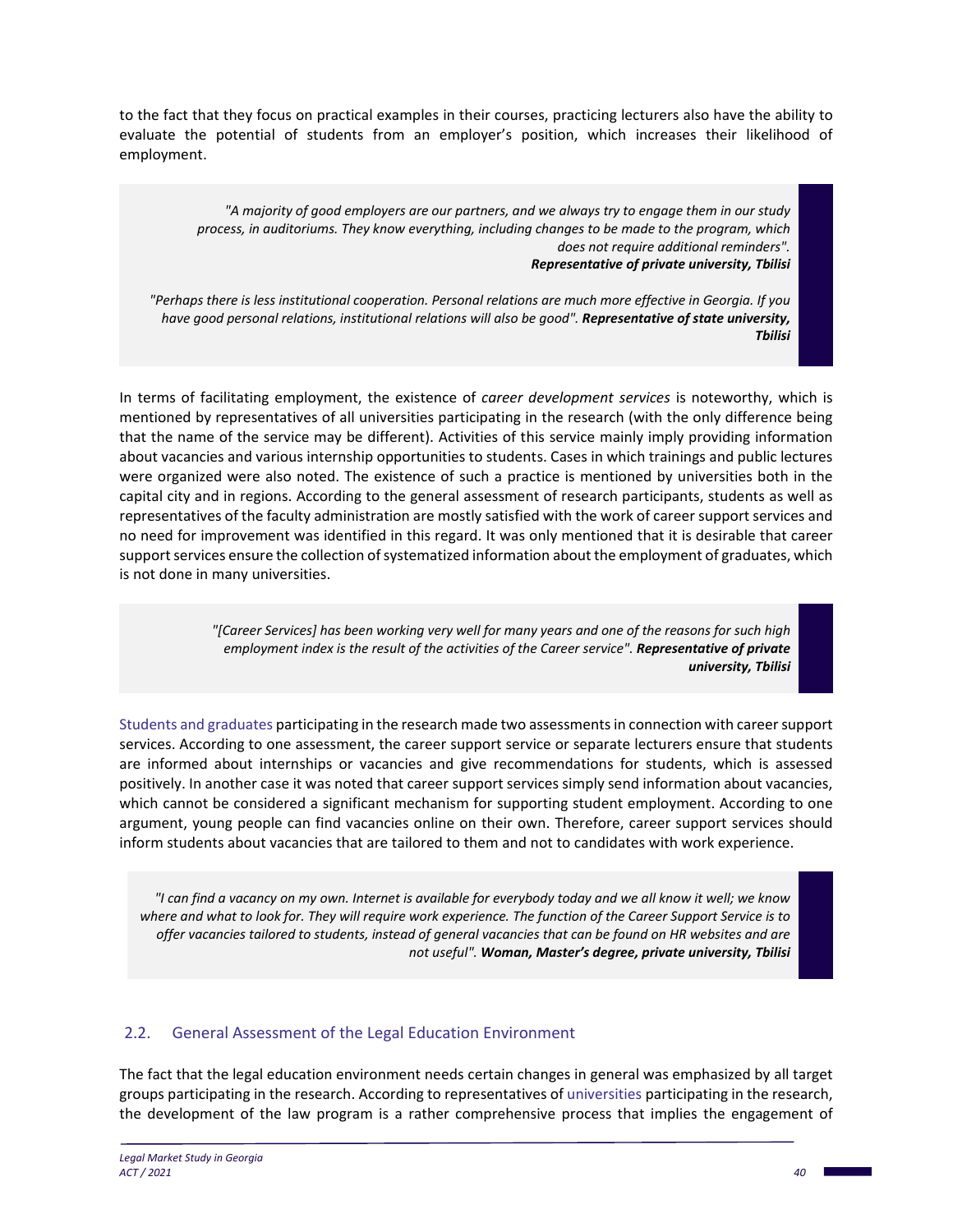to the fact that they focus on practical examples in their courses, practicing lecturers also have the ability to evaluate the potential of students from an employer's position, which increases their likelihood of employment.

> *"A majority of good employers are our partners, and we always try to engage them in our study process, in auditoriums. They know everything, including changes to be made to the program, which does not require additional reminders".* ***Representative of private university, Tbilisi***
>
> *"Perhaps there is less institutional cooperation. Personal relations are much more effective in Georgia. If you have good personal relations, institutional relations will also be good".* ***Representative of state university, Tbilisi***

In terms of facilitating employment, the existence of *career development services* is noteworthy, which is mentioned by representatives of all universities participating in the research (with the only difference being that the name of the service may be different). Activities of this service mainly imply providing information about vacancies and various internship opportunities to students. Cases in which trainings and public lectures were organized were also noted. The existence of such a practice is mentioned by universities both in the capital city and in regions. According to the general assessment of research participants, students as well as representatives of the faculty administration are mostly satisfied with the work of career support services and no need for improvement was identified in this regard. It was only mentioned that it is desirable that career support services ensure the collection of systematized information about the employment of graduates, which is not done in many universities.

> *"[Career Services] has been working very well for many years and one of the reasons for such high employment index is the result of the activities of the Career service".* ***Representative of private university, Tbilisi***

Students and graduates participating in the research made two assessments in connection with career support services. According to one assessment, the career support service or separate lecturers ensure that students are informed about internships or vacancies and give recommendations for students, which is assessed positively. In another case it was noted that career support services simply send information about vacancies, which cannot be considered a significant mechanism for supporting student employment. According to one argument, young people can find vacancies online on their own. Therefore, career support services should inform students about vacancies that are tailored to them and not to candidates with work experience.

> *"I can find a vacancy on my own. Internet is available for everybody today and we all know it well; we know where and what to look for. They will require work experience. The function of the Career Support Service is to offer vacancies tailored to students, instead of general vacancies that can be found on HR websites and are not useful".* ***Woman, Master's degree, private university, Tbilisi***

## 2.2. General Assessment of the Legal Education Environment

The fact that the legal education environment needs certain changes in general was emphasized by all target groups participating in the research. According to representatives of universities participating in the research, the development of the law program is a rather comprehensive process that implies the engagement of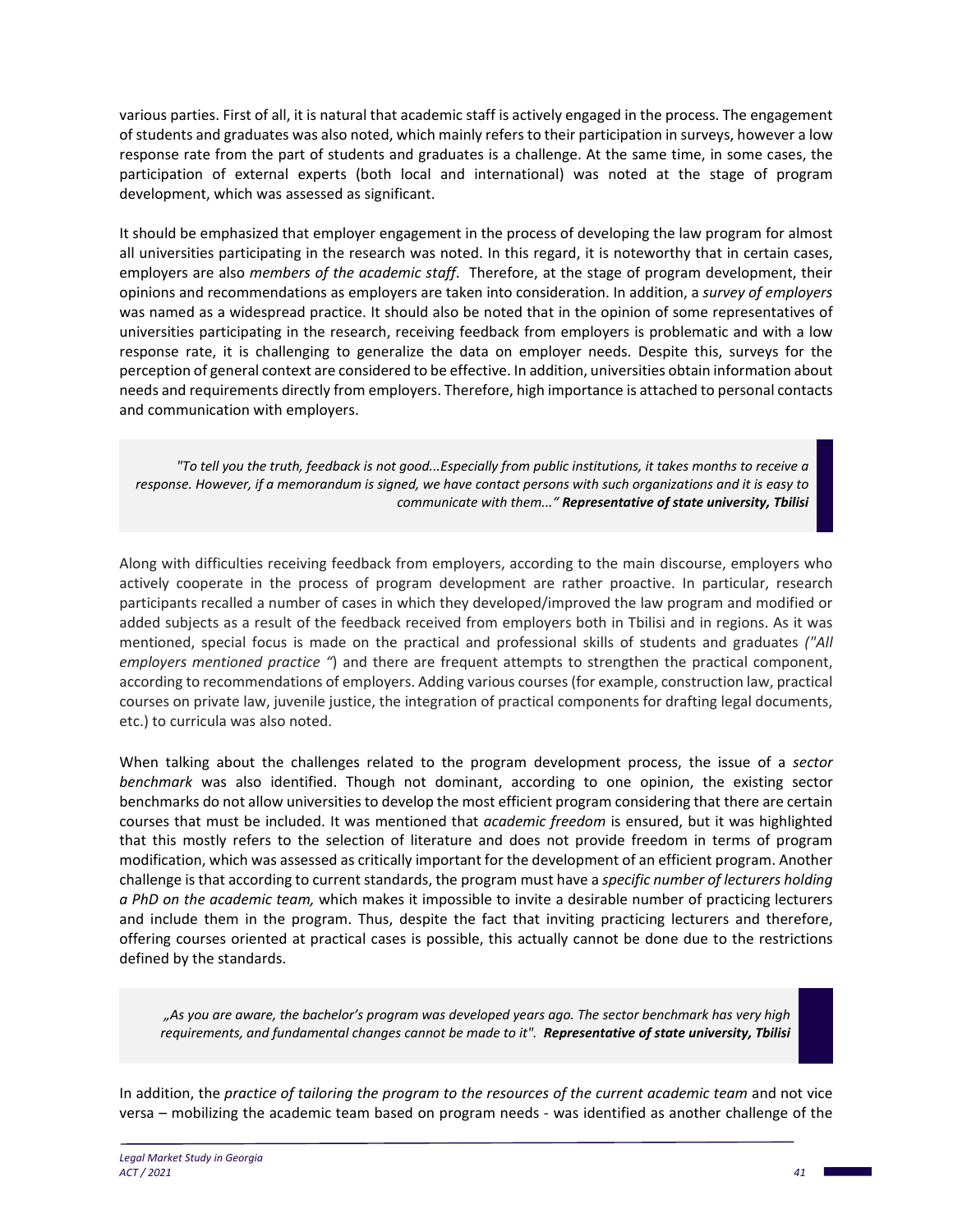various parties. First of all, it is natural that academic staff is actively engaged in the process. The engagement of students and graduates was also noted, which mainly refers to their participation in surveys, however a low response rate from the part of students and graduates is a challenge. At the same time, in some cases, the participation of external experts (both local and international) was noted at the stage of program development, which was assessed as significant.

It should be emphasized that employer engagement in the process of developing the law program for almost all universities participating in the research was noted. In this regard, it is noteworthy that in certain cases, employers are also *members of the academic staff*. Therefore, at the stage of program development, their opinions and recommendations as employers are taken into consideration. In addition, a *survey of employers* was named as a widespread practice. It should also be noted that in the opinion of some representatives of universities participating in the research, receiving feedback from employers is problematic and with a low response rate, it is challenging to generalize the data on employer needs. Despite this, surveys for the perception of general context are considered to be effective. In addition, universities obtain information about needs and requirements directly from employers. Therefore, high importance is attached to personal contacts and communication with employers.

> *"To tell you the truth, feedback is not good...Especially from public institutions, it takes months to receive a response. However, if a memorandum is signed, we have contact persons with such organizations and it is easy to communicate with them..."* ***Representative of state university, Tbilisi***

Along with difficulties receiving feedback from employers, according to the main discourse, employers who actively cooperate in the process of program development are rather proactive. In particular, research participants recalled a number of cases in which they developed/improved the law program and modified or added subjects as a result of the feedback received from employers both in Tbilisi and in regions. As it was mentioned, special focus is made on the practical and professional skills of students and graduates *("All employers mentioned practice "*) and there are frequent attempts to strengthen the practical component, according to recommendations of employers. Adding various courses (for example, construction law, practical courses on private law, juvenile justice, the integration of practical components for drafting legal documents, etc.) to curricula was also noted.

When talking about the challenges related to the program development process, the issue of a *sector benchmark* was also identified. Though not dominant, according to one opinion, the existing sector benchmarks do not allow universities to develop the most efficient program considering that there are certain courses that must be included. It was mentioned that *academic freedom* is ensured, but it was highlighted that this mostly refers to the selection of literature and does not provide freedom in terms of program modification, which was assessed as critically important for the development of an efficient program. Another challenge is that according to current standards, the program must have a *specific number of lecturers holding a PhD on the academic team,* which makes it impossible to invite a desirable number of practicing lecturers and include them in the program. Thus, despite the fact that inviting practicing lecturers and therefore, offering courses oriented at practical cases is possible, this actually cannot be done due to the restrictions defined by the standards.

> *„As you are aware, the bachelor's program was developed years ago. The sector benchmark has very high requirements, and fundamental changes cannot be made to it".* ***Representative of state university, Tbilisi***

In addition, the *practice of tailoring the program to the resources of the current academic team* and not vice versa – mobilizing the academic team based on program needs - was identified as another challenge of the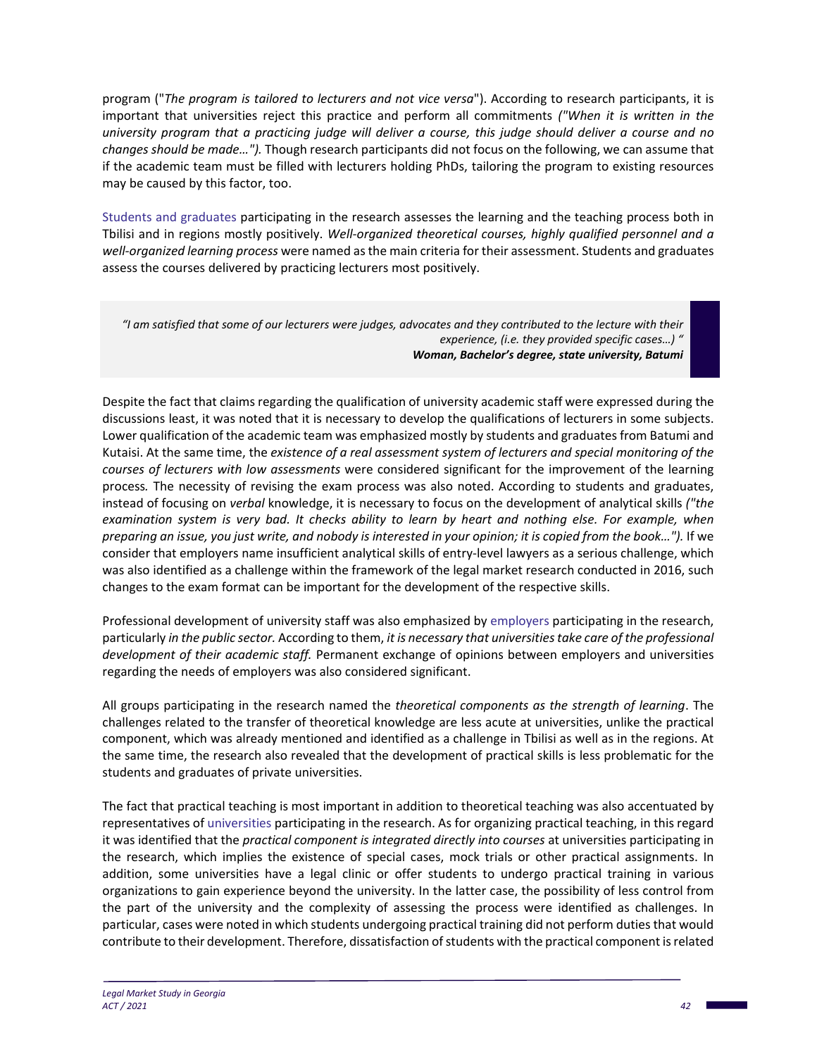program ("*The program is tailored to lecturers and not vice versa*"). According to research participants, it is important that universities reject this practice and perform all commitments *("When it is written in the university program that a practicing judge will deliver a course, this judge should deliver a course and no changes should be made…").* Though research participants did not focus on the following, we can assume that if the academic team must be filled with lecturers holding PhDs, tailoring the program to existing resources may be caused by this factor, too.

Students and graduates participating in the research assesses the learning and the teaching process both in Tbilisi and in regions mostly positively. *Well-organized theoretical courses, highly qualified personnel and a well-organized learning process* were named as the main criteria for their assessment. Students and graduates assess the courses delivered by practicing lecturers most positively.

> *"I am satisfied that some of our lecturers were judges, advocates and they contributed to the lecture with their experience, (i.e. they provided specific cases…) "*
> ***Woman, Bachelor's degree, state university, Batumi***

Despite the fact that claims regarding the qualification of university academic staff were expressed during the discussions least, it was noted that it is necessary to develop the qualifications of lecturers in some subjects. Lower qualification of the academic team was emphasized mostly by students and graduates from Batumi and Kutaisi. At the same time, the *existence of a real assessment system of lecturers and special monitoring of the courses of lecturers with low assessments* were considered significant for the improvement of the learning process*.* The necessity of revising the exam process was also noted. According to students and graduates, instead of focusing on *verbal* knowledge, it is necessary to focus on the development of analytical skills *("the examination system is very bad. It checks ability to learn by heart and nothing else. For example, when preparing an issue, you just write, and nobody is interested in your opinion; it is copied from the book…").* If we consider that employers name insufficient analytical skills of entry-level lawyers as a serious challenge, which was also identified as a challenge within the framework of the legal market research conducted in 2016, such changes to the exam format can be important for the development of the respective skills.

Professional development of university staff was also emphasized by employers participating in the research, particularly *in the public sector.* According to them, *it is necessary that universities take care of the professional development of their academic staff.* Permanent exchange of opinions between employers and universities regarding the needs of employers was also considered significant.

All groups participating in the research named the *theoretical components as the strength of learning*. The challenges related to the transfer of theoretical knowledge are less acute at universities, unlike the practical component, which was already mentioned and identified as a challenge in Tbilisi as well as in the regions. At the same time, the research also revealed that the development of practical skills is less problematic for the students and graduates of private universities.

The fact that practical teaching is most important in addition to theoretical teaching was also accentuated by representatives of universities participating in the research. As for organizing practical teaching, in this regard it was identified that the *practical component is integrated directly into courses* at universities participating in the research, which implies the existence of special cases, mock trials or other practical assignments. In addition, some universities have a legal clinic or offer students to undergo practical training in various organizations to gain experience beyond the university. In the latter case, the possibility of less control from the part of the university and the complexity of assessing the process were identified as challenges. In particular, cases were noted in which students undergoing practical training did not perform duties that would contribute to their development. Therefore, dissatisfaction of students with the practical component is related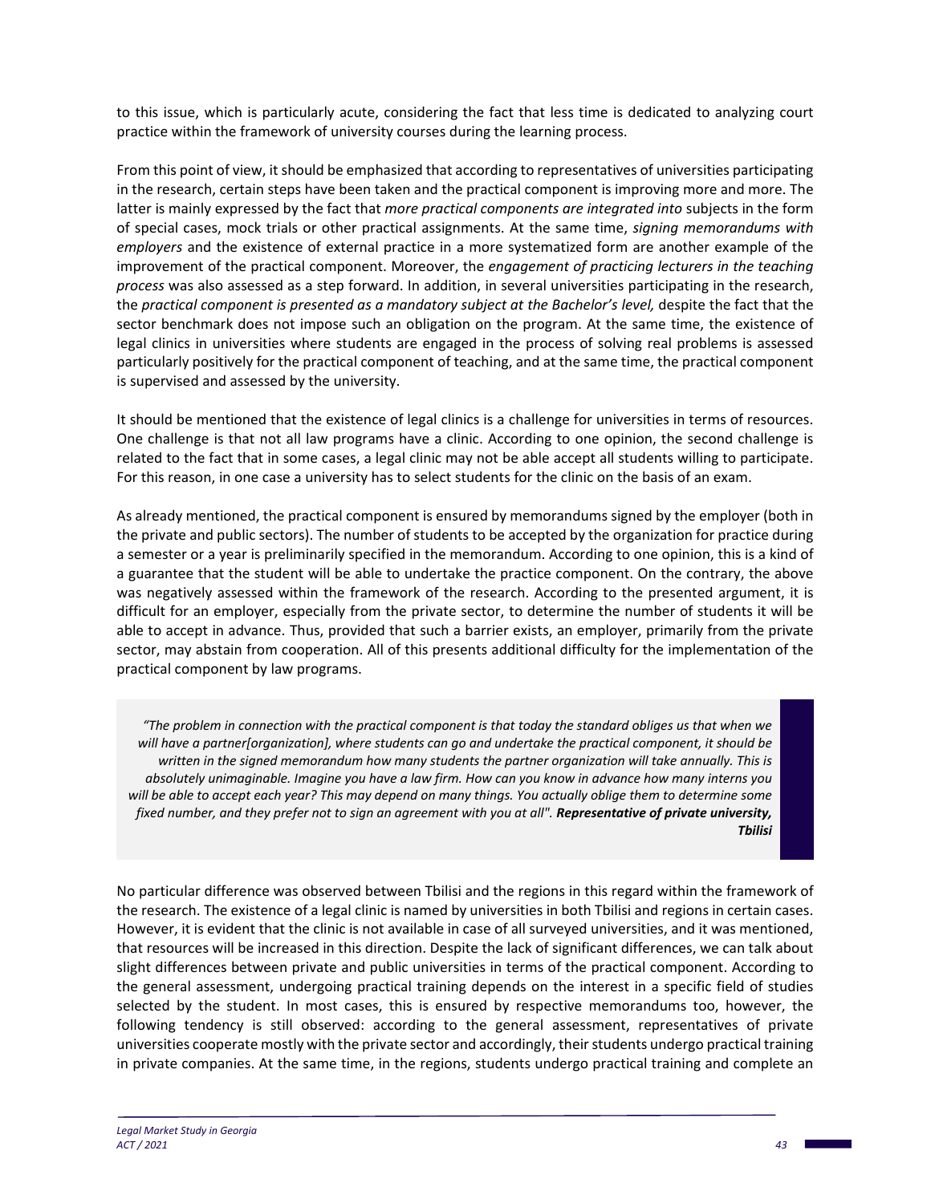to this issue, which is particularly acute, considering the fact that less time is dedicated to analyzing court practice within the framework of university courses during the learning process.

From this point of view, it should be emphasized that according to representatives of universities participating in the research, certain steps have been taken and the practical component is improving more and more. The latter is mainly expressed by the fact that *more practical components are integrated into* subjects in the form of special cases, mock trials or other practical assignments. At the same time, *signing memorandums with employers* and the existence of external practice in a more systematized form are another example of the improvement of the practical component. Moreover, the *engagement of practicing lecturers in the teaching process* was also assessed as a step forward. In addition, in several universities participating in the research, the *practical component is presented as a mandatory subject at the Bachelor's level,* despite the fact that the sector benchmark does not impose such an obligation on the program. At the same time, the existence of legal clinics in universities where students are engaged in the process of solving real problems is assessed particularly positively for the practical component of teaching, and at the same time, the practical component is supervised and assessed by the university.

It should be mentioned that the existence of legal clinics is a challenge for universities in terms of resources. One challenge is that not all law programs have a clinic. According to one opinion, the second challenge is related to the fact that in some cases, a legal clinic may not be able accept all students willing to participate. For this reason, in one case a university has to select students for the clinic on the basis of an exam.

As already mentioned, the practical component is ensured by memorandums signed by the employer (both in the private and public sectors). The number of students to be accepted by the organization for practice during a semester or a year is preliminarily specified in the memorandum. According to one opinion, this is a kind of a guarantee that the student will be able to undertake the practice component. On the contrary, the above was negatively assessed within the framework of the research. According to the presented argument, it is difficult for an employer, especially from the private sector, to determine the number of students it will be able to accept in advance. Thus, provided that such a barrier exists, an employer, primarily from the private sector, may abstain from cooperation. All of this presents additional difficulty for the implementation of the practical component by law programs.

> *"The problem in connection with the practical component is that today the standard obliges us that when we will have a partner[organization], where students can go and undertake the practical component, it should be written in the signed memorandum how many students the partner organization will take annually. This is absolutely unimaginable. Imagine you have a law firm. How can you know in advance how many interns you will be able to accept each year? This may depend on many things. You actually oblige them to determine some fixed number, and they prefer not to sign an agreement with you at all".* ***Representative of private university, Tbilisi***

No particular difference was observed between Tbilisi and the regions in this regard within the framework of the research. The existence of a legal clinic is named by universities in both Tbilisi and regions in certain cases. However, it is evident that the clinic is not available in case of all surveyed universities, and it was mentioned, that resources will be increased in this direction. Despite the lack of significant differences, we can talk about slight differences between private and public universities in terms of the practical component. According to the general assessment, undergoing practical training depends on the interest in a specific field of studies selected by the student. In most cases, this is ensured by respective memorandums too, however, the following tendency is still observed: according to the general assessment, representatives of private universities cooperate mostly with the private sector and accordingly, their students undergo practical training in private companies. At the same time, in the regions, students undergo practical training and complete an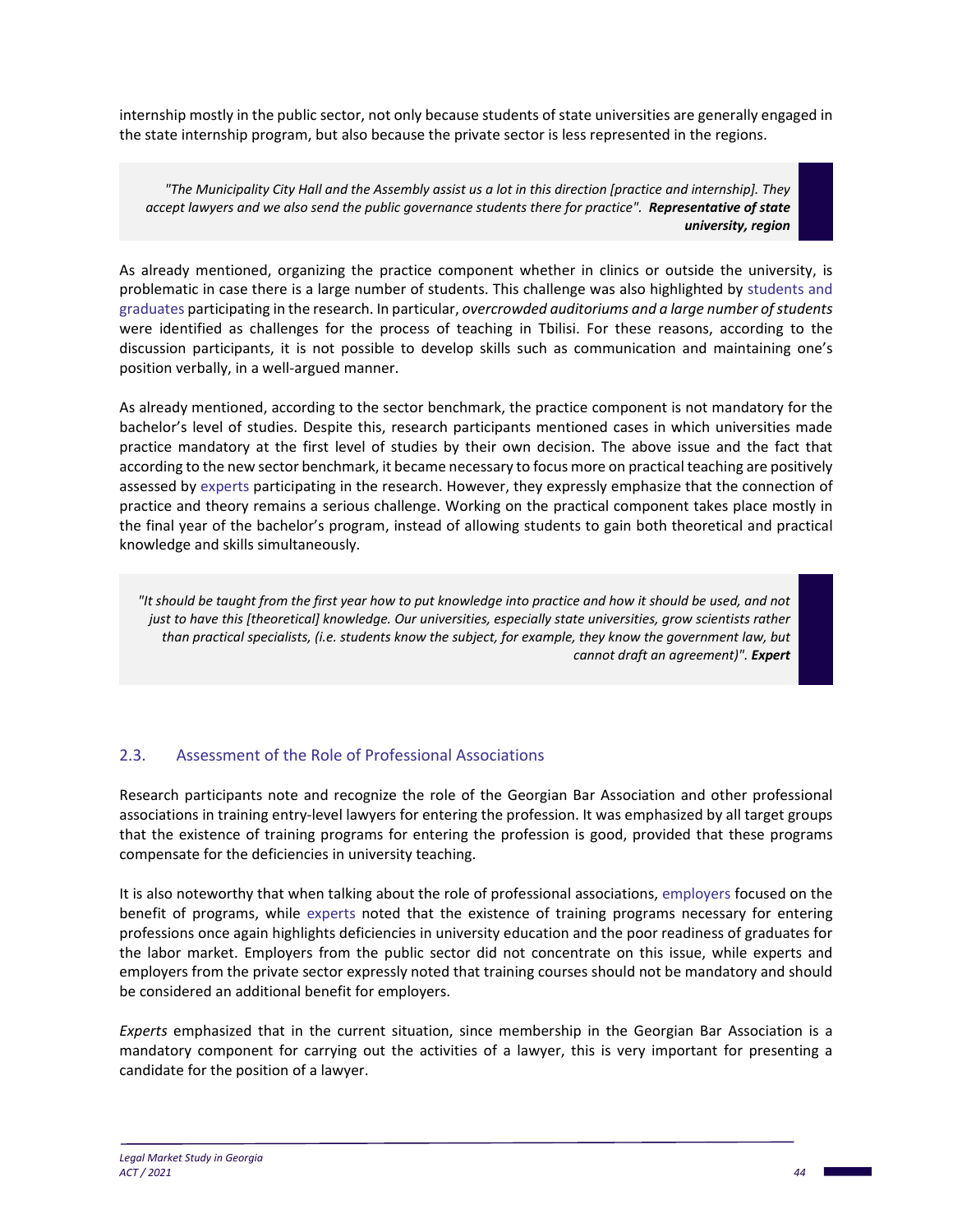internship mostly in the public sector, not only because students of state universities are generally engaged in the state internship program, but also because the private sector is less represented in the regions.

> *"The Municipality City Hall and the Assembly assist us a lot in this direction [practice and internship]. They accept lawyers and we also send the public governance students there for practice".* ***Representative of state university, region***

As already mentioned, organizing the practice component whether in clinics or outside the university, is problematic in case there is a large number of students. This challenge was also highlighted by students and graduates participating in the research. In particular, *overcrowded auditoriums and a large number of students* were identified as challenges for the process of teaching in Tbilisi. For these reasons, according to the discussion participants, it is not possible to develop skills such as communication and maintaining one's position verbally, in a well-argued manner.

As already mentioned, according to the sector benchmark, the practice component is not mandatory for the bachelor's level of studies. Despite this, research participants mentioned cases in which universities made practice mandatory at the first level of studies by their own decision. The above issue and the fact that according to the new sector benchmark, it became necessary to focus more on practical teaching are positively assessed by experts participating in the research. However, they expressly emphasize that the connection of practice and theory remains a serious challenge. Working on the practical component takes place mostly in the final year of the bachelor's program, instead of allowing students to gain both theoretical and practical knowledge and skills simultaneously.

> *"It should be taught from the first year how to put knowledge into practice and how it should be used, and not just to have this [theoretical] knowledge. Our universities, especially state universities, grow scientists rather than practical specialists, (i.e. students know the subject, for example, they know the government law, but cannot draft an agreement)".* ***Expert***

## 2.3. Assessment of the Role of Professional Associations

Research participants note and recognize the role of the Georgian Bar Association and other professional associations in training entry-level lawyers for entering the profession. It was emphasized by all target groups that the existence of training programs for entering the profession is good, provided that these programs compensate for the deficiencies in university teaching.

It is also noteworthy that when talking about the role of professional associations, employers focused on the benefit of programs, while experts noted that the existence of training programs necessary for entering professions once again highlights deficiencies in university education and the poor readiness of graduates for the labor market. Employers from the public sector did not concentrate on this issue, while experts and employers from the private sector expressly noted that training courses should not be mandatory and should be considered an additional benefit for employers.

*Experts* emphasized that in the current situation, since membership in the Georgian Bar Association is a mandatory component for carrying out the activities of a lawyer, this is very important for presenting a candidate for the position of a lawyer.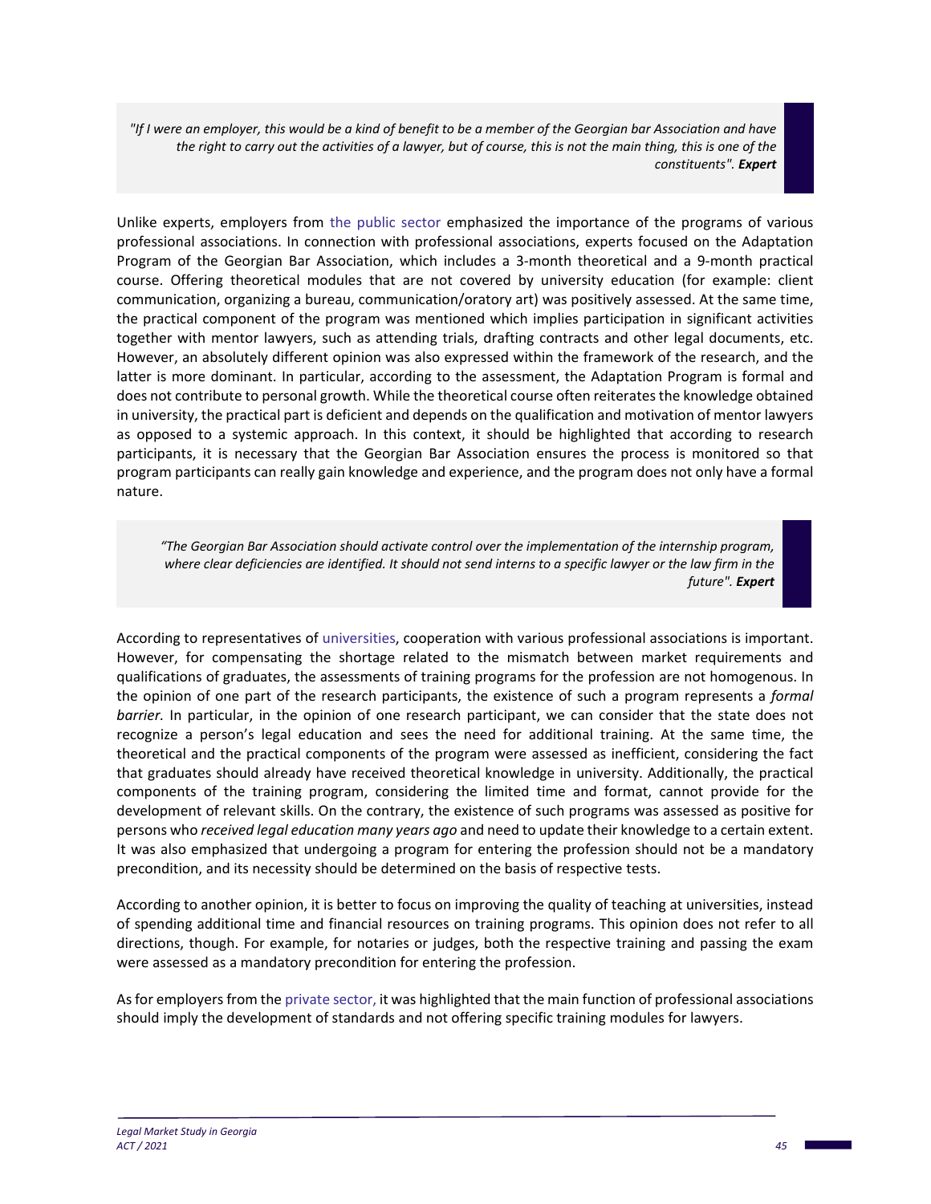> *"If I were an employer, this would be a kind of benefit to be a member of the Georgian bar Association and have the right to carry out the activities of a lawyer, but of course, this is not the main thing, this is one of the constituents".* ***Expert***

Unlike experts, employers from the public sector emphasized the importance of the programs of various professional associations. In connection with professional associations, experts focused on the Adaptation Program of the Georgian Bar Association, which includes a 3-month theoretical and a 9-month practical course. Offering theoretical modules that are not covered by university education (for example: client communication, organizing a bureau, communication/oratory art) was positively assessed. At the same time, the practical component of the program was mentioned which implies participation in significant activities together with mentor lawyers, such as attending trials, drafting contracts and other legal documents, etc. However, an absolutely different opinion was also expressed within the framework of the research, and the latter is more dominant. In particular, according to the assessment, the Adaptation Program is formal and does not contribute to personal growth. While the theoretical course often reiterates the knowledge obtained in university, the practical part is deficient and depends on the qualification and motivation of mentor lawyers as opposed to a systemic approach. In this context, it should be highlighted that according to research participants, it is necessary that the Georgian Bar Association ensures the process is monitored so that program participants can really gain knowledge and experience, and the program does not only have a formal nature.

> *"The Georgian Bar Association should activate control over the implementation of the internship program, where clear deficiencies are identified. It should not send interns to a specific lawyer or the law firm in the future".* ***Expert***

According to representatives of universities, cooperation with various professional associations is important. However, for compensating the shortage related to the mismatch between market requirements and qualifications of graduates, the assessments of training programs for the profession are not homogenous. In the opinion of one part of the research participants, the existence of such a program represents a *formal barrier.* In particular, in the opinion of one research participant, we can consider that the state does not recognize a person's legal education and sees the need for additional training. At the same time, the theoretical and the practical components of the program were assessed as inefficient, considering the fact that graduates should already have received theoretical knowledge in university. Additionally, the practical components of the training program, considering the limited time and format, cannot provide for the development of relevant skills. On the contrary, the existence of such programs was assessed as positive for persons who *received legal education many years ago* and need to update their knowledge to a certain extent. It was also emphasized that undergoing a program for entering the profession should not be a mandatory precondition, and its necessity should be determined on the basis of respective tests.

According to another opinion, it is better to focus on improving the quality of teaching at universities, instead of spending additional time and financial resources on training programs. This opinion does not refer to all directions, though. For example, for notaries or judges, both the respective training and passing the exam were assessed as a mandatory precondition for entering the profession.

As for employers from the private sector, it was highlighted that the main function of professional associations should imply the development of standards and not offering specific training modules for lawyers.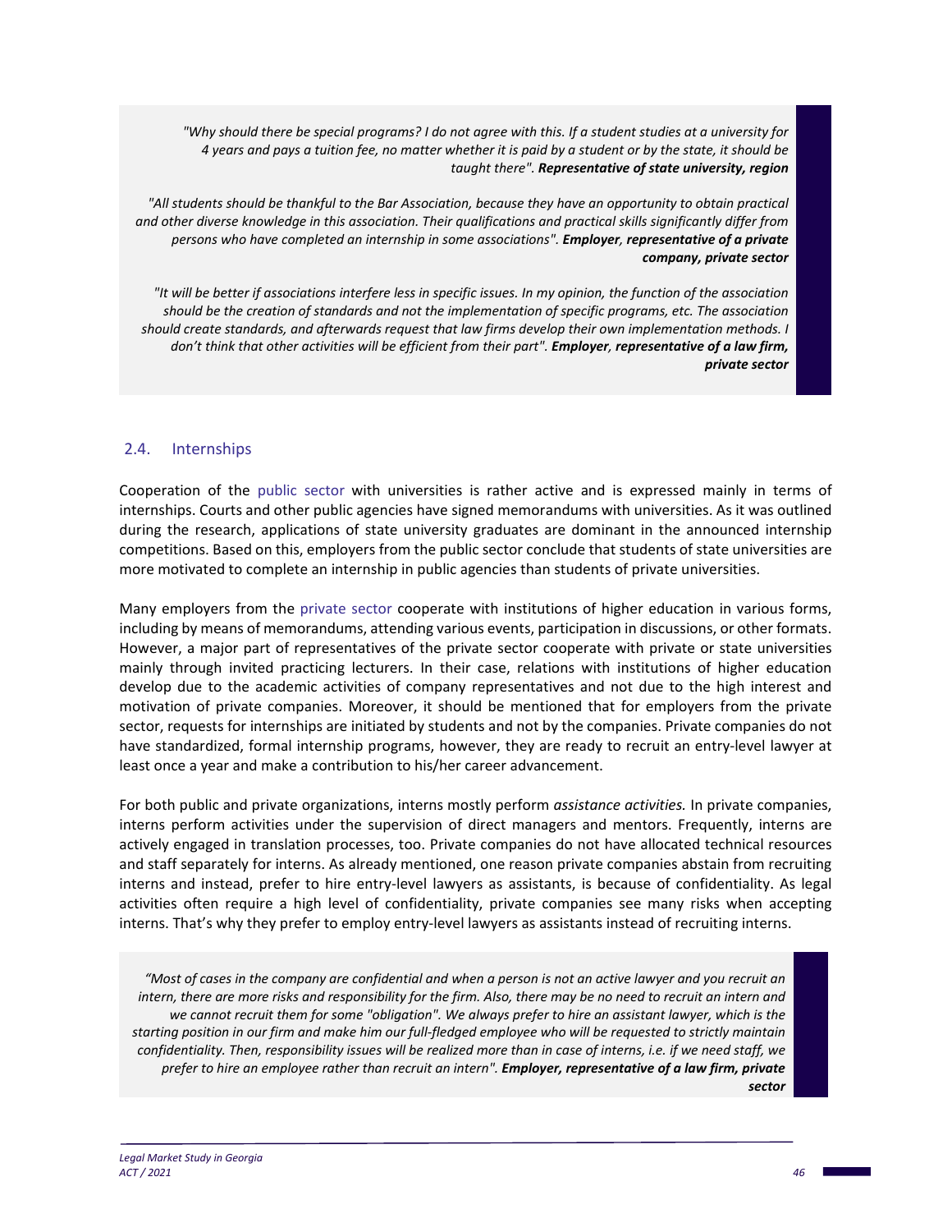*"Why should there be special programs? I do not agree with this. If a student studies at a university for 4 years and pays a tuition fee, no matter whether it is paid by a student or by the state, it should be taught there".* ***Representative of state university, region***

*"All students should be thankful to the Bar Association, because they have an opportunity to obtain practical and other diverse knowledge in this association. Their qualifications and practical skills significantly differ from persons who have completed an internship in some associations".* ***Employer, representative of a private company, private sector***

*"It will be better if associations interfere less in specific issues. In my opinion, the function of the association should be the creation of standards and not the implementation of specific programs, etc. The association should create standards, and afterwards request that law firms develop their own implementation methods. I don't think that other activities will be efficient from their part".* ***Employer, representative of a law firm, private sector***

## 2.4. Internships

Cooperation of the public sector with universities is rather active and is expressed mainly in terms of internships. Courts and other public agencies have signed memorandums with universities. As it was outlined during the research, applications of state university graduates are dominant in the announced internship competitions. Based on this, employers from the public sector conclude that students of state universities are more motivated to complete an internship in public agencies than students of private universities.

Many employers from the private sector cooperate with institutions of higher education in various forms, including by means of memorandums, attending various events, participation in discussions, or other formats. However, a major part of representatives of the private sector cooperate with private or state universities mainly through invited practicing lecturers. In their case, relations with institutions of higher education develop due to the academic activities of company representatives and not due to the high interest and motivation of private companies. Moreover, it should be mentioned that for employers from the private sector, requests for internships are initiated by students and not by the companies. Private companies do not have standardized, formal internship programs, however, they are ready to recruit an entry-level lawyer at least once a year and make a contribution to his/her career advancement.

For both public and private organizations, interns mostly perform *assistance activities.* In private companies, interns perform activities under the supervision of direct managers and mentors. Frequently, interns are actively engaged in translation processes, too. Private companies do not have allocated technical resources and staff separately for interns. As already mentioned, one reason private companies abstain from recruiting interns and instead, prefer to hire entry-level lawyers as assistants, is because of confidentiality. As legal activities often require a high level of confidentiality, private companies see many risks when accepting interns. That's why they prefer to employ entry-level lawyers as assistants instead of recruiting interns.

*"Most of cases in the company are confidential and when a person is not an active lawyer and you recruit an intern, there are more risks and responsibility for the firm. Also, there may be no need to recruit an intern and we cannot recruit them for some "obligation". We always prefer to hire an assistant lawyer, which is the starting position in our firm and make him our full-fledged employee who will be requested to strictly maintain confidentiality. Then, responsibility issues will be realized more than in case of interns, i.e. if we need staff, we prefer to hire an employee rather than recruit an intern".* ***Employer, representative of a law firm, private sector***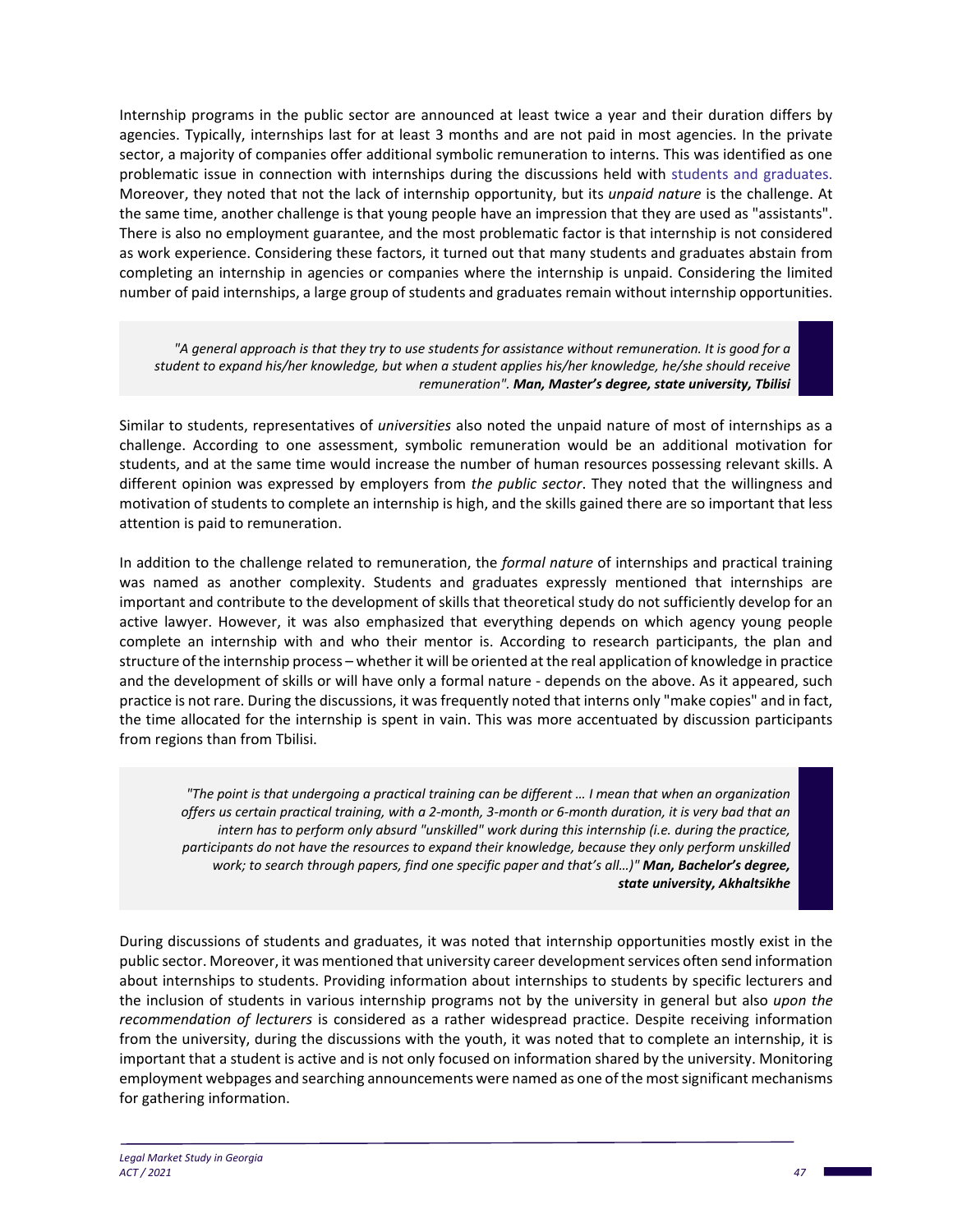Internship programs in the public sector are announced at least twice a year and their duration differs by agencies. Typically, internships last for at least 3 months and are not paid in most agencies. In the private sector, a majority of companies offer additional symbolic remuneration to interns. This was identified as one problematic issue in connection with internships during the discussions held with students and graduates. Moreover, they noted that not the lack of internship opportunity, but its *unpaid nature* is the challenge. At the same time, another challenge is that young people have an impression that they are used as "assistants". There is also no employment guarantee, and the most problematic factor is that internship is not considered as work experience. Considering these factors, it turned out that many students and graduates abstain from completing an internship in agencies or companies where the internship is unpaid. Considering the limited number of paid internships, a large group of students and graduates remain without internship opportunities.

> *"A general approach is that they try to use students for assistance without remuneration. It is good for a student to expand his/her knowledge, but when a student applies his/her knowledge, he/she should receive remuneration".* ***Man, Master's degree, state university, Tbilisi***

Similar to students, representatives of *universities* also noted the unpaid nature of most of internships as a challenge. According to one assessment, symbolic remuneration would be an additional motivation for students, and at the same time would increase the number of human resources possessing relevant skills. A different opinion was expressed by employers from *the public sector*. They noted that the willingness and motivation of students to complete an internship is high, and the skills gained there are so important that less attention is paid to remuneration.

In addition to the challenge related to remuneration, the *formal nature* of internships and practical training was named as another complexity. Students and graduates expressly mentioned that internships are important and contribute to the development of skills that theoretical study do not sufficiently develop for an active lawyer. However, it was also emphasized that everything depends on which agency young people complete an internship with and who their mentor is. According to research participants, the plan and structure of the internship process – whether it will be oriented at the real application of knowledge in practice and the development of skills or will have only a formal nature - depends on the above. As it appeared, such practice is not rare. During the discussions, it was frequently noted that interns only "make copies" and in fact, the time allocated for the internship is spent in vain. This was more accentuated by discussion participants from regions than from Tbilisi.

> *"The point is that undergoing a practical training can be different … I mean that when an organization offers us certain practical training, with a 2-month, 3-month or 6-month duration, it is very bad that an intern has to perform only absurd "unskilled" work during this internship (i.e. during the practice, participants do not have the resources to expand their knowledge, because they only perform unskilled work; to search through papers, find one specific paper and that's all…)"* ***Man, Bachelor's degree, state university, Akhaltsikhe***

During discussions of students and graduates, it was noted that internship opportunities mostly exist in the public sector. Moreover, it was mentioned that university career development services often send information about internships to students. Providing information about internships to students by specific lecturers and the inclusion of students in various internship programs not by the university in general but also *upon the recommendation of lecturers* is considered as a rather widespread practice. Despite receiving information from the university, during the discussions with the youth, it was noted that to complete an internship, it is important that a student is active and is not only focused on information shared by the university. Monitoring employment webpages and searching announcements were named as one of the most significant mechanisms for gathering information.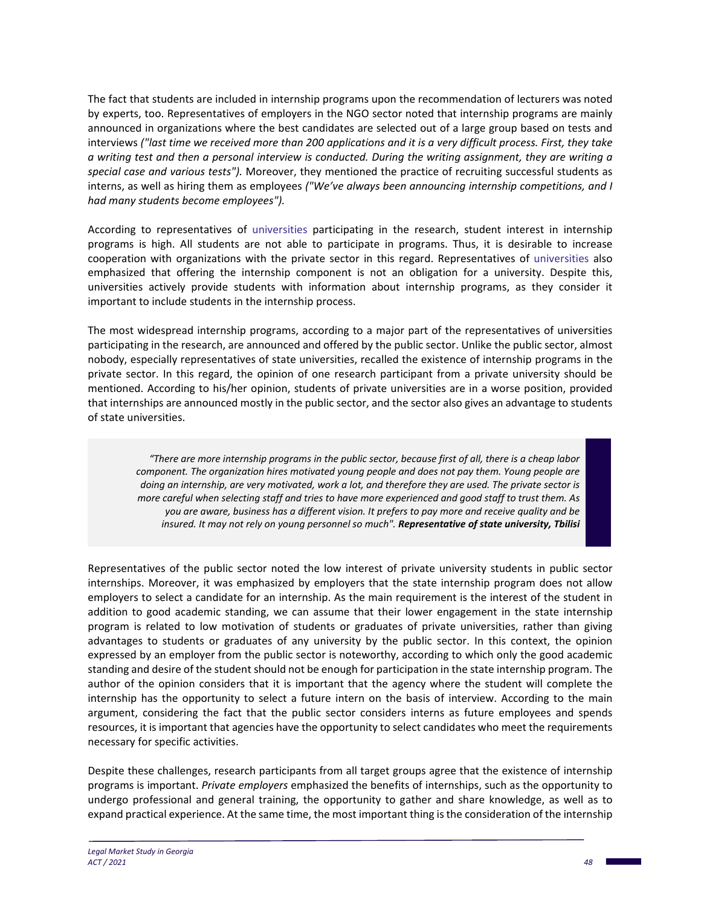The fact that students are included in internship programs upon the recommendation of lecturers was noted by experts, too. Representatives of employers in the NGO sector noted that internship programs are mainly announced in organizations where the best candidates are selected out of a large group based on tests and interviews *("last time we received more than 200 applications and it is a very difficult process. First, they take a writing test and then a personal interview is conducted. During the writing assignment, they are writing a special case and various tests").* Moreover, they mentioned the practice of recruiting successful students as interns, as well as hiring them as employees *("We've always been announcing internship competitions, and I had many students become employees").*

According to representatives of universities participating in the research, student interest in internship programs is high. All students are not able to participate in programs. Thus, it is desirable to increase cooperation with organizations with the private sector in this regard. Representatives of universities also emphasized that offering the internship component is not an obligation for a university. Despite this, universities actively provide students with information about internship programs, as they consider it important to include students in the internship process.

The most widespread internship programs, according to a major part of the representatives of universities participating in the research, are announced and offered by the public sector. Unlike the public sector, almost nobody, especially representatives of state universities, recalled the existence of internship programs in the private sector. In this regard, the opinion of one research participant from a private university should be mentioned. According to his/her opinion, students of private universities are in a worse position, provided that internships are announced mostly in the public sector, and the sector also gives an advantage to students of state universities.

> *"There are more internship programs in the public sector, because first of all, there is a cheap labor component. The organization hires motivated young people and does not pay them. Young people are doing an internship, are very motivated, work a lot, and therefore they are used. The private sector is more careful when selecting staff and tries to have more experienced and good staff to trust them. As you are aware, business has a different vision. It prefers to pay more and receive quality and be insured. It may not rely on young personnel so much".* ***Representative of state university, Tbilisi***

Representatives of the public sector noted the low interest of private university students in public sector internships. Moreover, it was emphasized by employers that the state internship program does not allow employers to select a candidate for an internship. As the main requirement is the interest of the student in addition to good academic standing, we can assume that their lower engagement in the state internship program is related to low motivation of students or graduates of private universities, rather than giving advantages to students or graduates of any university by the public sector. In this context, the opinion expressed by an employer from the public sector is noteworthy, according to which only the good academic standing and desire of the student should not be enough for participation in the state internship program. The author of the opinion considers that it is important that the agency where the student will complete the internship has the opportunity to select a future intern on the basis of interview. According to the main argument, considering the fact that the public sector considers interns as future employees and spends resources, it is important that agencies have the opportunity to select candidates who meet the requirements necessary for specific activities.

Despite these challenges, research participants from all target groups agree that the existence of internship programs is important. *Private employers* emphasized the benefits of internships, such as the opportunity to undergo professional and general training, the opportunity to gather and share knowledge, as well as to expand practical experience. At the same time, the most important thing is the consideration of the internship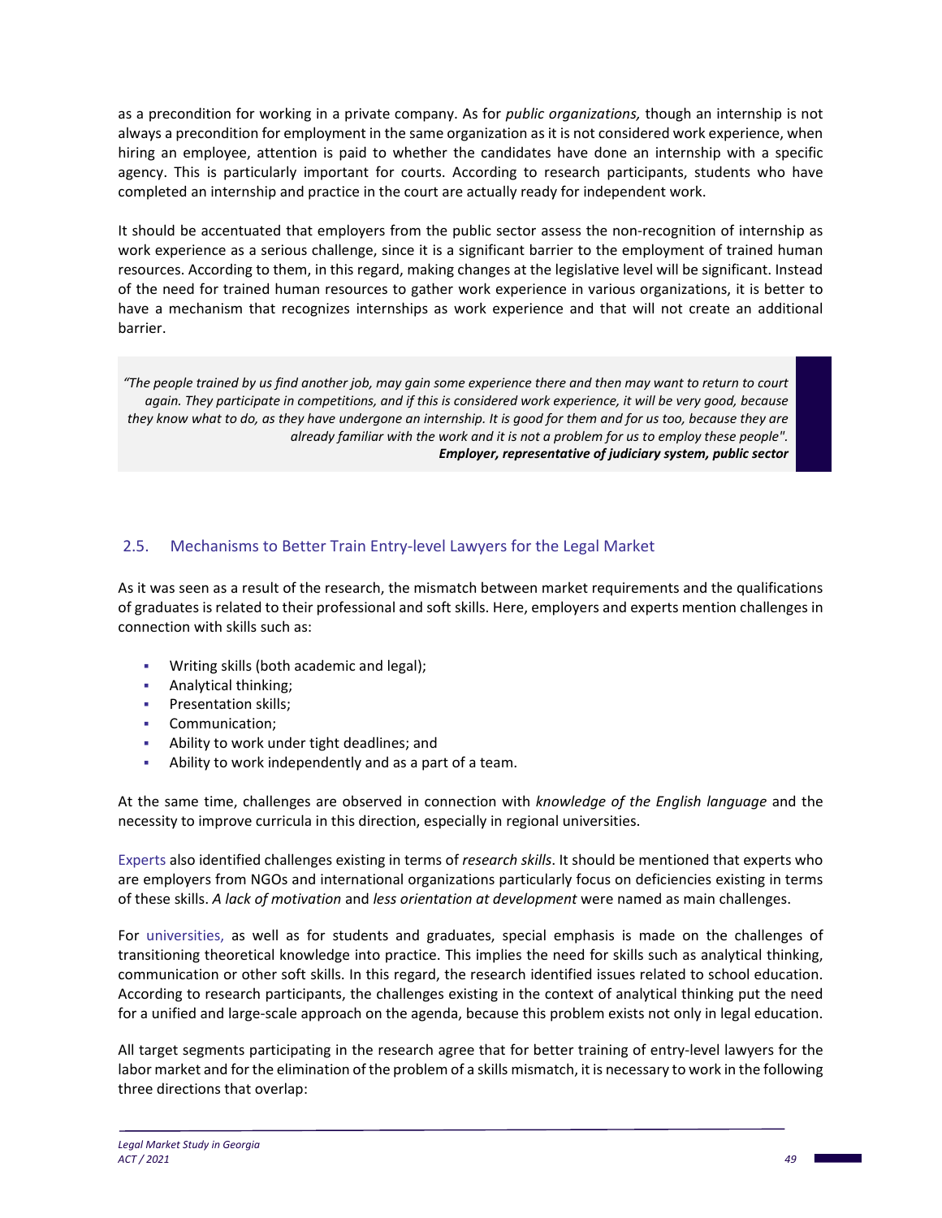as a precondition for working in a private company. As for *public organizations,* though an internship is not always a precondition for employment in the same organization as it is not considered work experience, when hiring an employee, attention is paid to whether the candidates have done an internship with a specific agency. This is particularly important for courts. According to research participants, students who have completed an internship and practice in the court are actually ready for independent work.

It should be accentuated that employers from the public sector assess the non-recognition of internship as work experience as a serious challenge, since it is a significant barrier to the employment of trained human resources. According to them, in this regard, making changes at the legislative level will be significant. Instead of the need for trained human resources to gather work experience in various organizations, it is better to have a mechanism that recognizes internships as work experience and that will not create an additional barrier.

> *"The people trained by us find another job, may gain some experience there and then may want to return to court again. They participate in competitions, and if this is considered work experience, it will be very good, because they know what to do, as they have undergone an internship. It is good for them and for us too, because they are already familiar with the work and it is not a problem for us to employ these people".*
> ***Employer, representative of judiciary system, public sector***

## 2.5. Mechanisms to Better Train Entry-level Lawyers for the Legal Market

As it was seen as a result of the research, the mismatch between market requirements and the qualifications of graduates is related to their professional and soft skills. Here, employers and experts mention challenges in connection with skills such as:

- Writing skills (both academic and legal);
- Analytical thinking;
- Presentation skills;
- Communication;
- Ability to work under tight deadlines; and
- Ability to work independently and as a part of a team.

At the same time, challenges are observed in connection with *knowledge of the English language* and the necessity to improve curricula in this direction, especially in regional universities.

Experts also identified challenges existing in terms of *research skills*. It should be mentioned that experts who are employers from NGOs and international organizations particularly focus on deficiencies existing in terms of these skills. *A lack of motivation* and *less orientation at development* were named as main challenges.

For universities, as well as for students and graduates, special emphasis is made on the challenges of transitioning theoretical knowledge into practice. This implies the need for skills such as analytical thinking, communication or other soft skills. In this regard, the research identified issues related to school education. According to research participants, the challenges existing in the context of analytical thinking put the need for a unified and large-scale approach on the agenda, because this problem exists not only in legal education.

All target segments participating in the research agree that for better training of entry-level lawyers for the labor market and for the elimination of the problem of a skills mismatch, it is necessary to work in the following three directions that overlap: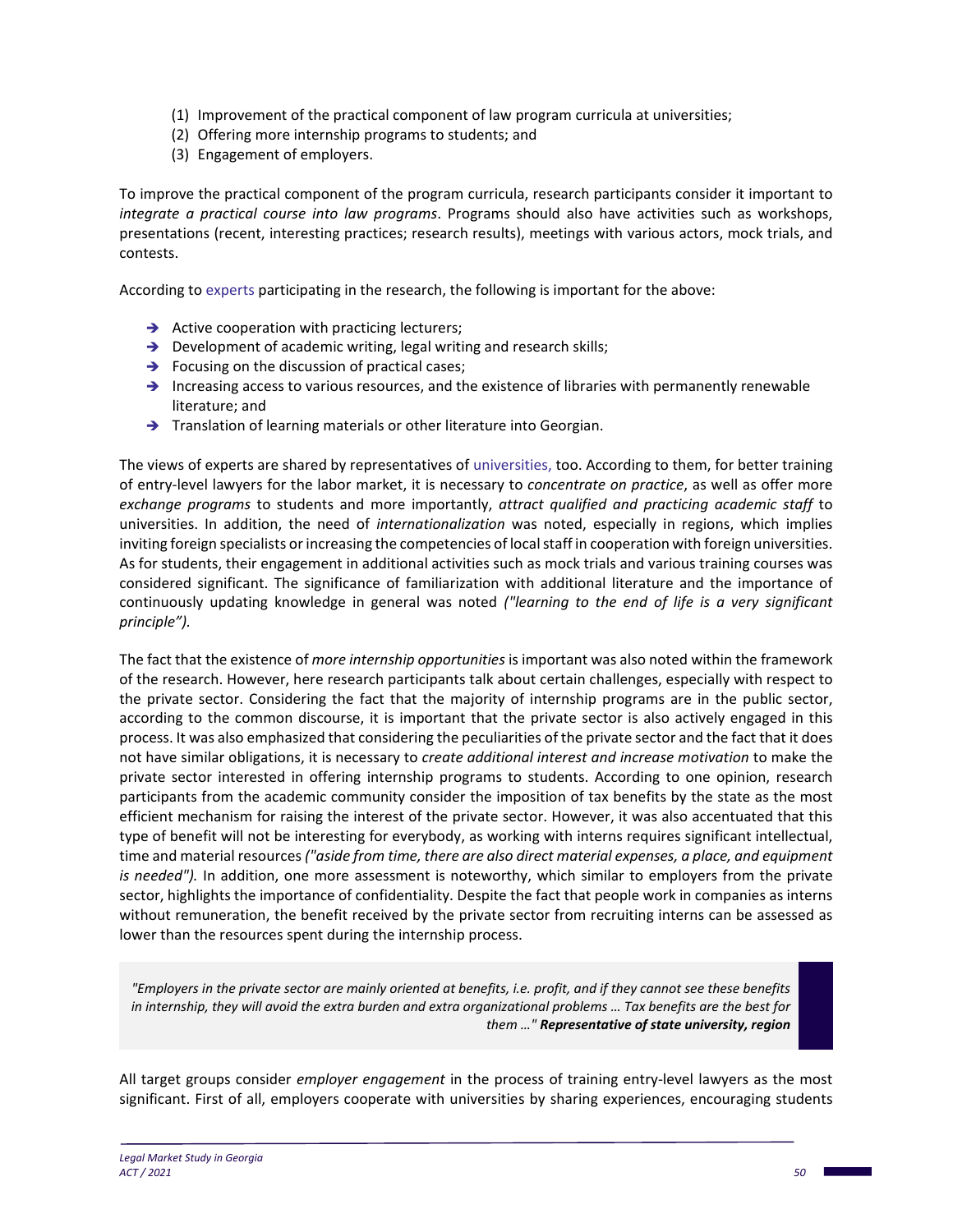(1) Improvement of the practical component of law program curricula at universities;
(2) Offering more internship programs to students; and
(3) Engagement of employers.

To improve the practical component of the program curricula, research participants consider it important to *integrate a practical course into law programs*. Programs should also have activities such as workshops, presentations (recent, interesting practices; research results), meetings with various actors, mock trials, and contests.

According to experts participating in the research, the following is important for the above:

- Active cooperation with practicing lecturers;
- Development of academic writing, legal writing and research skills;
- Focusing on the discussion of practical cases;
- Increasing access to various resources, and the existence of libraries with permanently renewable literature; and
- Translation of learning materials or other literature into Georgian.

The views of experts are shared by representatives of universities, too. According to them, for better training of entry-level lawyers for the labor market, it is necessary to *concentrate on practice*, as well as offer more *exchange programs* to students and more importantly, *attract qualified and practicing academic staff* to universities. In addition, the need of *internationalization* was noted, especially in regions, which implies inviting foreign specialists or increasing the competencies of local staff in cooperation with foreign universities. As for students, their engagement in additional activities such as mock trials and various training courses was considered significant. The significance of familiarization with additional literature and the importance of continuously updating knowledge in general was noted *("learning to the end of life is a very significant principle").*

The fact that the existence of *more internship opportunities* is important was also noted within the framework of the research. However, here research participants talk about certain challenges, especially with respect to the private sector. Considering the fact that the majority of internship programs are in the public sector, according to the common discourse, it is important that the private sector is also actively engaged in this process. It was also emphasized that considering the peculiarities of the private sector and the fact that it does not have similar obligations, it is necessary to *create additional interest and increase motivation* to make the private sector interested in offering internship programs to students. According to one opinion, research participants from the academic community consider the imposition of tax benefits by the state as the most efficient mechanism for raising the interest of the private sector. However, it was also accentuated that this type of benefit will not be interesting for everybody, as working with interns requires significant intellectual, time and material resources *("aside from time, there are also direct material expenses, a place, and equipment is needed").* In addition, one more assessment is noteworthy, which similar to employers from the private sector, highlights the importance of confidentiality. Despite the fact that people work in companies as interns without remuneration, the benefit received by the private sector from recruiting interns can be assessed as lower than the resources spent during the internship process.

> *"Employers in the private sector are mainly oriented at benefits, i.e. profit, and if they cannot see these benefits in internship, they will avoid the extra burden and extra organizational problems … Tax benefits are the best for them …"* ***Representative of state university, region***

All target groups consider *employer engagement* in the process of training entry-level lawyers as the most significant. First of all, employers cooperate with universities by sharing experiences, encouraging students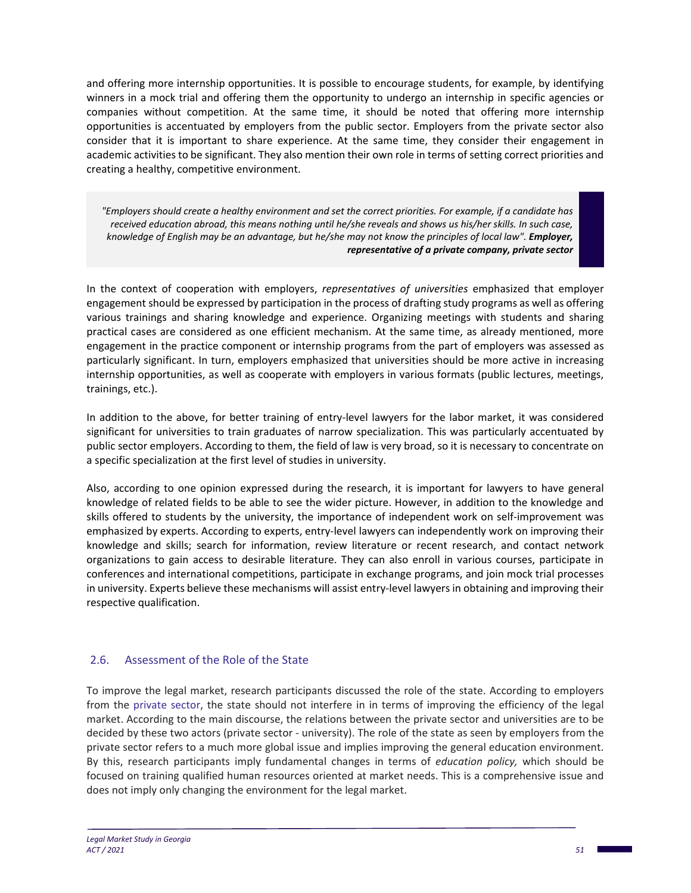and offering more internship opportunities. It is possible to encourage students, for example, by identifying winners in a mock trial and offering them the opportunity to undergo an internship in specific agencies or companies without competition. At the same time, it should be noted that offering more internship opportunities is accentuated by employers from the public sector. Employers from the private sector also consider that it is important to share experience. At the same time, they consider their engagement in academic activities to be significant. They also mention their own role in terms of setting correct priorities and creating a healthy, competitive environment.

> *"Employers should create a healthy environment and set the correct priorities. For example, if a candidate has received education abroad, this means nothing until he/she reveals and shows us his/her skills. In such case, knowledge of English may be an advantage, but he/she may not know the principles of local law".* ***Employer, representative of a private company, private sector***

In the context of cooperation with employers, *representatives of universities* emphasized that employer engagement should be expressed by participation in the process of drafting study programs as well as offering various trainings and sharing knowledge and experience. Organizing meetings with students and sharing practical cases are considered as one efficient mechanism. At the same time, as already mentioned, more engagement in the practice component or internship programs from the part of employers was assessed as particularly significant. In turn, employers emphasized that universities should be more active in increasing internship opportunities, as well as cooperate with employers in various formats (public lectures, meetings, trainings, etc.).

In addition to the above, for better training of entry-level lawyers for the labor market, it was considered significant for universities to train graduates of narrow specialization. This was particularly accentuated by public sector employers. According to them, the field of law is very broad, so it is necessary to concentrate on a specific specialization at the first level of studies in university.

Also, according to one opinion expressed during the research, it is important for lawyers to have general knowledge of related fields to be able to see the wider picture. However, in addition to the knowledge and skills offered to students by the university, the importance of independent work on self-improvement was emphasized by experts. According to experts, entry-level lawyers can independently work on improving their knowledge and skills; search for information, review literature or recent research, and contact network organizations to gain access to desirable literature. They can also enroll in various courses, participate in conferences and international competitions, participate in exchange programs, and join mock trial processes in university. Experts believe these mechanisms will assist entry-level lawyers in obtaining and improving their respective qualification.

## 2.6. Assessment of the Role of the State

To improve the legal market, research participants discussed the role of the state. According to employers from the private sector, the state should not interfere in in terms of improving the efficiency of the legal market. According to the main discourse, the relations between the private sector and universities are to be decided by these two actors (private sector - university). The role of the state as seen by employers from the private sector refers to a much more global issue and implies improving the general education environment. By this, research participants imply fundamental changes in terms of *education policy,* which should be focused on training qualified human resources oriented at market needs. This is a comprehensive issue and does not imply only changing the environment for the legal market.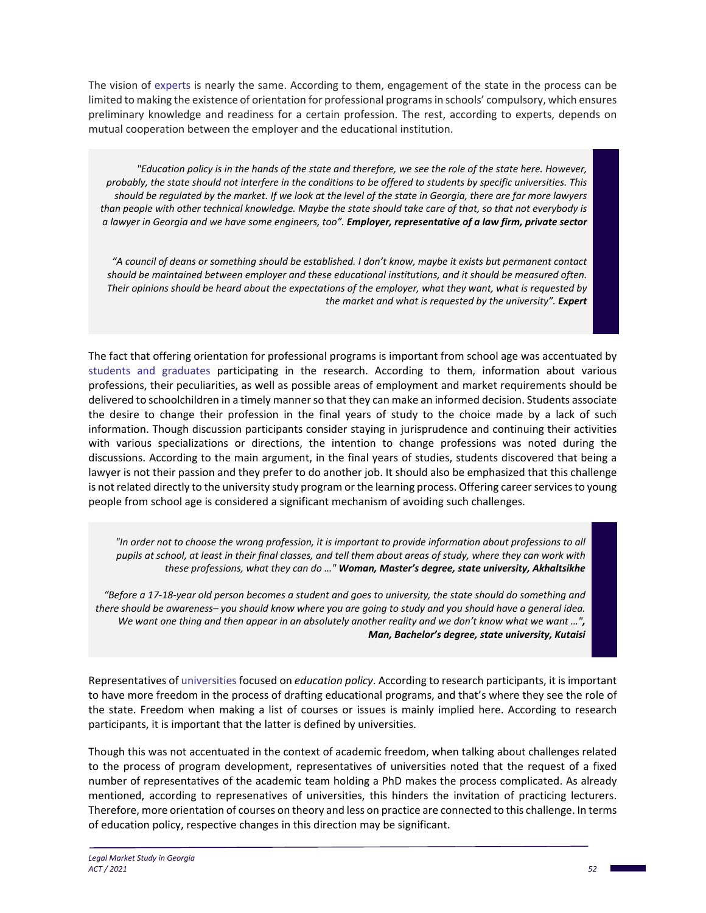The vision of experts is nearly the same. According to them, engagement of the state in the process can be limited to making the existence of orientation for professional programs in schools' compulsory, which ensures preliminary knowledge and readiness for a certain profession. The rest, according to experts, depends on mutual cooperation between the employer and the educational institution.

> *"Education policy is in the hands of the state and therefore, we see the role of the state here. However, probably, the state should not interfere in the conditions to be offered to students by specific universities. This should be regulated by the market. If we look at the level of the state in Georgia, there are far more lawyers than people with other technical knowledge. Maybe the state should take care of that, so that not everybody is a lawyer in Georgia and we have some engineers, too".* ***Employer, representative of a law firm, private sector***
>
> *"A council of deans or something should be established. I don't know, maybe it exists but permanent contact should be maintained between employer and these educational institutions, and it should be measured often. Their opinions should be heard about the expectations of the employer, what they want, what is requested by the market and what is requested by the university".* ***Expert***

The fact that offering orientation for professional programs is important from school age was accentuated by students and graduates participating in the research. According to them, information about various professions, their peculiarities, as well as possible areas of employment and market requirements should be delivered to schoolchildren in a timely manner so that they can make an informed decision. Students associate the desire to change their profession in the final years of study to the choice made by a lack of such information. Though discussion participants consider staying in jurisprudence and continuing their activities with various specializations or directions, the intention to change professions was noted during the discussions. According to the main argument, in the final years of studies, students discovered that being a lawyer is not their passion and they prefer to do another job. It should also be emphasized that this challenge is not related directly to the university study program or the learning process. Offering career services to young people from school age is considered a significant mechanism of avoiding such challenges.

> *"In order not to choose the wrong profession, it is important to provide information about professions to all pupils at school, at least in their final classes, and tell them about areas of study, where they can work with these professions, what they can do ..."* ***Woman, Master's degree, state university, Akhaltsikhe***
>
> *"Before a 17-18-year old person becomes a student and goes to university, the state should do something and there should be awareness– you should know where you are going to study and you should have a general idea. We want one thing and then appear in an absolutely another reality and we don't know what we want ..."*, ***Man, Bachelor's degree, state university, Kutaisi***

Representatives of universities focused on *education policy*. According to research participants, it is important to have more freedom in the process of drafting educational programs, and that's where they see the role of the state. Freedom when making a list of courses or issues is mainly implied here. According to research participants, it is important that the latter is defined by universities.

Though this was not accentuated in the context of academic freedom, when talking about challenges related to the process of program development, representatives of universities noted that the request of a fixed number of representatives of the academic team holding a PhD makes the process complicated. As already mentioned, according to represenatives of universities, this hinders the invitation of practicing lecturers. Therefore, more orientation of courses on theory and less on practice are connected to this challenge. In terms of education policy, respective changes in this direction may be significant.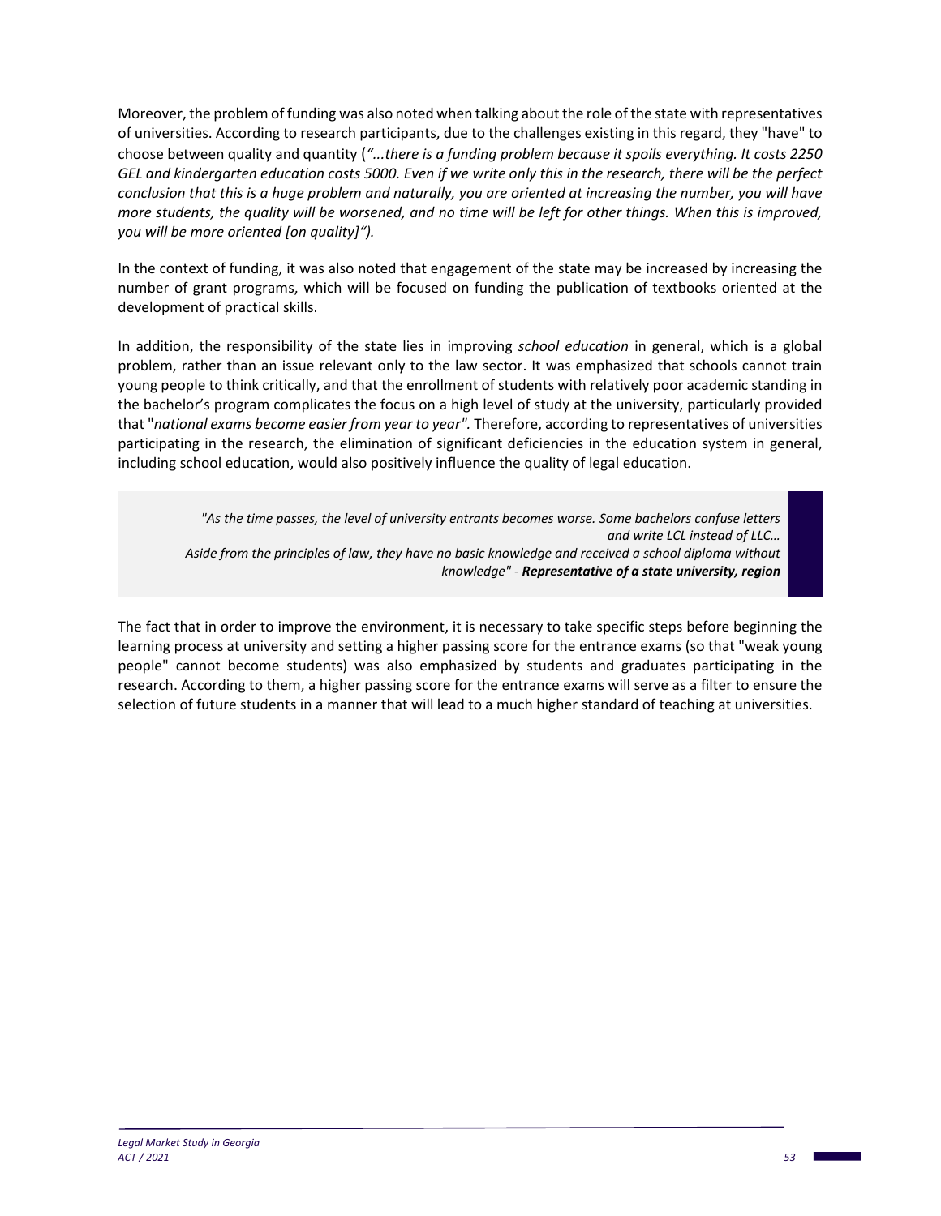Moreover, the problem of funding was also noted when talking about the role of the state with representatives of universities. According to research participants, due to the challenges existing in this regard, they "have" to choose between quality and quantity (*"...there is a funding problem because it spoils everything. It costs 2250 GEL and kindergarten education costs 5000. Even if we write only this in the research, there will be the perfect conclusion that this is a huge problem and naturally, you are oriented at increasing the number, you will have more students, the quality will be worsened, and no time will be left for other things. When this is improved, you will be more oriented [on quality]").*

In the context of funding, it was also noted that engagement of the state may be increased by increasing the number of grant programs, which will be focused on funding the publication of textbooks oriented at the development of practical skills.

In addition, the responsibility of the state lies in improving *school education* in general, which is a global problem, rather than an issue relevant only to the law sector. It was emphasized that schools cannot train young people to think critically, and that the enrollment of students with relatively poor academic standing in the bachelor's program complicates the focus on a high level of study at the university, particularly provided that "*national exams become easier from year to year".* Therefore, according to representatives of universities participating in the research, the elimination of significant deficiencies in the education system in general, including school education, would also positively influence the quality of legal education.

> *"As the time passes, the level of university entrants becomes worse. Some bachelors confuse letters and write LCL instead of LLC…*
> *Aside from the principles of law, they have no basic knowledge and received a school diploma without knowledge"* - ***Representative of a state university, region***

The fact that in order to improve the environment, it is necessary to take specific steps before beginning the learning process at university and setting a higher passing score for the entrance exams (so that "weak young people" cannot become students) was also emphasized by students and graduates participating in the research. According to them, a higher passing score for the entrance exams will serve as a filter to ensure the selection of future students in a manner that will lead to a much higher standard of teaching at universities.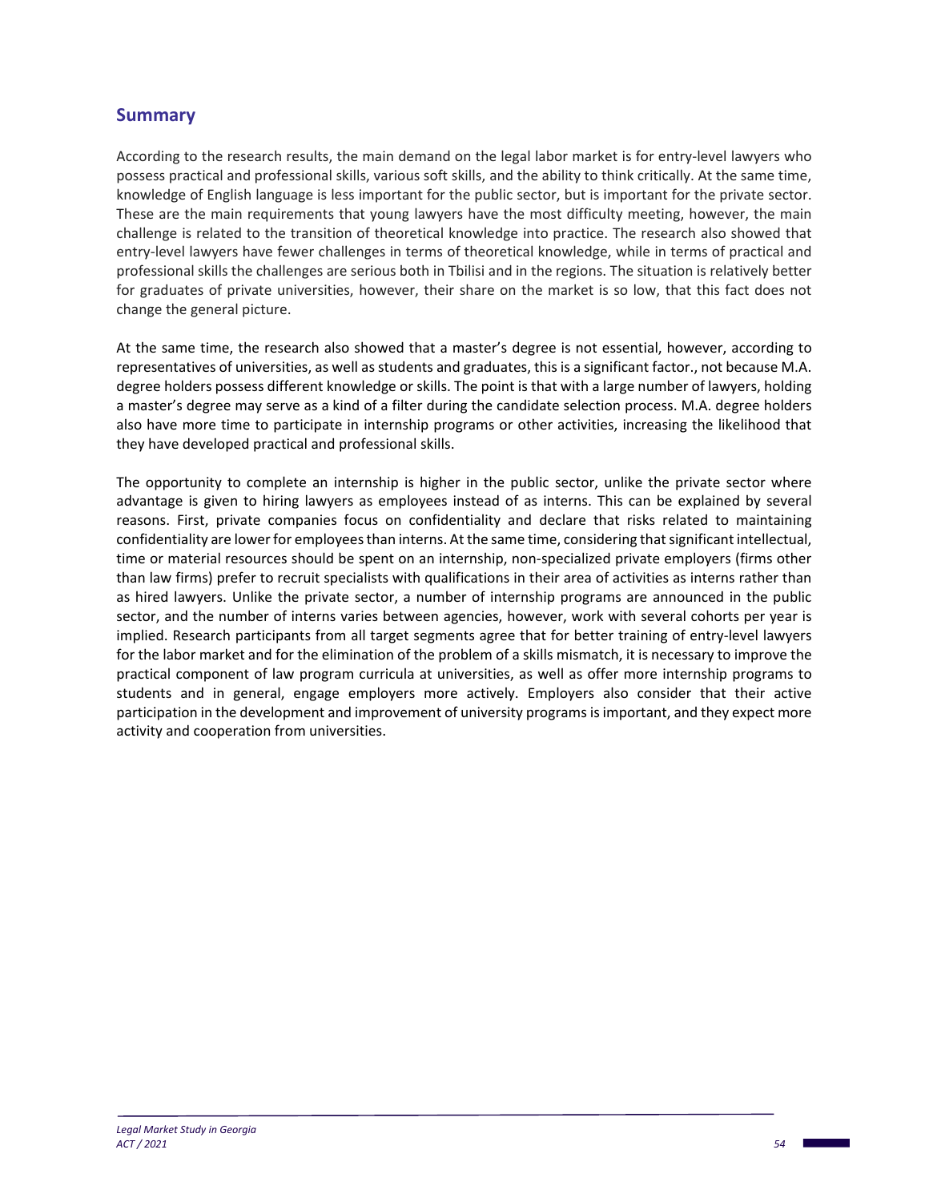## Summary

According to the research results, the main demand on the legal labor market is for entry-level lawyers who possess practical and professional skills, various soft skills, and the ability to think critically. At the same time, knowledge of English language is less important for the public sector, but is important for the private sector. These are the main requirements that young lawyers have the most difficulty meeting, however, the main challenge is related to the transition of theoretical knowledge into practice. The research also showed that entry-level lawyers have fewer challenges in terms of theoretical knowledge, while in terms of practical and professional skills the challenges are serious both in Tbilisi and in the regions. The situation is relatively better for graduates of private universities, however, their share on the market is so low, that this fact does not change the general picture.

At the same time, the research also showed that a master's degree is not essential, however, according to representatives of universities, as well as students and graduates, this is a significant factor., not because M.A. degree holders possess different knowledge or skills. The point is that with a large number of lawyers, holding a master's degree may serve as a kind of a filter during the candidate selection process. M.A. degree holders also have more time to participate in internship programs or other activities, increasing the likelihood that they have developed practical and professional skills.

The opportunity to complete an internship is higher in the public sector, unlike the private sector where advantage is given to hiring lawyers as employees instead of as interns. This can be explained by several reasons. First, private companies focus on confidentiality and declare that risks related to maintaining confidentiality are lower for employees than interns. At the same time, considering that significant intellectual, time or material resources should be spent on an internship, non-specialized private employers (firms other than law firms) prefer to recruit specialists with qualifications in their area of activities as interns rather than as hired lawyers. Unlike the private sector, a number of internship programs are announced in the public sector, and the number of interns varies between agencies, however, work with several cohorts per year is implied. Research participants from all target segments agree that for better training of entry-level lawyers for the labor market and for the elimination of the problem of a skills mismatch, it is necessary to improve the practical component of law program curricula at universities, as well as offer more internship programs to students and in general, engage employers more actively. Employers also consider that their active participation in the development and improvement of university programs is important, and they expect more activity and cooperation from universities.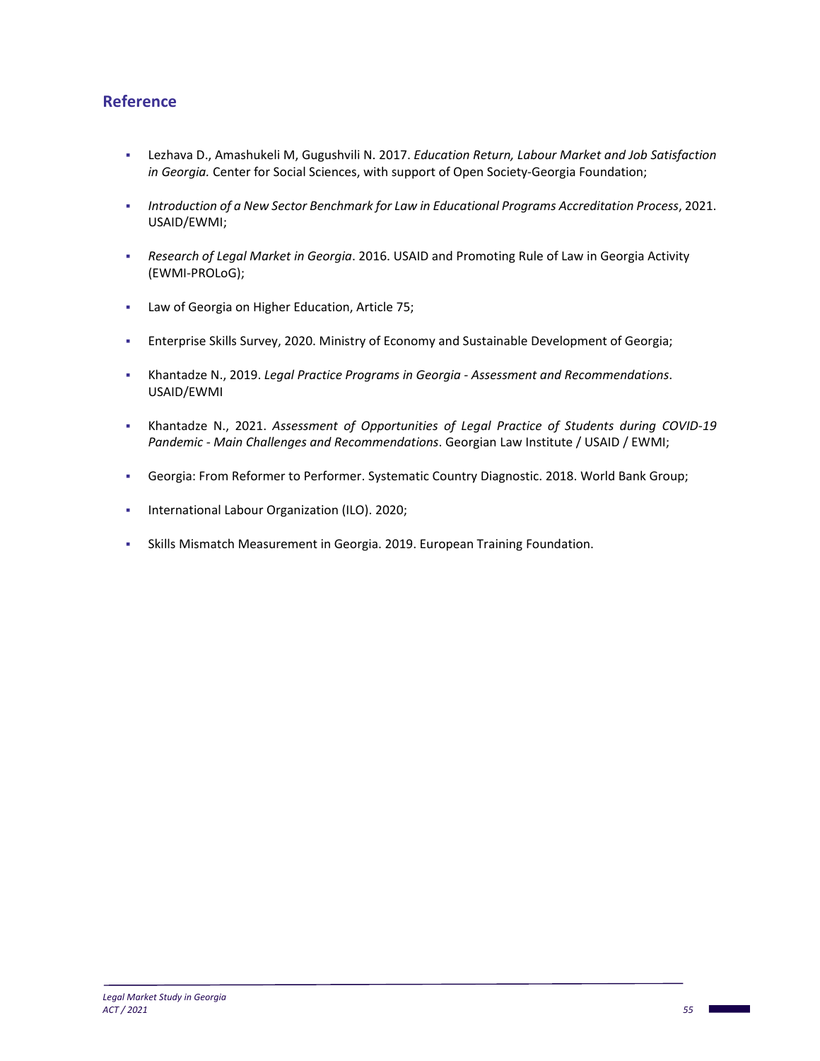## Reference

- Lezhava D., Amashukeli M, Gugushvili N. 2017. *Education Return, Labour Market and Job Satisfaction in Georgia.* Center for Social Sciences, with support of Open Society-Georgia Foundation;
- *Introduction of a New Sector Benchmark for Law in Educational Programs Accreditation Process*, 2021. USAID/EWMI;
- *Research of Legal Market in Georgia*. 2016. USAID and Promoting Rule of Law in Georgia Activity (EWMI-PROLoG);
- Law of Georgia on Higher Education, Article 75;
- Enterprise Skills Survey, 2020. Ministry of Economy and Sustainable Development of Georgia;
- Khantadze N., 2019. *Legal Practice Programs in Georgia - Assessment and Recommendations*. USAID/EWMI
- Khantadze N., 2021. *Assessment of Opportunities of Legal Practice of Students during COVID-19 Pandemic - Main Challenges and Recommendations*. Georgian Law Institute / USAID / EWMI;
- Georgia: From Reformer to Performer. Systematic Country Diagnostic. 2018. World Bank Group;
- International Labour Organization (ILO). 2020;
- Skills Mismatch Measurement in Georgia. 2019. European Training Foundation.